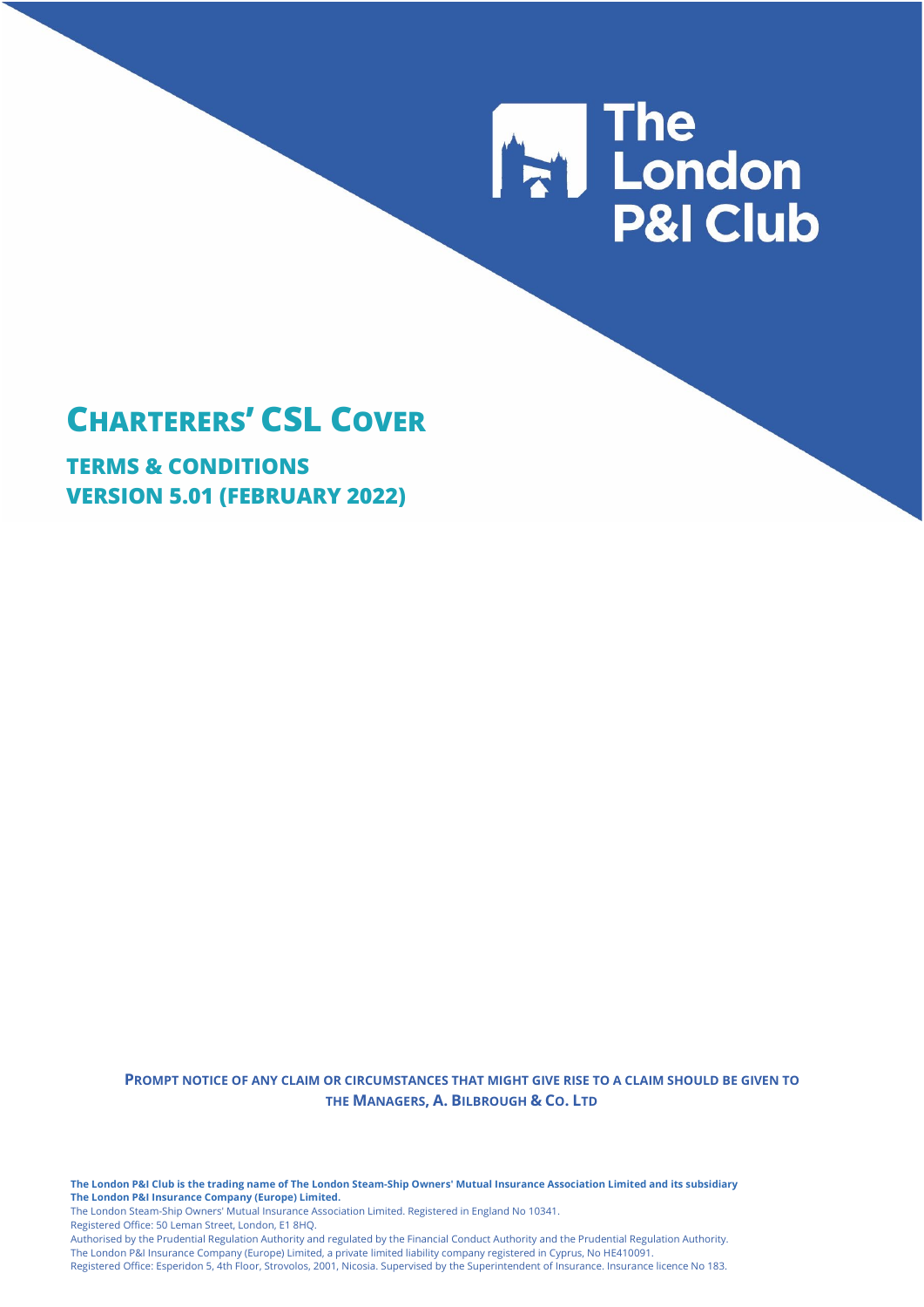The London P&I Club

# CHARTERERS' CSL COVER

## TERMS & CONDITIONS
## VERSION 5.01 (FEBRUARY 2022)

**PROMPT NOTICE OF ANY CLAIM OR CIRCUMSTANCES THAT MIGHT GIVE RISE TO A CLAIM SHOULD BE GIVEN TO THE MANAGERS, A. BILBROUGH & CO. LTD**

**The London P&I Club is the trading name of The London Steam-Ship Owners' Mutual Insurance Association Limited and its subsidiary The London P&I Insurance Company (Europe) Limited.**

The London Steam-Ship Owners' Mutual Insurance Association Limited. Registered in England No 10341.

Registered Office: 50 Leman Street, London, E1 8HQ.

Authorised by the Prudential Regulation Authority and regulated by the Financial Conduct Authority and the Prudential Regulation Authority.

The London P&I Insurance Company (Europe) Limited, a private limited liability company registered in Cyprus, No HE410091.

Registered Office: Esperidon 5, 4th Floor, Strovolos, 2001, Nicosia. Supervised by the Superintendent of Insurance. Insurance licence No 183.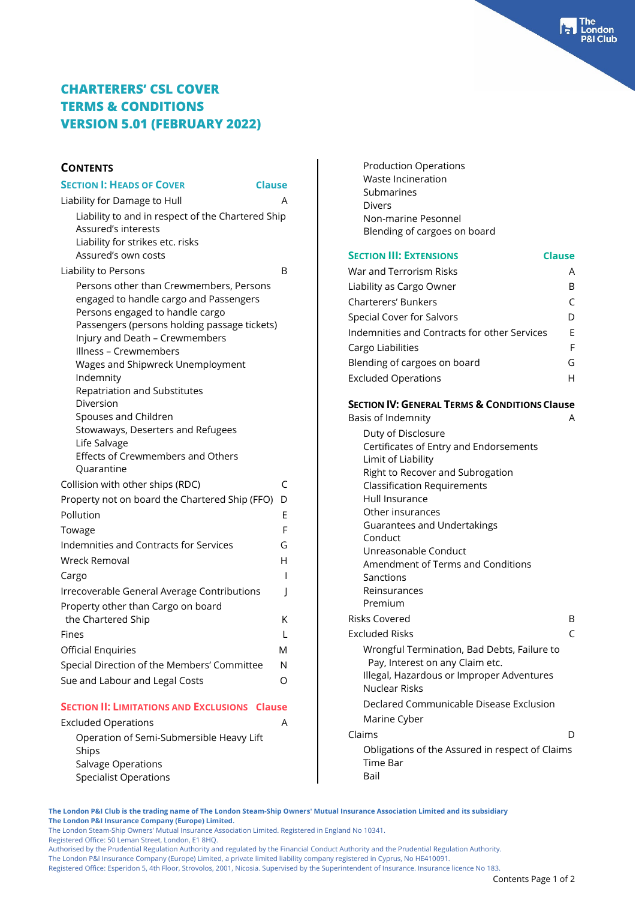# CHARTERERS' CSL COVER
# TERMS & CONDITIONS
# VERSION 5.01 (FEBRUARY 2022)

## CONTENTS

| SECTION I: HEADS OF COVER | Clause |
|---|---|
| Liability for Damage to Hull | A |
| Liability to and in respect of the Chartered Ship | |
| Assured's interests | |
| Liability for strikes etc. risks | |
| Assured's own costs | |
| Liability to Persons | B |
| Persons other than Crewmembers, Persons engaged to handle cargo and Passengers | |
| Persons engaged to handle cargo | |
| Passengers (persons holding passage tickets) | |
| Injury and Death – Crewmembers | |
| Illness – Crewmembers | |
| Wages and Shipwreck Unemployment Indemnity | |
| Repatriation and Substitutes | |
| Diversion | |
| Spouses and Children | |
| Stowaways, Deserters and Refugees | |
| Life Salvage | |
| Effects of Crewmembers and Others | |
| Quarantine | |
| Collision with other ships (RDC) | C |
| Property not on board the Chartered Ship (FFO) | D |
| Pollution | E |
| Towage | F |
| Indemnities and Contracts for Services | G |
| Wreck Removal | H |
| Cargo | I |
| Irrecoverable General Average Contributions | J |
| Property other than Cargo on board the Chartered Ship | K |
| Fines | L |
| Official Enquiries | M |
| Special Direction of the Members' Committee | N |
| Sue and Labour and Legal Costs | O |

| SECTION II: LIMITATIONS AND EXCLUSIONS | Clause |
|---|---|
| Excluded Operations | A |
| Operation of Semi-Submersible Heavy Lift Ships | |
| Salvage Operations | |
| Specialist Operations | |
| Production Operations | |
| Waste Incineration | |
| Submarines | |
| Divers | |
| Non-marine Pesonnel | |
| Blending of cargoes on board | |

| SECTION III: EXTENSIONS | Clause |
|---|---|
| War and Terrorism Risks | A |
| Liability as Cargo Owner | B |
| Charterers' Bunkers | C |
| Special Cover for Salvors | D |
| Indemnities and Contracts for other Services | E |
| Cargo Liabilities | F |
| Blending of cargoes on board | G |
| Excluded Operations | H |

| SECTION IV: GENERAL TERMS & CONDITIONS | Clause |
|---|---|
| Basis of Indemnity | A |
| Duty of Disclosure | |
| Certificates of Entry and Endorsements | |
| Limit of Liability | |
| Right to Recover and Subrogation | |
| Classification Requirements | |
| Hull Insurance | |
| Other insurances | |
| Guarantees and Undertakings | |
| Conduct | |
| Unreasonable Conduct | |
| Amendment of Terms and Conditions | |
| Sanctions | |
| Reinsurances | |
| Premium | |
| Risks Covered | B |
| Excluded Risks | C |
| Wrongful Termination, Bad Debts, Failure to Pay, Interest on any Claim etc. | |
| Illegal, Hazardous or Improper Adventures | |
| Nuclear Risks | |
| Declared Communicable Disease Exclusion | |
| Marine Cyber | |
| Claims | D |
| Obligations of the Assured in respect of Claims | |
| Time Bar | |
| Bail | |

**The London P&I Club is the trading name of The London Steam-Ship Owners' Mutual Insurance Association Limited and its subsidiary The London P&I Insurance Company (Europe) Limited.**

The London Steam-Ship Owners' Mutual Insurance Association Limited. Registered in England No 10341.
Registered Office: 50 Leman Street, London, E1 8HQ.
Authorised by the Prudential Regulation Authority and regulated by the Financial Conduct Authority and the Prudential Regulation Authority.
The London P&I Insurance Company (Europe) Limited, a private limited liability company registered in Cyprus, No HE410091.
Registered Office: Esperidon 5, 4th Floor, Strovolos, 2001, Nicosia. Supervised by the Superintendent of Insurance. Insurance licence No 183.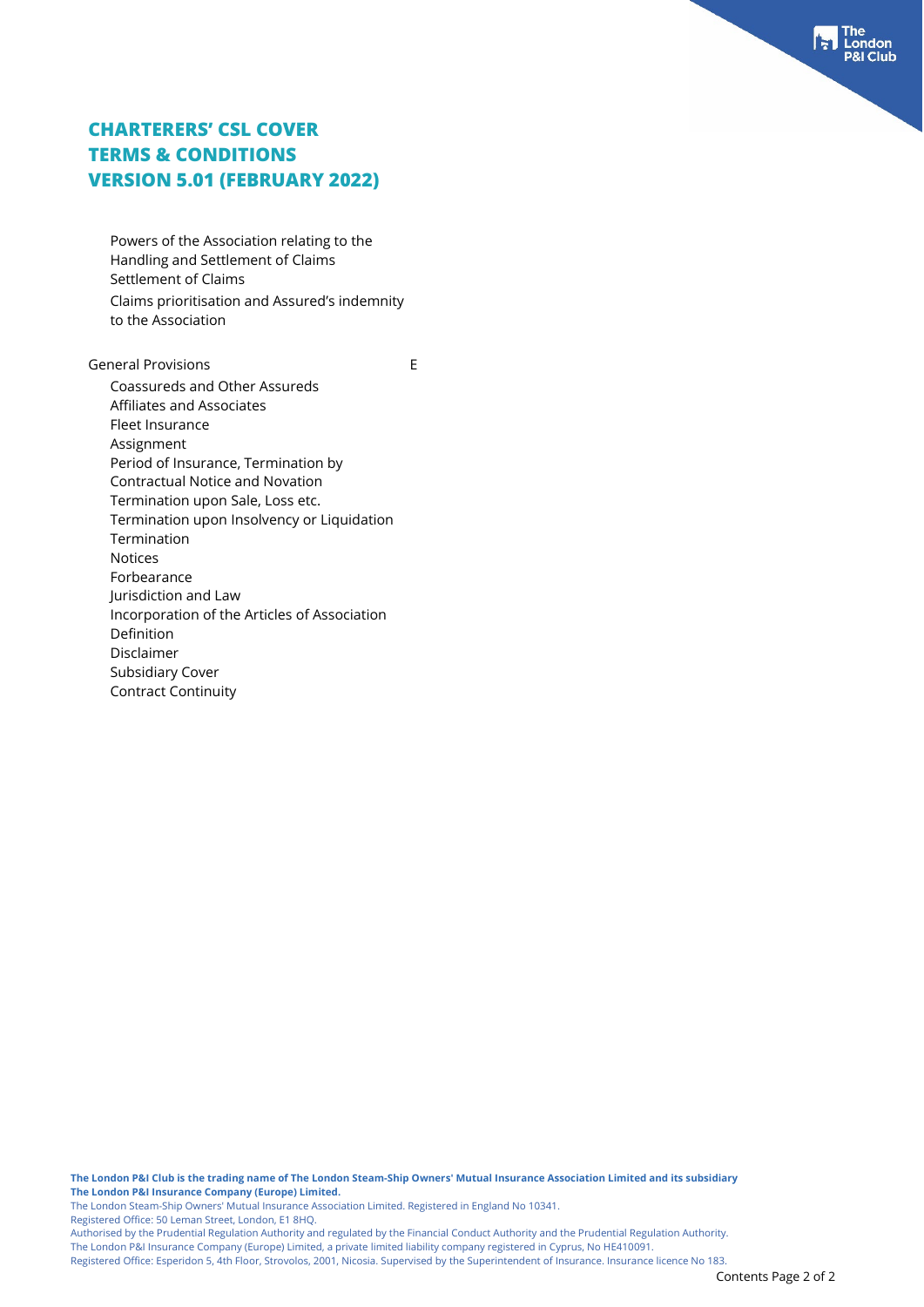# CHARTERERS' CSL COVER TERMS & CONDITIONS VERSION 5.01 (FEBRUARY 2022)

- Powers of the Association relating to the Handling and Settlement of Claims
- Settlement of Claims
- Claims prioritisation and Assured's indemnity to the Association

General Provisions E

- Coassureds and Other Assureds
- Affiliates and Associates
- Fleet Insurance
- Assignment
- Period of Insurance, Termination by Contractual Notice and Novation
- Termination upon Sale, Loss etc.
- Termination upon Insolvency or Liquidation
- Termination
- Notices
- Forbearance
- Jurisdiction and Law
- Incorporation of the Articles of Association
- Definition
- Disclaimer
- Subsidiary Cover
- Contract Continuity

**The London P&I Club is the trading name of The London Steam-Ship Owners' Mutual Insurance Association Limited and its subsidiary The London P&I Insurance Company (Europe) Limited.**

The London Steam-Ship Owners' Mutual Insurance Association Limited. Registered in England No 10341.
Registered Office: 50 Leman Street, London, E1 8HQ.
Authorised by the Prudential Regulation Authority and regulated by the Financial Conduct Authority and the Prudential Regulation Authority.
The London P&I Insurance Company (Europe) Limited, a private limited liability company registered in Cyprus, No HE410091.
Registered Office: Esperidon 5, 4th Floor, Strovolos, 2001, Nicosia. Supervised by the Superintendent of Insurance. Insurance licence No 183.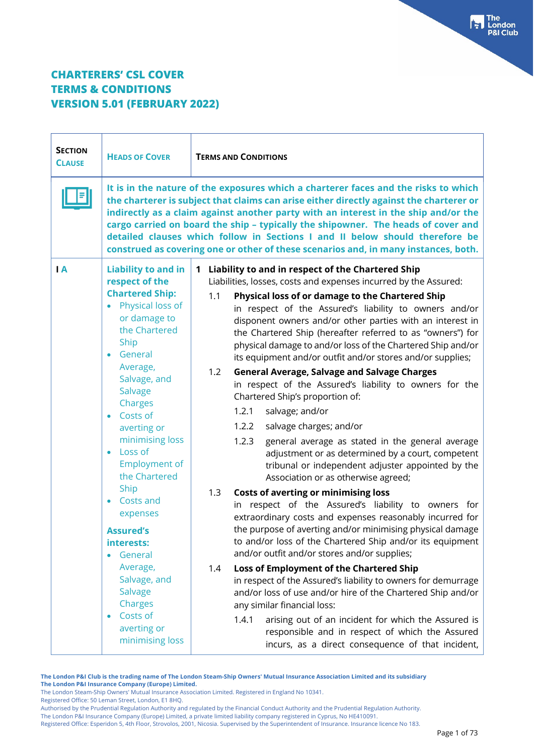# CHARTERERS' CSL COVER
# TERMS & CONDITIONS
# VERSION 5.01 (FEBRUARY 2022)

| SECTION CLAUSE | HEADS OF COVER | TERMS AND CONDITIONS |
|---|---|---|
| | **It is in the nature of the exposures which a charterer faces and the risks to which the charterer is subject that claims can arise either directly against the charterer or indirectly as a claim against another party with an interest in the ship and/or the cargo carried on board the ship – typically the shipowner. The heads of cover and detailed clauses which follow in Sections I and II below should therefore be construed as covering one or other of these scenarios and, in many instances, both.** | |
| **I A** | **Liability to and in respect of the Chartered Ship:**<br>• Physical loss of or damage to the Chartered Ship<br>• General Average, Salvage, and Salvage Charges<br>• Costs of averting or minimising loss<br>• Loss of Employment of the Chartered Ship<br>• Costs and expenses<br><br>**Assured's interests:**<br>• General Average, Salvage, and Salvage Charges<br>• Costs of averting or minimising loss | **1 Liability to and in respect of the Chartered Ship**<br>Liabilities, losses, costs and expenses incurred by the Assured:<br><br>1.1 **Physical loss of or damage to the Chartered Ship**<br>in respect of the Assured's liability to owners and/or disponent owners and/or other parties with an interest in the Chartered Ship (hereafter referred to as "owners") for physical damage to and/or loss of the Chartered Ship and/or its equipment and/or outfit and/or stores and/or supplies;<br><br>1.2 **General Average, Salvage and Salvage Charges**<br>in respect of the Assured's liability to owners for the Chartered Ship's proportion of:<br>1.2.1 salvage; and/or<br>1.2.2 salvage charges; and/or<br>1.2.3 general average as stated in the general average adjustment or as determined by a court, competent tribunal or independent adjuster appointed by the Association or as otherwise agreed;<br><br>1.3 **Costs of averting or minimising loss**<br>in respect of the Assured's liability to owners for extraordinary costs and expenses reasonably incurred for the purpose of averting and/or minimising physical damage to and/or loss of the Chartered Ship and/or its equipment and/or outfit and/or stores and/or supplies;<br><br>1.4 **Loss of Employment of the Chartered Ship**<br>in respect of the Assured's liability to owners for demurrage and/or loss of use and/or hire of the Chartered Ship and/or any similar financial loss:<br>1.4.1 arising out of an incident for which the Assured is responsible and in respect of which the Assured incurs, as a direct consequence of that incident, |

The London P&I Club is the trading name of The London Steam-Ship Owners' Mutual Insurance Association Limited and its subsidiary The London P&I Insurance Company (Europe) Limited.
The London Steam-Ship Owners' Mutual Insurance Association Limited. Registered in England No 10341.
Registered Office: 50 Leman Street, London, E1 8HQ.
Authorised by the Prudential Regulation Authority and regulated by the Financial Conduct Authority and the Prudential Regulation Authority.
The London P&I Insurance Company (Europe) Limited, a private limited liability company registered in Cyprus, No HE410091.
Registered Office: Esperidon 5, 4th Floor, Strovolos, 2001, Nicosia. Supervised by the Superintendent of Insurance. Insurance licence No 183.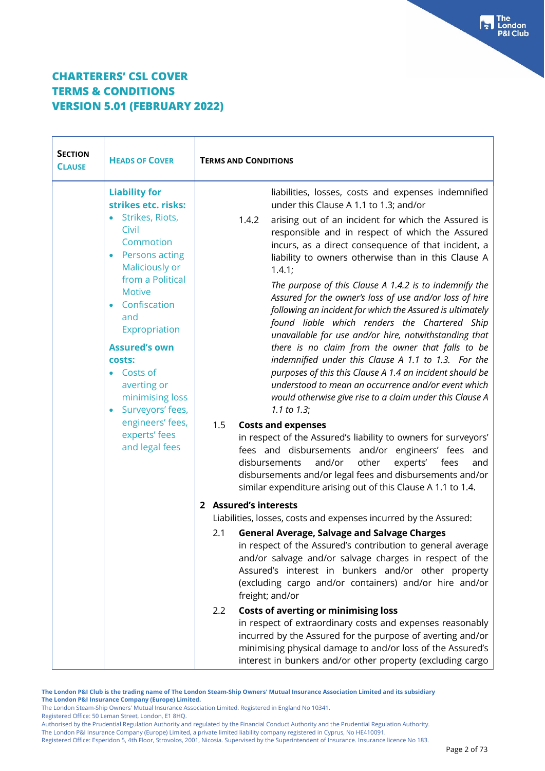**CHARTERERS' CSL COVER**
**TERMS & CONDITIONS**
**VERSION 5.01 (FEBRUARY 2022)**

| SECTION CLAUSE | HEADS OF COVER | TERMS AND CONDITIONS |
|---|---|---|
| | **Liability for strikes etc. risks:**<br>• Strikes, Riots, Civil Commotion<br>• Persons acting Maliciously or from a Political Motive<br>• Confiscation and Expropriation<br><br>**Assured's own costs:**<br>• Costs of averting or minimising loss<br>• Surveyors' fees, engineers' fees, experts' fees and legal fees | liabilities, losses, costs and expenses indemnified under this Clause A 1.1 to 1.3; and/or<br><br>1.4.2 arising out of an incident for which the Assured is responsible and in respect of which the Assured incurs, as a direct consequence of that incident, a liability to owners otherwise than in this Clause A 1.4.1;<br><br>*The purpose of this Clause A 1.4.2 is to indemnify the Assured for the owner's loss of use and/or loss of hire following an incident for which the Assured is ultimately found liable which renders the Chartered Ship unavailable for use and/or hire, notwithstanding that there is no claim from the owner that falls to be indemnified under this Clause A 1.1 to 1.3. For the purposes of this this Clause A 1.4 an incident should be understood to mean an occurrence and/or event which would otherwise give rise to a claim under this Clause A 1.1 to 1.3;*<br><br>1.5 **Costs and expenses**<br>in respect of the Assured's liability to owners for surveyors' fees and disbursements and/or engineers' fees and disbursements and/or other experts' fees and disbursements and/or legal fees and disbursements and/or similar expenditure arising out of this Clause A 1.1 to 1.4.<br><br>**2 Assured's interests**<br>Liabilities, losses, costs and expenses incurred by the Assured:<br><br>2.1 **General Average, Salvage and Salvage Charges**<br>in respect of the Assured's contribution to general average and/or salvage and/or salvage charges in respect of the Assured's interest in bunkers and/or other property (excluding cargo and/or containers) and/or hire and/or freight; and/or<br><br>2.2 **Costs of averting or minimising loss**<br>in respect of extraordinary costs and expenses reasonably incurred by the Assured for the purpose of averting and/or minimising physical damage to and/or loss of the Assured's interest in bunkers and/or other property (excluding cargo |

The London P&I Club is the trading name of The London Steam-Ship Owners' Mutual Insurance Association Limited and its subsidiary The London P&I Insurance Company (Europe) Limited.
The London Steam-Ship Owners' Mutual Insurance Association Limited. Registered in England No 10341.
Registered Office: 50 Leman Street, London, E1 8HQ.
Authorised by the Prudential Regulation Authority and regulated by the Financial Conduct Authority and the Prudential Regulation Authority.
The London P&I Insurance Company (Europe) Limited, a private limited liability company registered in Cyprus, No HE410091.
Registered Office: Esperidon 5, 4th Floor, Strovolos, 2001, Nicosia. Supervised by the Superintendent of Insurance. Insurance licence No 183.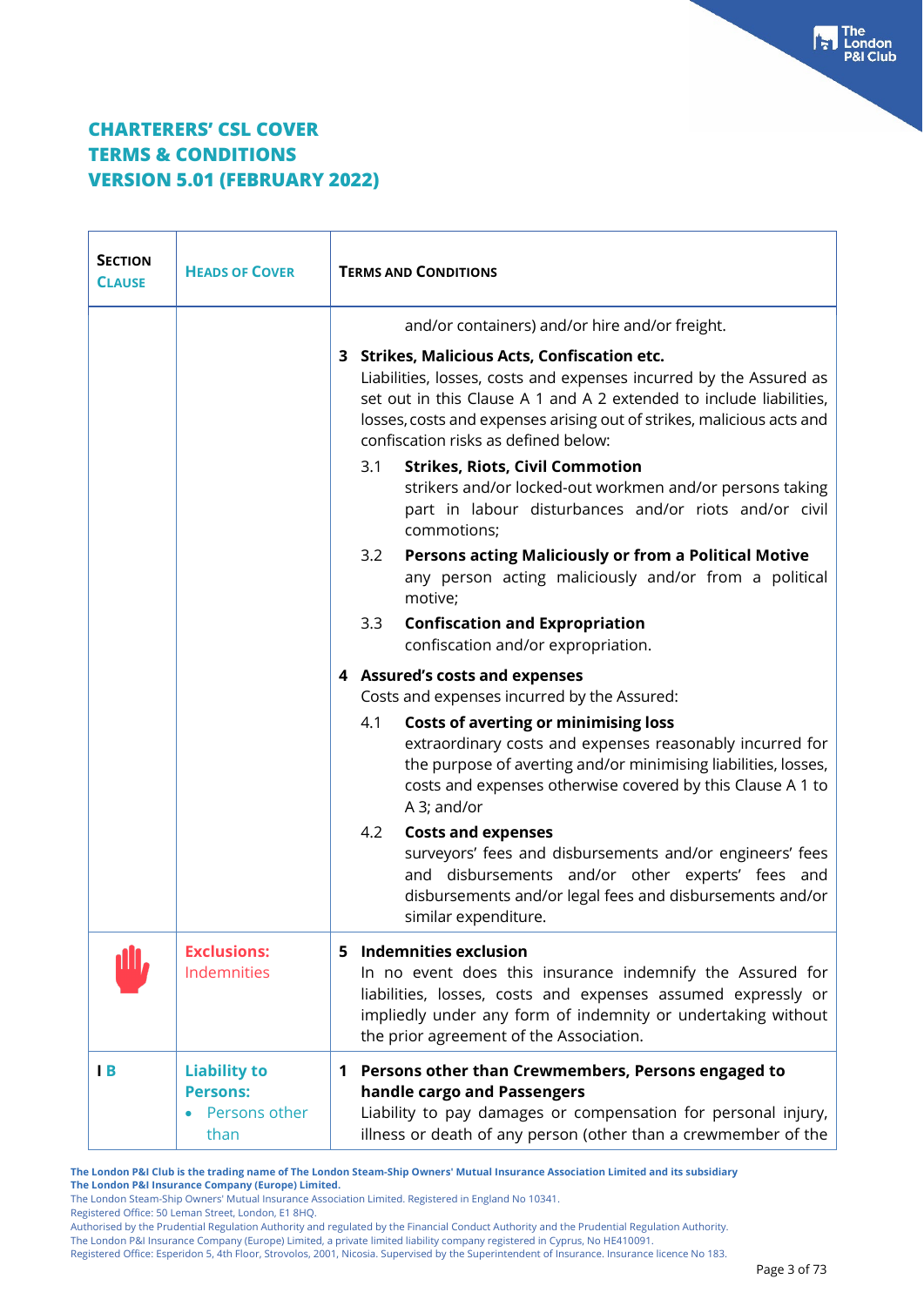## CHARTERERS' CSL COVER
## TERMS & CONDITIONS
## VERSION 5.01 (FEBRUARY 2022)

| SECTION CLAUSE | HEADS OF COVER | TERMS AND CONDITIONS |
|---|---|---|
| | | and/or containers) and/or hire and/or freight.<br><br>**3 Strikes, Malicious Acts, Confiscation etc.**<br>Liabilities, losses, costs and expenses incurred by the Assured as set out in this Clause A 1 and A 2 extended to include liabilities, losses, costs and expenses arising out of strikes, malicious acts and confiscation risks as defined below:<br><br>3.1 **Strikes, Riots, Civil Commotion**<br>strikers and/or locked-out workmen and/or persons taking part in labour disturbances and/or riots and/or civil commotions;<br><br>3.2 **Persons acting Maliciously or from a Political Motive**<br>any person acting maliciously and/or from a political motive;<br><br>3.3 **Confiscation and Expropriation**<br>confiscation and/or expropriation.<br><br>**4 Assured's costs and expenses**<br>Costs and expenses incurred by the Assured:<br><br>4.1 **Costs of averting or minimising loss**<br>extraordinary costs and expenses reasonably incurred for the purpose of averting and/or minimising liabilities, losses, costs and expenses otherwise covered by this Clause A 1 to A 3; and/or<br><br>4.2 **Costs and expenses**<br>surveyors' fees and disbursements and/or engineers' fees and disbursements and/or other experts' fees and disbursements and/or legal fees and disbursements and/or similar expenditure. |
| | **Exclusions:** Indemnities | **5 Indemnities exclusion**<br>In no event does this insurance indemnify the Assured for liabilities, losses, costs and expenses assumed expressly or impliedly under any form of indemnity or undertaking without the prior agreement of the Association. |
| I B | **Liability to Persons:**<br>• Persons other than | **1 Persons other than Crewmembers, Persons engaged to handle cargo and Passengers**<br>Liability to pay damages or compensation for personal injury, illness or death of any person (other than a crewmember of the |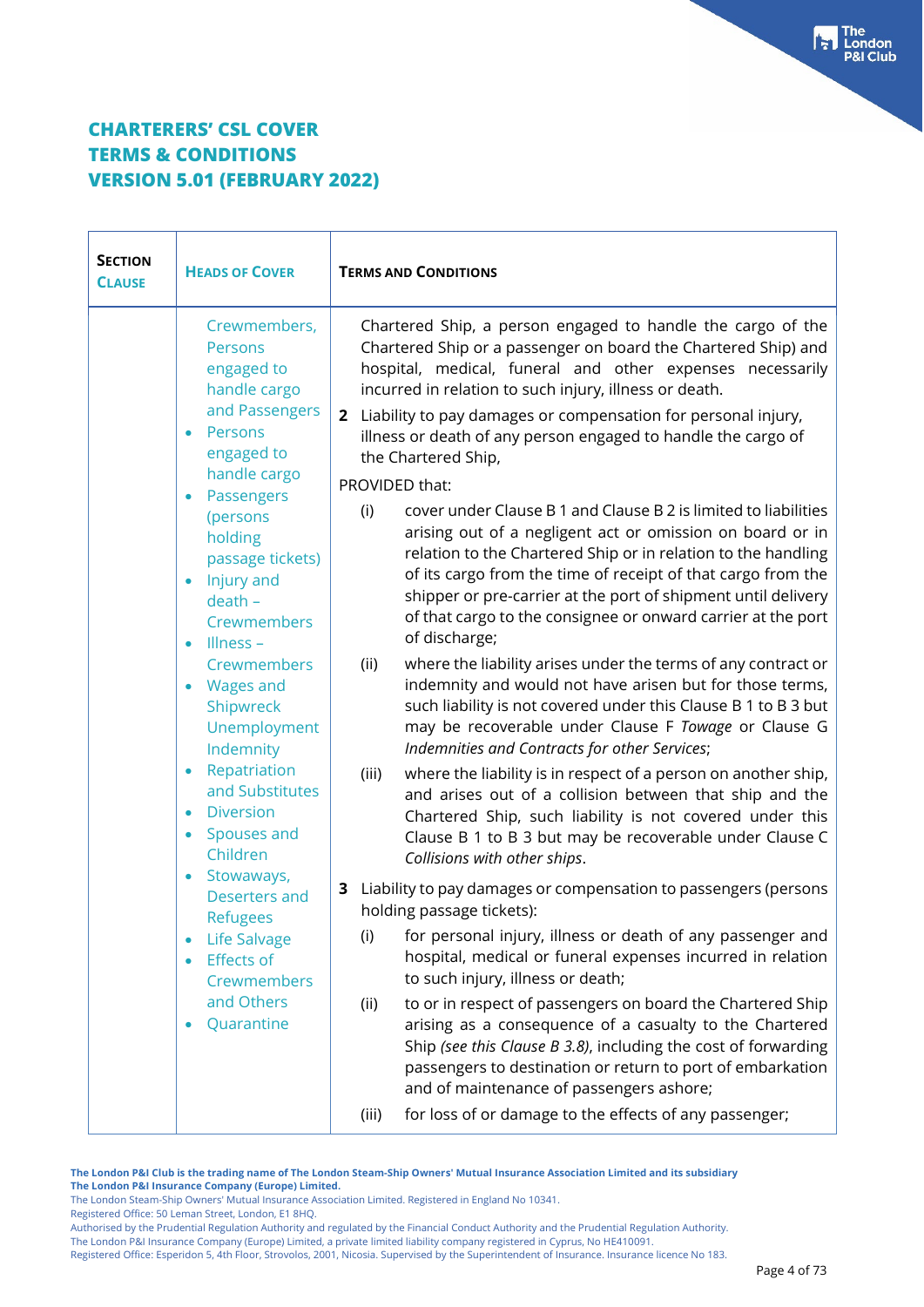# CHARTERERS' CSL COVER TERMS & CONDITIONS VERSION 5.01 (FEBRUARY 2022)

| SECTION CLAUSE | HEADS OF COVER | TERMS AND CONDITIONS |
|---|---|---|
| | Crewmembers, Persons engaged to handle cargo and Passengers<br>• Persons engaged to handle cargo<br>• Passengers (persons holding passage tickets)<br>• Injury and death – Crewmembers<br>• Illness – Crewmembers<br>• Wages and Shipwreck Unemployment Indemnity<br>• Repatriation and Substitutes<br>• Diversion<br>• Spouses and Children<br>• Stowaways, Deserters and Refugees<br>• Life Salvage<br>• Effects of Crewmembers and Others<br>• Quarantine | Chartered Ship, a person engaged to handle the cargo of the Chartered Ship or a passenger on board the Chartered Ship) and hospital, medical, funeral and other expenses necessarily incurred in relation to such injury, illness or death.<br><br>**2** Liability to pay damages or compensation for personal injury, illness or death of any person engaged to handle the cargo of the Chartered Ship,<br><br>PROVIDED that:<br><br>(i) cover under Clause B 1 and Clause B 2 is limited to liabilities arising out of a negligent act or omission on board or in relation to the Chartered Ship or in relation to the handling of its cargo from the time of receipt of that cargo from the shipper or pre-carrier at the port of shipment until delivery of that cargo to the consignee or onward carrier at the port of discharge;<br><br>(ii) where the liability arises under the terms of any contract or indemnity and would not have arisen but for those terms, such liability is not covered under this Clause B 1 to B 3 but may be recoverable under Clause F *Towage* or Clause G *Indemnities and Contracts for other Services*;<br><br>(iii) where the liability is in respect of a person on another ship, and arises out of a collision between that ship and the Chartered Ship, such liability is not covered under this Clause B 1 to B 3 but may be recoverable under Clause C *Collisions with other ships*.<br><br>**3** Liability to pay damages or compensation to passengers (persons holding passage tickets):<br><br>(i) for personal injury, illness or death of any passenger and hospital, medical or funeral expenses incurred in relation to such injury, illness or death;<br><br>(ii) to or in respect of passengers on board the Chartered Ship arising as a consequence of a casualty to the Chartered Ship *(see this Clause B 3.8)*, including the cost of forwarding passengers to destination or return to port of embarkation and of maintenance of passengers ashore;<br><br>(iii) for loss of or damage to the effects of any passenger; |

**The London P&I Club is the trading name of The London Steam-Ship Owners' Mutual Insurance Association Limited and its subsidiary The London P&I Insurance Company (Europe) Limited.**
The London Steam-Ship Owners' Mutual Insurance Association Limited. Registered in England No 10341.
Registered Office: 50 Leman Street, London, E1 8HQ.
Authorised by the Prudential Regulation Authority and regulated by the Financial Conduct Authority and the Prudential Regulation Authority.
The London P&I Insurance Company (Europe) Limited, a private limited liability company registered in Cyprus, No HE410091.
Registered Office: Esperidon 5, 4th Floor, Strovolos, 2001, Nicosia. Supervised by the Superintendent of Insurance. Insurance licence No 183.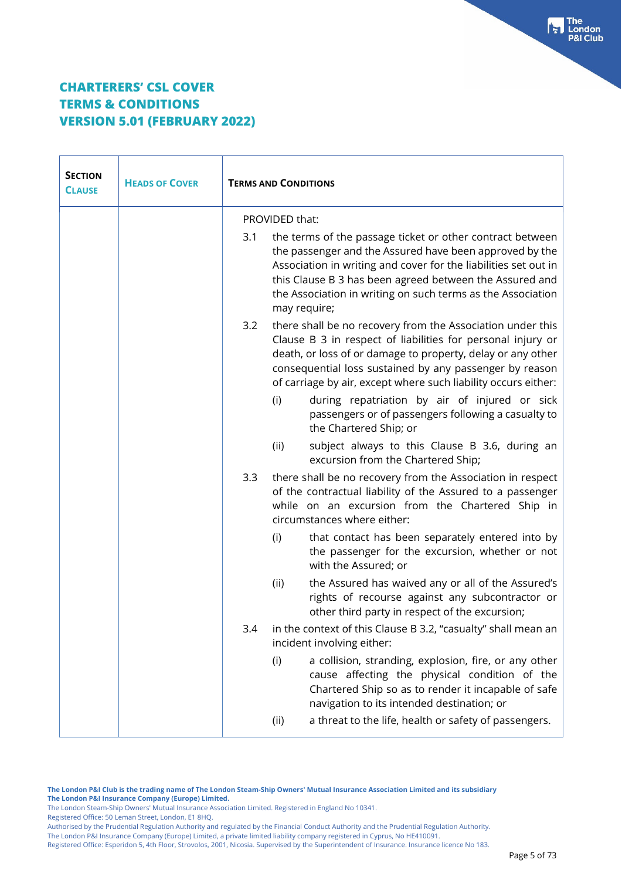# CHARTERERS' CSL COVER
# TERMS & CONDITIONS
# VERSION 5.01 (FEBRUARY 2022)

| SECTION CLAUSE | HEADS OF COVER | TERMS AND CONDITIONS |
|---|---|---|
| | | PROVIDED that:<br><br>3.1 the terms of the passage ticket or other contract between the passenger and the Assured have been approved by the Association in writing and cover for the liabilities set out in this Clause B 3 has been agreed between the Assured and the Association in writing on such terms as the Association may require;<br><br>3.2 there shall be no recovery from the Association under this Clause B 3 in respect of liabilities for personal injury or death, or loss of or damage to property, delay or any other consequential loss sustained by any passenger by reason of carriage by air, except where such liability occurs either:<br><br>(i) during repatriation by air of injured or sick passengers or of passengers following a casualty to the Chartered Ship; or<br><br>(ii) subject always to this Clause B 3.6, during an excursion from the Chartered Ship;<br><br>3.3 there shall be no recovery from the Association in respect of the contractual liability of the Assured to a passenger while on an excursion from the Chartered Ship in circumstances where either:<br><br>(i) that contact has been separately entered into by the passenger for the excursion, whether or not with the Assured; or<br><br>(ii) the Assured has waived any or all of the Assured's rights of recourse against any subcontractor or other third party in respect of the excursion;<br><br>3.4 in the context of this Clause B 3.2, "casualty" shall mean an incident involving either:<br><br>(i) a collision, stranding, explosion, fire, or any other cause affecting the physical condition of the Chartered Ship so as to render it incapable of safe navigation to its intended destination; or<br><br>(ii) a threat to the life, health or safety of passengers. |

**The London P&I Club is the trading name of The London Steam-Ship Owners' Mutual Insurance Association Limited and its subsidiary The London P&I Insurance Company (Europe) Limited.**
The London Steam-Ship Owners' Mutual Insurance Association Limited. Registered in England No 10341.
Registered Office: 50 Leman Street, London, E1 8HQ.
Authorised by the Prudential Regulation Authority and regulated by the Financial Conduct Authority and the Prudential Regulation Authority.
The London P&I Insurance Company (Europe) Limited, a private limited liability company registered in Cyprus, No HE410091.
Registered Office: Esperidon 5, 4th Floor, Strovolos, 2001, Nicosia. Supervised by the Superintendent of Insurance. Insurance licence No 183.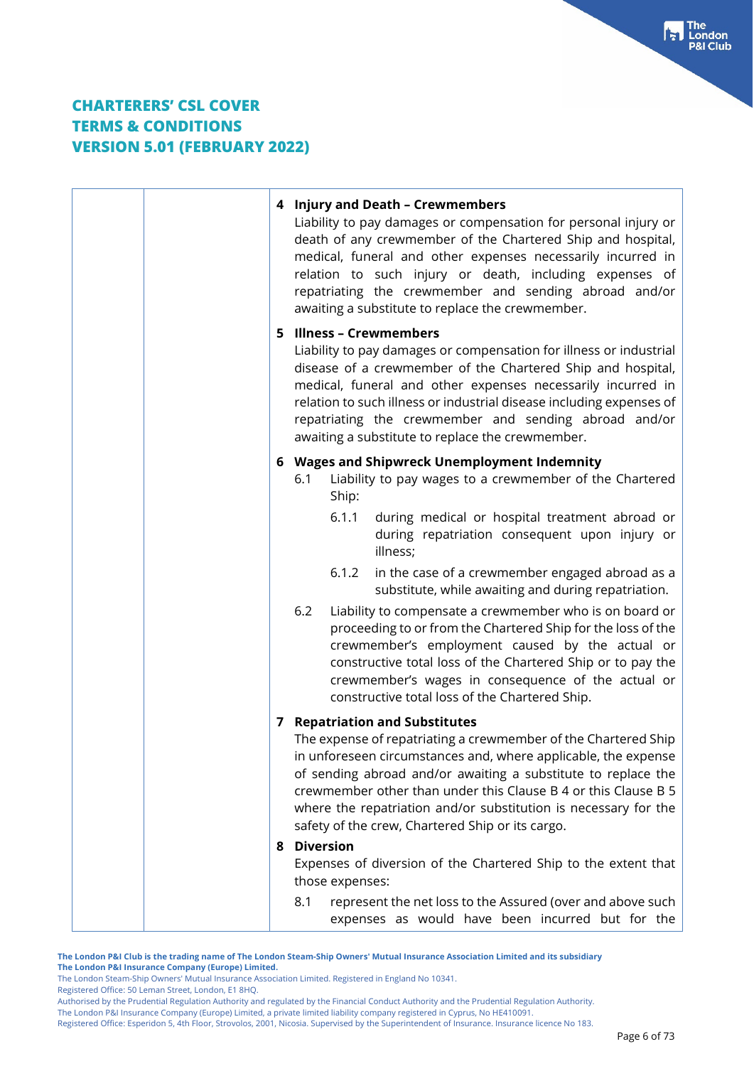# CHARTERERS' CSL COVER TERMS & CONDITIONS VERSION 5.01 (FEBRUARY 2022)

**4 Injury and Death – Crewmembers**

Liability to pay damages or compensation for personal injury or death of any crewmember of the Chartered Ship and hospital, medical, funeral and other expenses necessarily incurred in relation to such injury or death, including expenses of repatriating the crewmember and sending abroad and/or awaiting a substitute to replace the crewmember.

**5 Illness – Crewmembers**

Liability to pay damages or compensation for illness or industrial disease of a crewmember of the Chartered Ship and hospital, medical, funeral and other expenses necessarily incurred in relation to such illness or industrial disease including expenses of repatriating the crewmember and sending abroad and/or awaiting a substitute to replace the crewmember.

**6 Wages and Shipwreck Unemployment Indemnity**

6.1 Liability to pay wages to a crewmember of the Chartered Ship:

6.1.1 during medical or hospital treatment abroad or during repatriation consequent upon injury or illness;

6.1.2 in the case of a crewmember engaged abroad as a substitute, while awaiting and during repatriation.

6.2 Liability to compensate a crewmember who is on board or proceeding to or from the Chartered Ship for the loss of the crewmember's employment caused by the actual or constructive total loss of the Chartered Ship or to pay the crewmember's wages in consequence of the actual or constructive total loss of the Chartered Ship.

**7 Repatriation and Substitutes**

The expense of repatriating a crewmember of the Chartered Ship in unforeseen circumstances and, where applicable, the expense of sending abroad and/or awaiting a substitute to replace the crewmember other than under this Clause B 4 or this Clause B 5 where the repatriation and/or substitution is necessary for the safety of the crew, Chartered Ship or its cargo.

**8 Diversion**

Expenses of diversion of the Chartered Ship to the extent that those expenses:

8.1 represent the net loss to the Assured (over and above such expenses as would have been incurred but for the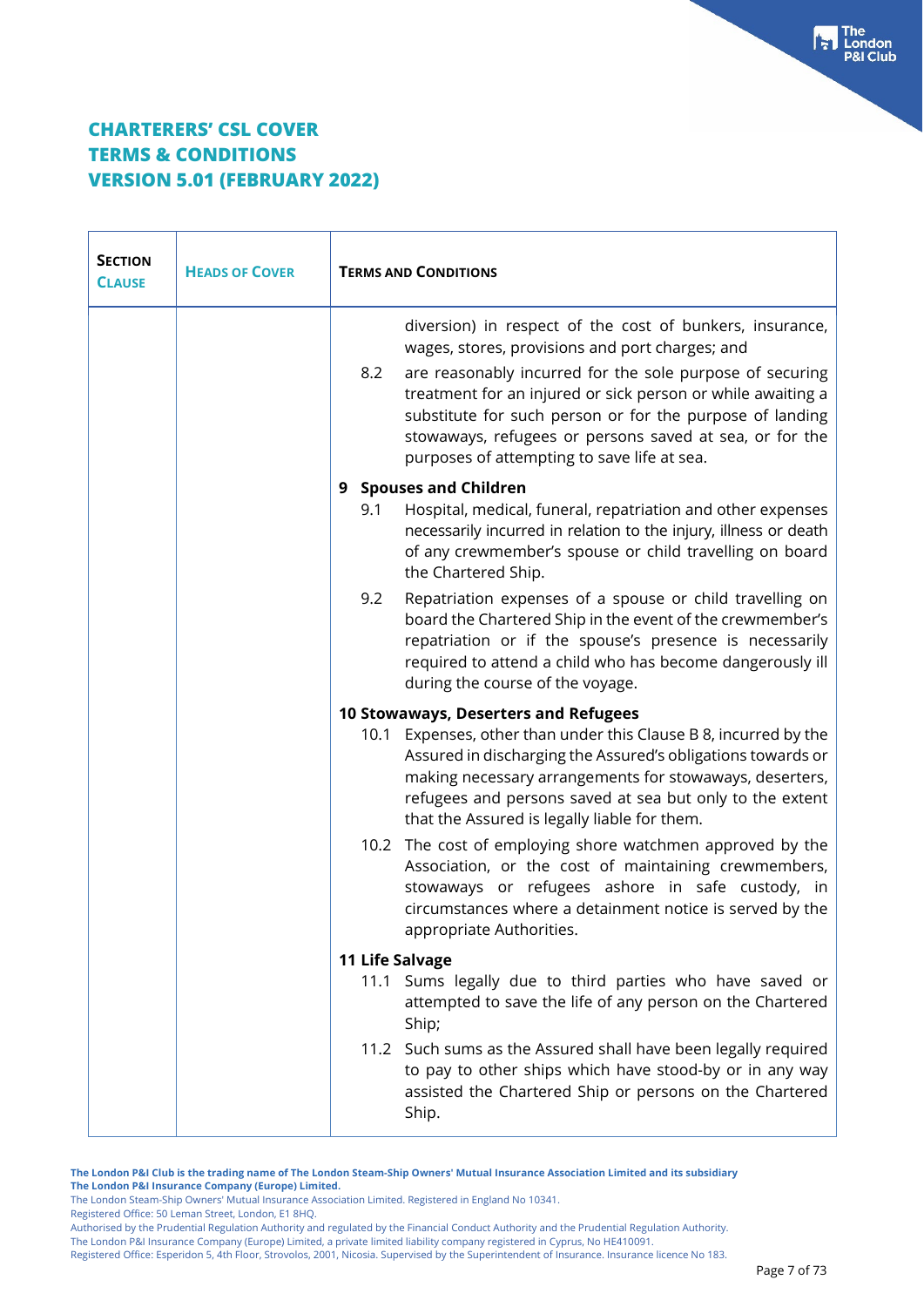## CHARTERERS' CSL COVER
## TERMS & CONDITIONS
## VERSION 5.01 (FEBRUARY 2022)

| SECTION CLAUSE | HEADS OF COVER | TERMS AND CONDITIONS |
|---|---|---|
| | | diversion) in respect of the cost of bunkers, insurance, wages, stores, provisions and port charges; and<br><br>8.2 are reasonably incurred for the sole purpose of securing treatment for an injured or sick person or while awaiting a substitute for such person or for the purpose of landing stowaways, refugees or persons saved at sea, or for the purposes of attempting to save life at sea.<br><br>**9 Spouses and Children**<br>9.1 Hospital, medical, funeral, repatriation and other expenses necessarily incurred in relation to the injury, illness or death of any crewmember's spouse or child travelling on board the Chartered Ship.<br><br>9.2 Repatriation expenses of a spouse or child travelling on board the Chartered Ship in the event of the crewmember's repatriation or if the spouse's presence is necessarily required to attend a child who has become dangerously ill during the course of the voyage.<br><br>**10 Stowaways, Deserters and Refugees**<br>10.1 Expenses, other than under this Clause B 8, incurred by the Assured in discharging the Assured's obligations towards or making necessary arrangements for stowaways, deserters, refugees and persons saved at sea but only to the extent that the Assured is legally liable for them.<br><br>10.2 The cost of employing shore watchmen approved by the Association, or the cost of maintaining crewmembers, stowaways or refugees ashore in safe custody, in circumstances where a detainment notice is served by the appropriate Authorities.<br><br>**11 Life Salvage**<br>11.1 Sums legally due to third parties who have saved or attempted to save the life of any person on the Chartered Ship;<br><br>11.2 Such sums as the Assured shall have been legally required to pay to other ships which have stood-by or in any way assisted the Chartered Ship or persons on the Chartered Ship. |

**The London P&I Club is the trading name of The London Steam-Ship Owners' Mutual Insurance Association Limited and its subsidiary The London P&I Insurance Company (Europe) Limited.**
The London Steam-Ship Owners' Mutual Insurance Association Limited. Registered in England No 10341.
Registered Office: 50 Leman Street, London, E1 8HQ.
Authorised by the Prudential Regulation Authority and regulated by the Financial Conduct Authority and the Prudential Regulation Authority.
The London P&I Insurance Company (Europe) Limited, a private limited liability company registered in Cyprus, No HE410091.
Registered Office: Esperidon 5, 4th Floor, Strovolos, 2001, Nicosia. Supervised by the Superintendent of Insurance. Insurance licence No 183.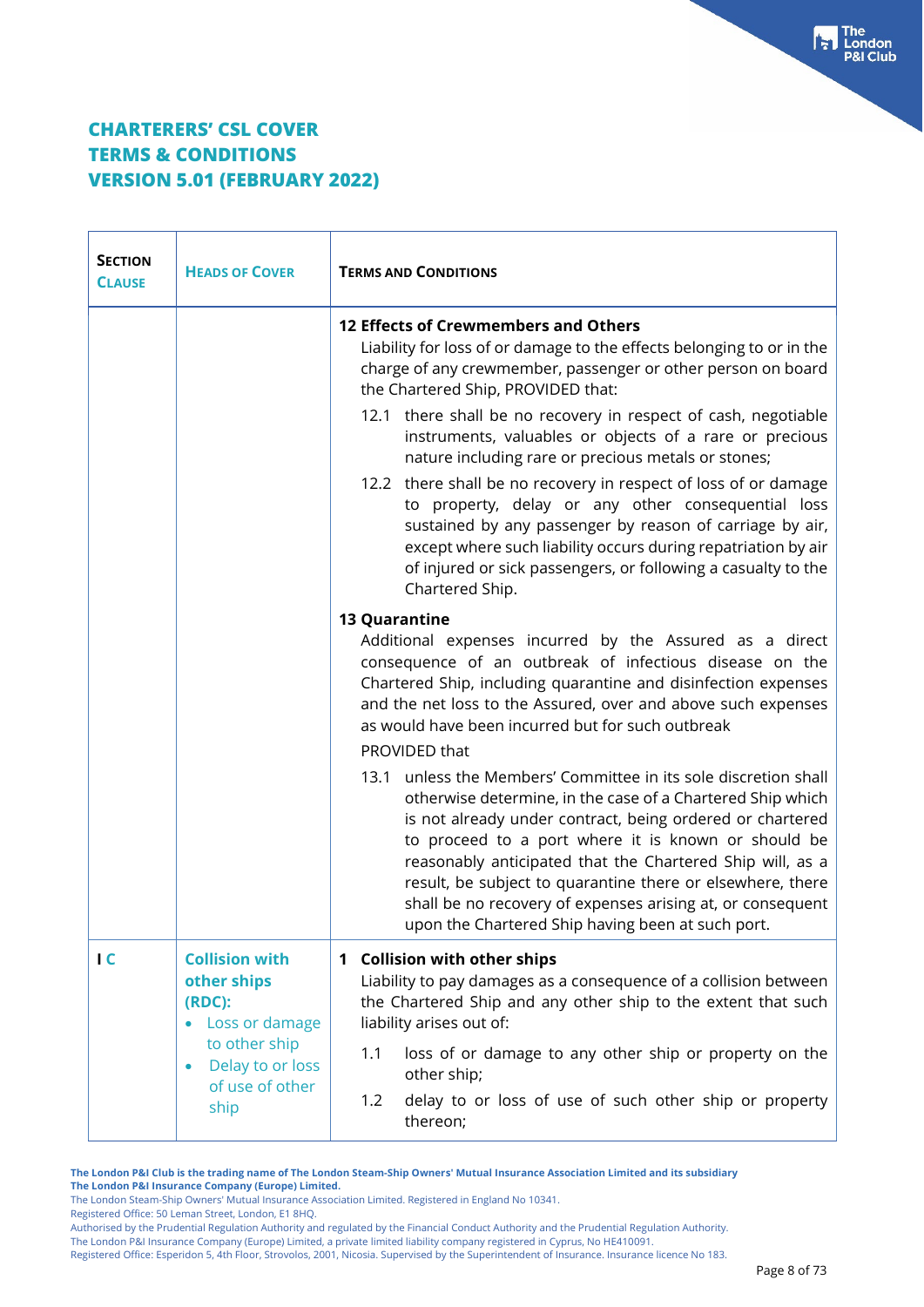# CHARTERERS' CSL COVER
# TERMS & CONDITIONS
# VERSION 5.01 (FEBRUARY 2022)

| SECTION CLAUSE | HEADS OF COVER | TERMS AND CONDITIONS |
|---|---|---|
| | | **12 Effects of Crewmembers and Others**<br>Liability for loss of or damage to the effects belonging to or in the charge of any crewmember, passenger or other person on board the Chartered Ship, PROVIDED that:<br>12.1 there shall be no recovery in respect of cash, negotiable instruments, valuables or objects of a rare or precious nature including rare or precious metals or stones;<br>12.2 there shall be no recovery in respect of loss of or damage to property, delay or any other consequential loss sustained by any passenger by reason of carriage by air, except where such liability occurs during repatriation by air of injured or sick passengers, or following a casualty to the Chartered Ship.<br><br>**13 Quarantine**<br>Additional expenses incurred by the Assured as a direct consequence of an outbreak of infectious disease on the Chartered Ship, including quarantine and disinfection expenses and the net loss to the Assured, over and above such expenses as would have been incurred but for such outbreak<br>PROVIDED that<br>13.1 unless the Members' Committee in its sole discretion shall otherwise determine, in the case of a Chartered Ship which is not already under contract, being ordered or chartered to proceed to a port where it is known or should be reasonably anticipated that the Chartered Ship will, as a result, be subject to quarantine there or elsewhere, there shall be no recovery of expenses arising at, or consequent upon the Chartered Ship having been at such port. |
| **I C** | **Collision with other ships (RDC):**<br>• Loss or damage to other ship<br>• Delay to or loss of use of other ship | **1 Collision with other ships**<br>Liability to pay damages as a consequence of a collision between the Chartered Ship and any other ship to the extent that such liability arises out of:<br>1.1 loss of or damage to any other ship or property on the other ship;<br>1.2 delay to or loss of use of such other ship or property thereon; |

**The London P&I Club is the trading name of The London Steam-Ship Owners' Mutual Insurance Association Limited and its subsidiary The London P&I Insurance Company (Europe) Limited.**
The London Steam-Ship Owners' Mutual Insurance Association Limited. Registered in England No 10341.
Registered Office: 50 Leman Street, London, E1 8HQ.
Authorised by the Prudential Regulation Authority and regulated by the Financial Conduct Authority and the Prudential Regulation Authority.
The London P&I Insurance Company (Europe) Limited, a private limited liability company registered in Cyprus, No HE410091.
Registered Office: Esperidon 5, 4th Floor, Strovolos, 2001, Nicosia. Supervised by the Superintendent of Insurance. Insurance licence No 183.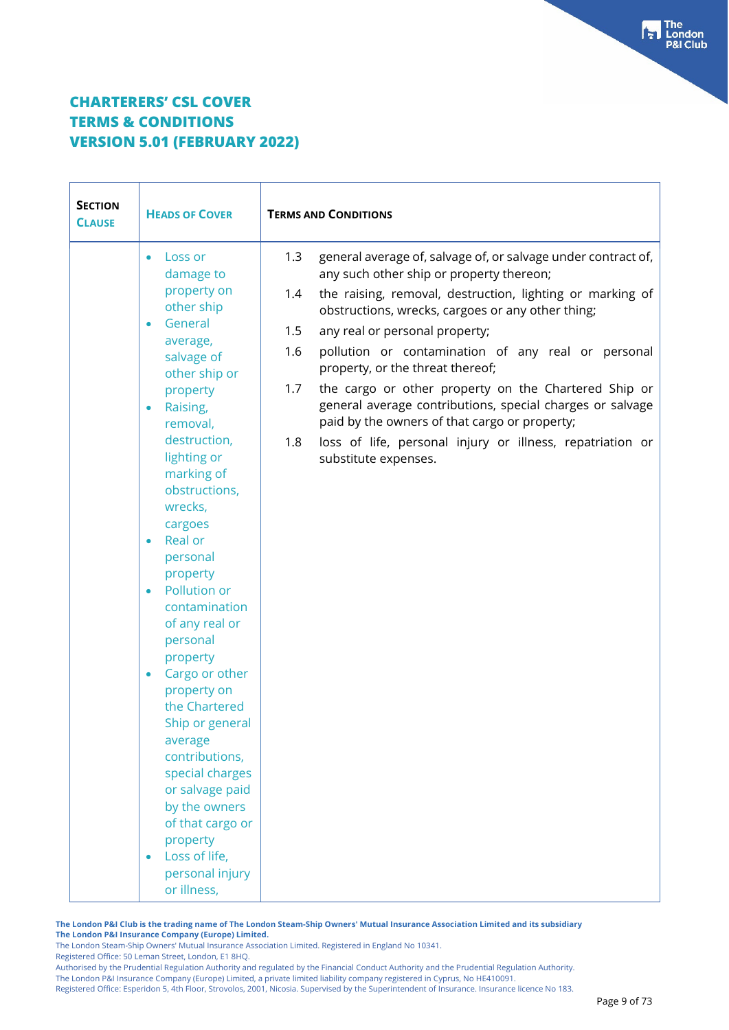# CHARTERERS' CSL COVER
# TERMS & CONDITIONS
# VERSION 5.01 (FEBRUARY 2022)

| SECTION CLAUSE | HEADS OF COVER | TERMS AND CONDITIONS |
|---|---|---|
| | • Loss or damage to property on other ship<br>• General average, salvage of other ship or property<br>• Raising, removal, destruction, lighting or marking of obstructions, wrecks, cargoes<br>• Real or personal property<br>• Pollution or contamination of any real or personal property<br>• Cargo or other property on the Chartered Ship or general average contributions, special charges or salvage paid by the owners of that cargo or property<br>• Loss of life, personal injury or illness, | 1.3 general average of, salvage of, or salvage under contract of, any such other ship or property thereon;<br>1.4 the raising, removal, destruction, lighting or marking of obstructions, wrecks, cargoes or any other thing;<br>1.5 any real or personal property;<br>1.6 pollution or contamination of any real or personal property, or the threat thereof;<br>1.7 the cargo or other property on the Chartered Ship or general average contributions, special charges or salvage paid by the owners of that cargo or property;<br>1.8 loss of life, personal injury or illness, repatriation or substitute expenses. |

**The London P&I Club is the trading name of The London Steam-Ship Owners' Mutual Insurance Association Limited and its subsidiary The London P&I Insurance Company (Europe) Limited.**
The London Steam-Ship Owners' Mutual Insurance Association Limited. Registered in England No 10341.
Registered Office: 50 Leman Street, London, E1 8HQ.
Authorised by the Prudential Regulation Authority and regulated by the Financial Conduct Authority and the Prudential Regulation Authority.
The London P&I Insurance Company (Europe) Limited, a private limited liability company registered in Cyprus, No HE410091.
Registered Office: Esperidon 5, 4th Floor, Strovolos, 2001, Nicosia. Supervised by the Superintendent of Insurance. Insurance licence No 183.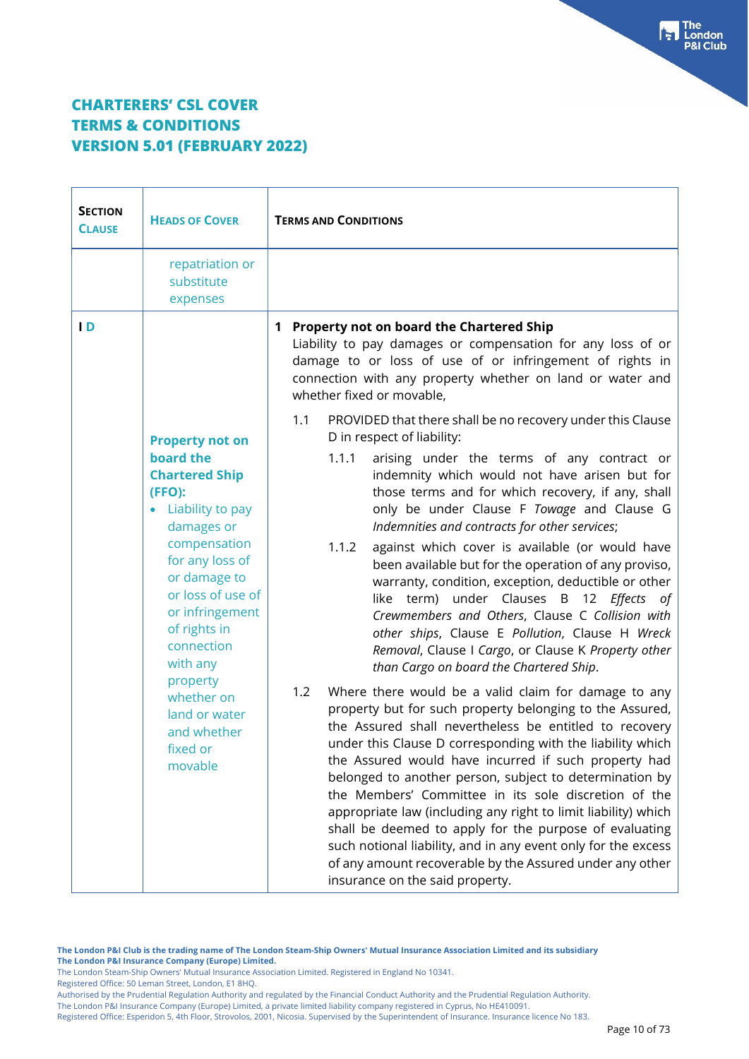# CHARTERERS' CSL COVER
# TERMS & CONDITIONS
# VERSION 5.01 (FEBRUARY 2022)

| Section Clause | Heads of Cover | Terms and Conditions |
|---|---|---|
| | repatriation or substitute expenses | |
| I D | **Property not on board the Chartered Ship (FFO):**<br>• Liability to pay damages or compensation for any loss of or damage to or loss of use of or infringement of rights in connection with any property whether on land or water and whether fixed or movable | **1 Property not on board the Chartered Ship**<br>Liability to pay damages or compensation for any loss of or damage to or loss of use of or infringement of rights in connection with any property whether on land or water and whether fixed or movable,<br><br>1.1 PROVIDED that there shall be no recovery under this Clause D in respect of liability:<br><br>1.1.1 arising under the terms of any contract or indemnity which would not have arisen but for those terms and for which recovery, if any, shall only be under Clause F *Towage* and Clause G *Indemnities and contracts for other services*;<br><br>1.1.2 against which cover is available (or would have been available but for the operation of any proviso, warranty, condition, exception, deductible or other like term) under Clauses B 12 *Effects of Crewmembers and Others*, Clause C *Collision with other ships*, Clause E *Pollution*, Clause H *Wreck Removal*, Clause I *Cargo*, or Clause K *Property other than Cargo on board the Chartered Ship*.<br><br>1.2 Where there would be a valid claim for damage to any property but for such property belonging to the Assured, the Assured shall nevertheless be entitled to recovery under this Clause D corresponding with the liability which the Assured would have incurred if such property had belonged to another person, subject to determination by the Members' Committee in its sole discretion of the appropriate law (including any right to limit liability) which shall be deemed to apply for the purpose of evaluating such notional liability, and in any event only for the excess of any amount recoverable by the Assured under any other insurance on the said property. |

**The London P&I Club is the trading name of The London Steam-Ship Owners' Mutual Insurance Association Limited and its subsidiary The London P&I Insurance Company (Europe) Limited.**
The London Steam-Ship Owners' Mutual Insurance Association Limited. Registered in England No 10341.
Registered Office: 50 Leman Street, London, E1 8HQ.
Authorised by the Prudential Regulation Authority and regulated by the Financial Conduct Authority and the Prudential Regulation Authority.
The London P&I Insurance Company (Europe) Limited, a private limited liability company registered in Cyprus, No HE410091.
Registered Office: Esperidon 5, 4th Floor, Strovolos, 2001, Nicosia. Supervised by the Superintendent of Insurance. Insurance licence No 183.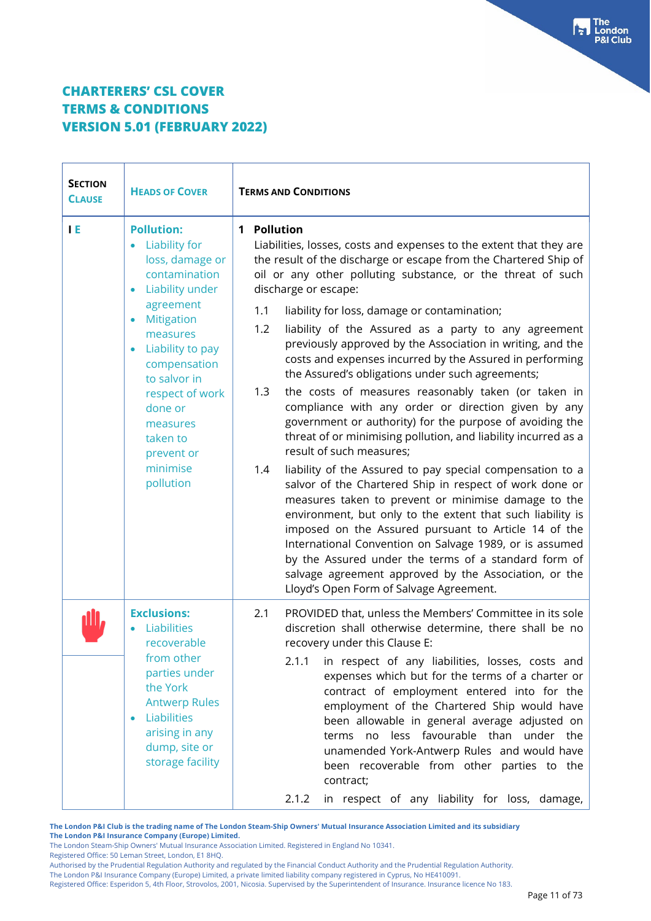# CHARTERERS' CSL COVER
# TERMS & CONDITIONS
# VERSION 5.01 (FEBRUARY 2022)

| SECTION CLAUSE | HEADS OF COVER | TERMS AND CONDITIONS |
|---|---|---|
| I E | **Pollution:**<br>• Liability for loss, damage or contamination<br>• Liability under agreement<br>• Mitigation measures<br>• Liability to pay compensation to salvor in respect of work done or measures taken to prevent or minimise pollution | **1 Pollution**<br>Liabilities, losses, costs and expenses to the extent that they are the result of the discharge or escape from the Chartered Ship of oil or any other polluting substance, or the threat of such discharge or escape:<br>1.1 liability for loss, damage or contamination;<br>1.2 liability of the Assured as a party to any agreement previously approved by the Association in writing, and the costs and expenses incurred by the Assured in performing the Assured's obligations under such agreements;<br>1.3 the costs of measures reasonably taken (or taken in compliance with any order or direction given by any government or authority) for the purpose of avoiding the threat of or minimising pollution, and liability incurred as a result of such measures;<br>1.4 liability of the Assured to pay special compensation to a salvor of the Chartered Ship in respect of work done or measures taken to prevent or minimise damage to the environment, but only to the extent that such liability is imposed on the Assured pursuant to Article 14 of the International Convention on Salvage 1989, or is assumed by the Assured under the terms of a standard form of salvage agreement approved by the Association, or the Lloyd's Open Form of Salvage Agreement. |
| | **Exclusions:**<br>• Liabilities recoverable from other parties under the York Antwerp Rules<br>• Liabilities arising in any dump, site or storage facility | 2.1 PROVIDED that, unless the Members' Committee in its sole discretion shall otherwise determine, there shall be no recovery under this Clause E:<br>2.1.1 in respect of any liabilities, losses, costs and expenses which but for the terms of a charter or contract of employment entered into for the employment of the Chartered Ship would have been allowable in general average adjusted on terms no less favourable than under the unamended York-Antwerp Rules and would have been recoverable from other parties to the contract;<br>2.1.2 in respect of any liability for loss, damage, |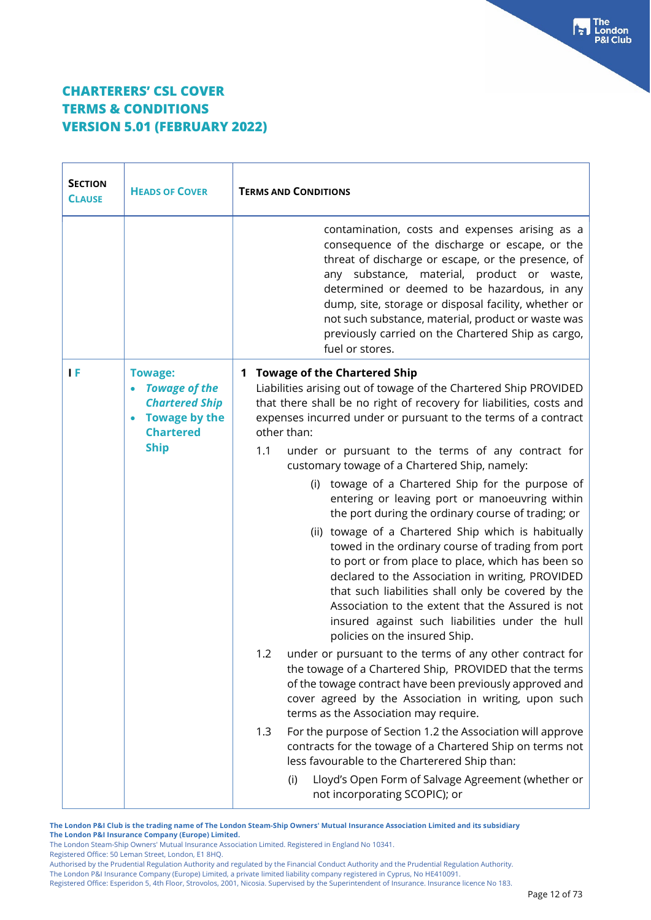# CHARTERERS' CSL COVER
# TERMS & CONDITIONS
# VERSION 5.01 (FEBRUARY 2022)

| SECTION CLAUSE | HEADS OF COVER | TERMS AND CONDITIONS |
|---|---|---|
| | | contamination, costs and expenses arising as a consequence of the discharge or escape, or the threat of discharge or escape, or the presence, of any substance, material, product or waste, determined or deemed to be hazardous, in any dump, site, storage or disposal facility, whether or not such substance, material, product or waste was previously carried on the Chartered Ship as cargo, fuel or stores. |
| I F | **Towage:**<br>• ***Towage of the Chartered Ship***<br>• **Towage by the Chartered Ship** | **1 Towage of the Chartered Ship**<br>Liabilities arising out of towage of the Chartered Ship PROVIDED that there shall be no right of recovery for liabilities, costs and expenses incurred under or pursuant to the terms of a contract other than:<br>1.1 under or pursuant to the terms of any contract for customary towage of a Chartered Ship, namely:<br>(i) towage of a Chartered Ship for the purpose of entering or leaving port or manoeuvring within the port during the ordinary course of trading; or<br>(ii) towage of a Chartered Ship which is habitually towed in the ordinary course of trading from port to port or from place to place, which has been so declared to the Association in writing, PROVIDED that such liabilities shall only be covered by the Association to the extent that the Assured is not insured against such liabilities under the hull policies on the insured Ship.<br>1.2 under or pursuant to the terms of any other contract for the towage of a Chartered Ship, PROVIDED that the terms of the towage contract have been previously approved and cover agreed by the Association in writing, upon such terms as the Association may require.<br>1.3 For the purpose of Section 1.2 the Association will approve contracts for the towage of a Chartered Ship on terms not less favourable to the Charterered Ship than:<br>(i) Lloyd's Open Form of Salvage Agreement (whether or not incorporating SCOPIC); or |

**The London P&I Club is the trading name of The London Steam-Ship Owners' Mutual Insurance Association Limited and its subsidiary The London P&I Insurance Company (Europe) Limited.**
The London Steam-Ship Owners' Mutual Insurance Association Limited. Registered in England No 10341.
Registered Office: 50 Leman Street, London, E1 8HQ.
Authorised by the Prudential Regulation Authority and regulated by the Financial Conduct Authority and the Prudential Regulation Authority.
The London P&I Insurance Company (Europe) Limited, a private limited liability company registered in Cyprus, No HE410091.
Registered Office: Esperidon 5, 4th Floor, Strovolos, 2001, Nicosia. Supervised by the Superintendent of Insurance. Insurance licence No 183.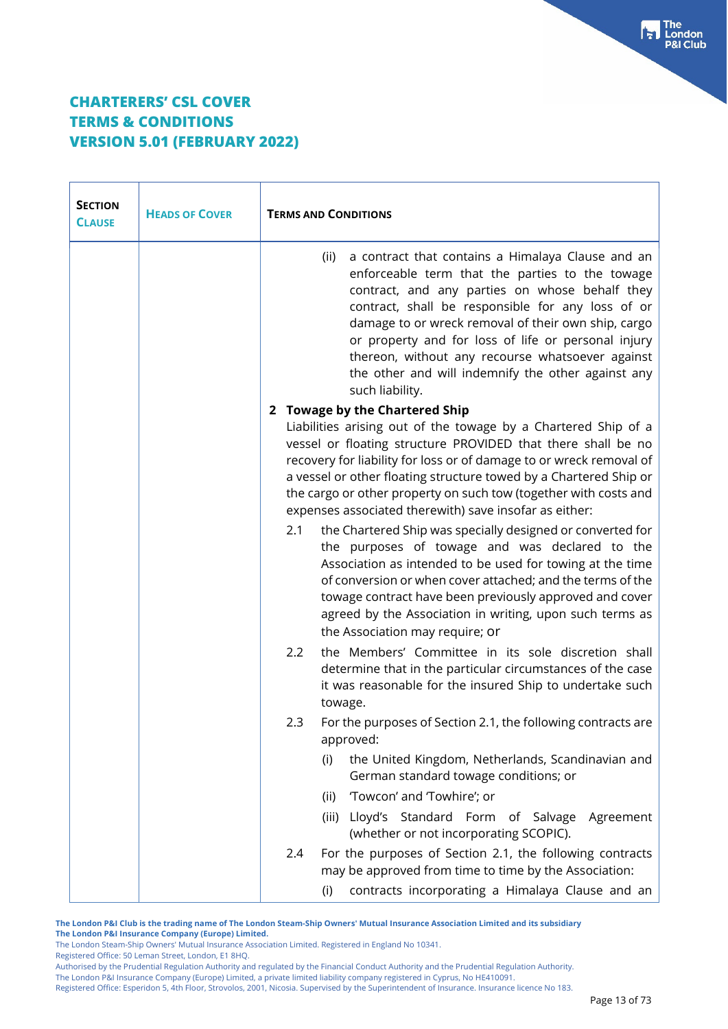# CHARTERERS' CSL COVER
# TERMS & CONDITIONS
# VERSION 5.01 (FEBRUARY 2022)

| SECTION CLAUSE | HEADS OF COVER | TERMS AND CONDITIONS |
|---|---|---|
| | | (ii) a contract that contains a Himalaya Clause and an enforceable term that the parties to the towage contract, and any parties on whose behalf they contract, shall be responsible for any loss of or damage to or wreck removal of their own ship, cargo or property and for loss of life or personal injury thereon, without any recourse whatsoever against the other and will indemnify the other against any such liability.<br><br>**2 Towage by the Chartered Ship**<br>Liabilities arising out of the towage by a Chartered Ship of a vessel or floating structure PROVIDED that there shall be no recovery for liability for loss or of damage to or wreck removal of a vessel or other floating structure towed by a Chartered Ship or the cargo or other property on such tow (together with costs and expenses associated therewith) save insofar as either:<br><br>2.1 the Chartered Ship was specially designed or converted for the purposes of towage and was declared to the Association as intended to be used for towing at the time of conversion or when cover attached; and the terms of the towage contract have been previously approved and cover agreed by the Association in writing, upon such terms as the Association may require; or<br><br>2.2 the Members' Committee in its sole discretion shall determine that in the particular circumstances of the case it was reasonable for the insured Ship to undertake such towage.<br><br>2.3 For the purposes of Section 2.1, the following contracts are approved:<br>(i) the United Kingdom, Netherlands, Scandinavian and German standard towage conditions; or<br>(ii) 'Towcon' and 'Towhire'; or<br>(iii) Lloyd's Standard Form of Salvage Agreement (whether or not incorporating SCOPIC).<br><br>2.4 For the purposes of Section 2.1, the following contracts may be approved from time to time by the Association:<br>(i) contracts incorporating a Himalaya Clause and an |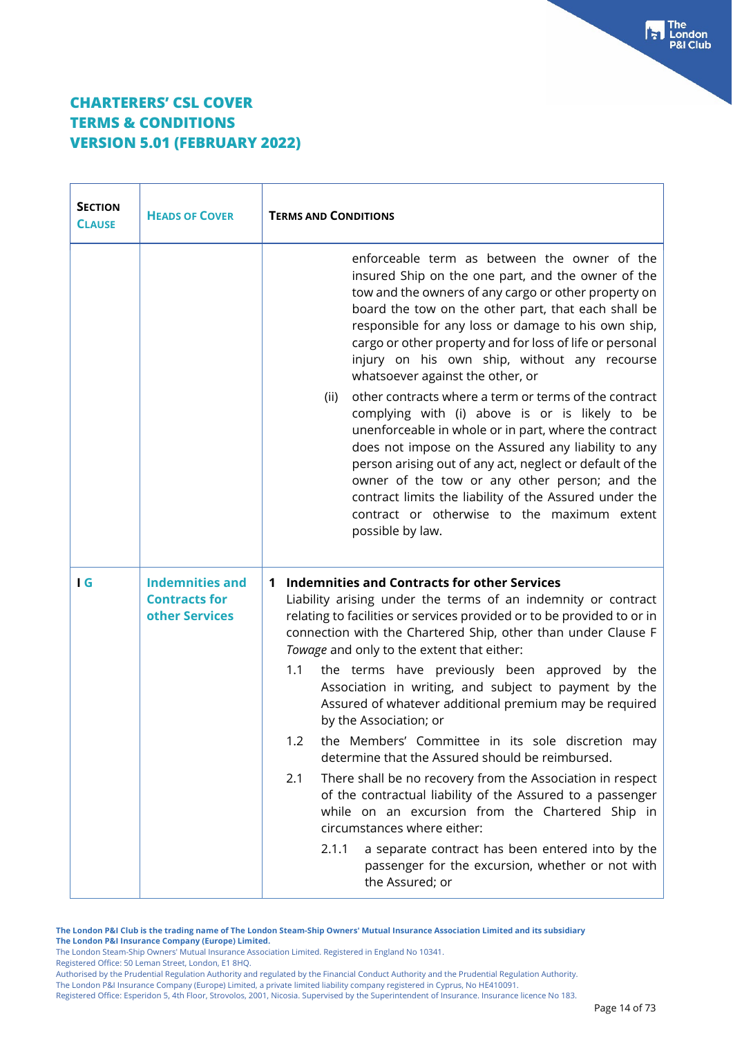# CHARTERERS' CSL COVER TERMS & CONDITIONS VERSION 5.01 (FEBRUARY 2022)

| SECTION CLAUSE | HEADS OF COVER | TERMS AND CONDITIONS |
|---|---|---|
| | | enforceable term as between the owner of the insured Ship on the one part, and the owner of the tow and the owners of any cargo or other property on board the tow on the other part, that each shall be responsible for any loss or damage to his own ship, cargo or other property and for loss of life or personal injury on his own ship, without any recourse whatsoever against the other, or<br><br>(ii) other contracts where a term or terms of the contract complying with (i) above is or is likely to be unenforceable in whole or in part, where the contract does not impose on the Assured any liability to any person arising out of any act, neglect or default of the owner of the tow or any other person; and the contract limits the liability of the Assured under the contract or otherwise to the maximum extent possible by law. |
| I G | **Indemnities and Contracts for other Services** | **1 Indemnities and Contracts for other Services**<br>Liability arising under the terms of an indemnity or contract relating to facilities or services provided or to be provided to or in connection with the Chartered Ship, other than under Clause F *Towage* and only to the extent that either:<br><br>1.1 the terms have previously been approved by the Association in writing, and subject to payment by the Assured of whatever additional premium may be required by the Association; or<br><br>1.2 the Members' Committee in its sole discretion may determine that the Assured should be reimbursed.<br><br>2.1 There shall be no recovery from the Association in respect of the contractual liability of the Assured to a passenger while on an excursion from the Chartered Ship in circumstances where either:<br><br>2.1.1 a separate contract has been entered into by the passenger for the excursion, whether or not with the Assured; or |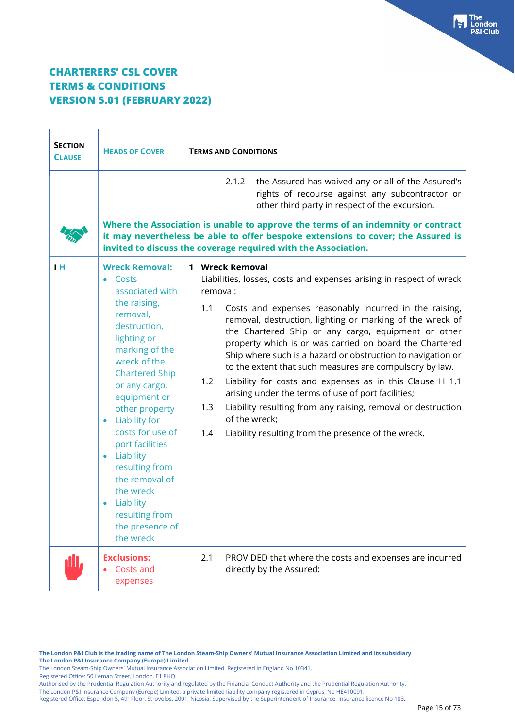# CHARTERERS' CSL COVER
# TERMS & CONDITIONS
# VERSION 5.01 (FEBRUARY 2022)

| SECTION CLAUSE | HEADS OF COVER | TERMS AND CONDITIONS |
|---|---|---|
| | | 2.1.2 the Assured has waived any or all of the Assured's rights of recourse against any subcontractor or other third party in respect of the excursion. |
| | **Where the Association is unable to approve the terms of an indemnity or contract it may nevertheless be able to offer bespoke extensions to cover; the Assured is invited to discuss the coverage required with the Association.** | |
| I H | **Wreck Removal:**<br>• Costs associated with the raising, removal, destruction, lighting or marking of the wreck of the Chartered Ship or any cargo, equipment or other property<br>• Liability for costs for use of port facilities<br>• Liability resulting from the removal of the wreck<br>• Liability resulting from the presence of the wreck | **1 Wreck Removal**<br>Liabilities, losses, costs and expenses arising in respect of wreck removal:<br>1.1 Costs and expenses reasonably incurred in the raising, removal, destruction, lighting or marking of the wreck of the Chartered Ship or any cargo, equipment or other property which is or was carried on board the Chartered Ship where such is a hazard or obstruction to navigation or to the extent that such measures are compulsory by law.<br>1.2 Liability for costs and expenses as in this Clause H 1.1 arising under the terms of use of port facilities;<br>1.3 Liability resulting from any raising, removal or destruction of the wreck;<br>1.4 Liability resulting from the presence of the wreck. |
| | **Exclusions:**<br>• Costs and expenses | 2.1 PROVIDED that where the costs and expenses are incurred directly by the Assured: |

**The London P&I Club is the trading name of The London Steam-Ship Owners' Mutual Insurance Association Limited and its subsidiary The London P&I Insurance Company (Europe) Limited.**
The London Steam-Ship Owners' Mutual Insurance Association Limited. Registered in England No 10341.
Registered Office: 50 Leman Street, London, E1 8HQ.
Authorised by the Prudential Regulation Authority and regulated by the Financial Conduct Authority and the Prudential Regulation Authority.
The London P&I Insurance Company (Europe) Limited, a private limited liability company registered in Cyprus, No HE410091.
Registered Office: Esperidon 5, 4th Floor, Strovolos, 2001, Nicosia. Supervised by the Superintendent of Insurance. Insurance licence No 183.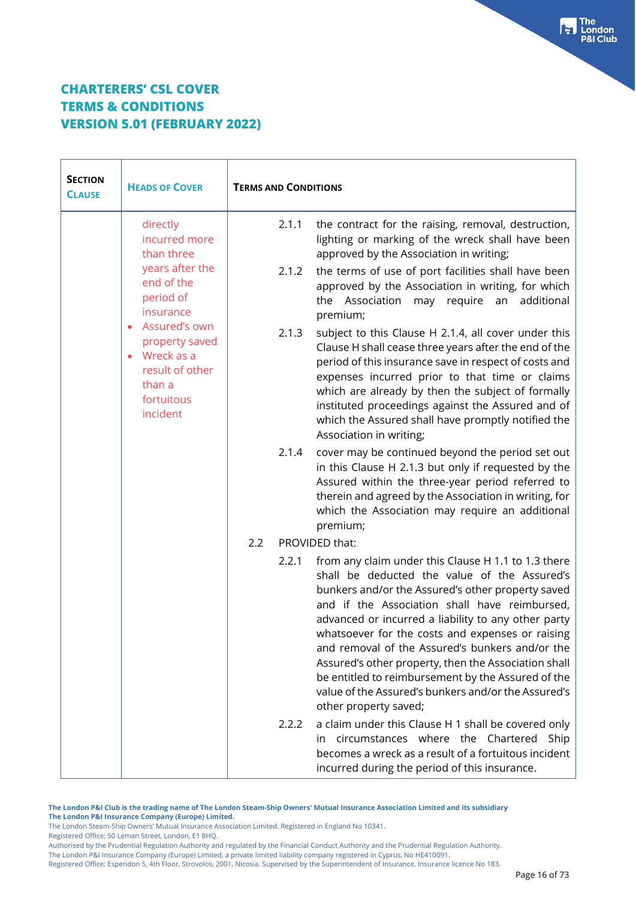# CHARTERERS' CSL COVER
# TERMS & CONDITIONS
# VERSION 5.01 (FEBRUARY 2022)

| SECTION CLAUSE | HEADS OF COVER | TERMS AND CONDITIONS |
|---|---|---|
| | directly incurred more than three years after the end of the period of insurance<br>• Assured's own property saved<br>• Wreck as a result of other than a fortuitous incident | 2.1.1 the contract for the raising, removal, destruction, lighting or marking of the wreck shall have been approved by the Association in writing;<br><br>2.1.2 the terms of use of port facilities shall have been approved by the Association in writing, for which the Association may require an additional premium;<br><br>2.1.3 subject to this Clause H 2.1.4, all cover under this Clause H shall cease three years after the end of the period of this insurance save in respect of costs and expenses incurred prior to that time or claims which are already by then the subject of formally instituted proceedings against the Assured and of which the Assured shall have promptly notified the Association in writing;<br><br>2.1.4 cover may be continued beyond the period set out in this Clause H 2.1.3 but only if requested by the Assured within the three-year period referred to therein and agreed by the Association in writing, for which the Association may require an additional premium;<br><br>2.2 PROVIDED that:<br><br>2.2.1 from any claim under this Clause H 1.1 to 1.3 there shall be deducted the value of the Assured's bunkers and/or the Assured's other property saved and if the Association shall have reimbursed, advanced or incurred a liability to any other party whatsoever for the costs and expenses or raising and removal of the Assured's bunkers and/or the Assured's other property, then the Association shall be entitled to reimbursement by the Assured of the value of the Assured's bunkers and/or the Assured's other property saved;<br><br>2.2.2 a claim under this Clause H 1 shall be covered only in circumstances where the Chartered Ship becomes a wreck as a result of a fortuitous incident incurred during the period of this insurance. |

**The London P&I Club is the trading name of The London Steam-Ship Owners' Mutual Insurance Association Limited and its subsidiary The London P&I Insurance Company (Europe) Limited.**

The London Steam-Ship Owners' Mutual Insurance Association Limited. Registered in England No 10341.
Registered Office: 50 Leman Street, London, E1 8HQ.
Authorised by the Prudential Regulation Authority and regulated by the Financial Conduct Authority and the Prudential Regulation Authority.
The London P&I Insurance Company (Europe) Limited, a private limited liability company registered in Cyprus, No HE410091.
Registered Office: Esperidon 5, 4th Floor, Strovolos, 2001, Nicosia. Supervised by the Superintendent of Insurance. Insurance licence No 183.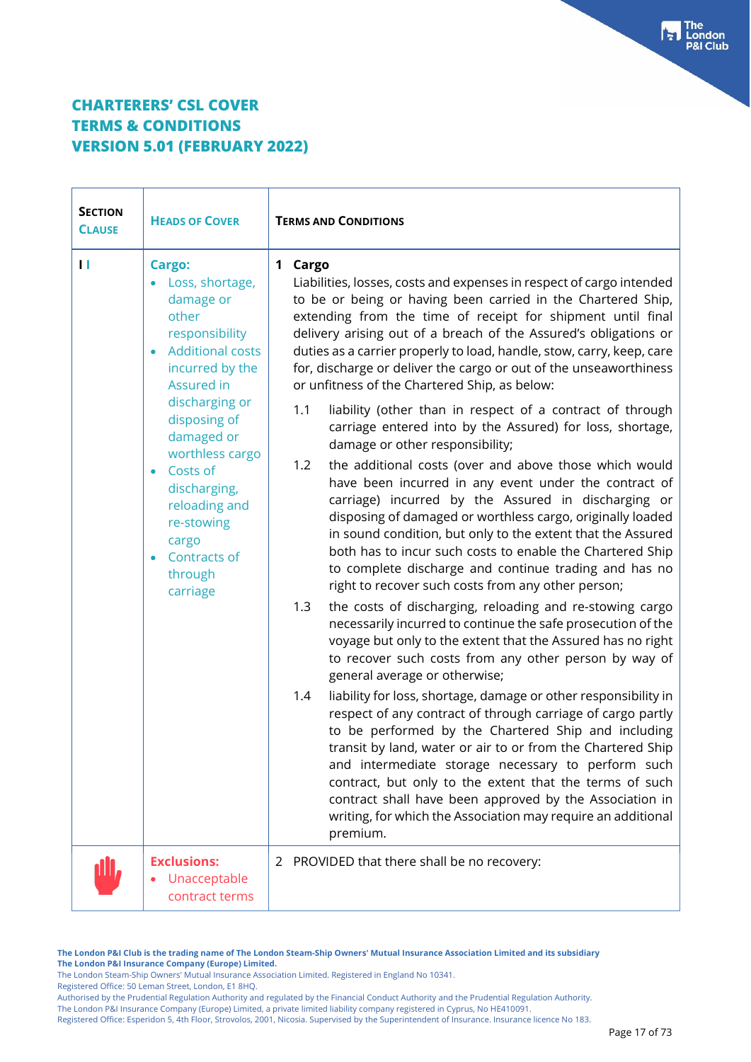# CHARTERERS' CSL COVER
# TERMS & CONDITIONS
# VERSION 5.01 (FEBRUARY 2022)

| SECTION CLAUSE | HEADS OF COVER | TERMS AND CONDITIONS |
|---|---|---|
| II | **Cargo:**<br>• Loss, shortage, damage or other responsibility<br>• Additional costs incurred by the Assured in discharging or disposing of damaged or worthless cargo<br>• Costs of discharging, reloading and re-stowing cargo<br>• Contracts of through carriage | **1 Cargo**<br>Liabilities, losses, costs and expenses in respect of cargo intended to be or being or having been carried in the Chartered Ship, extending from the time of receipt for shipment until final delivery arising out of a breach of the Assured's obligations or duties as a carrier properly to load, handle, stow, carry, keep, care for, discharge or deliver the cargo or out of the unseaworthiness or unfitness of the Chartered Ship, as below:<br>1.1 liability (other than in respect of a contract of through carriage entered into by the Assured) for loss, shortage, damage or other responsibility;<br>1.2 the additional costs (over and above those which would have been incurred in any event under the contract of carriage) incurred by the Assured in discharging or disposing of damaged or worthless cargo, originally loaded in sound condition, but only to the extent that the Assured both has to incur such costs to enable the Chartered Ship to complete discharge and continue trading and has no right to recover such costs from any other person;<br>1.3 the costs of discharging, reloading and re-stowing cargo necessarily incurred to continue the safe prosecution of the voyage but only to the extent that the Assured has no right to recover such costs from any other person by way of general average or otherwise;<br>1.4 liability for loss, shortage, damage or other responsibility in respect of any contract of through carriage of cargo partly to be performed by the Chartered Ship and including transit by land, water or air to or from the Chartered Ship and intermediate storage necessary to perform such contract, but only to the extent that the terms of such contract shall have been approved by the Association in writing, for which the Association may require an additional premium. |
| | **Exclusions:**<br>• Unacceptable contract terms | 2 PROVIDED that there shall be no recovery: |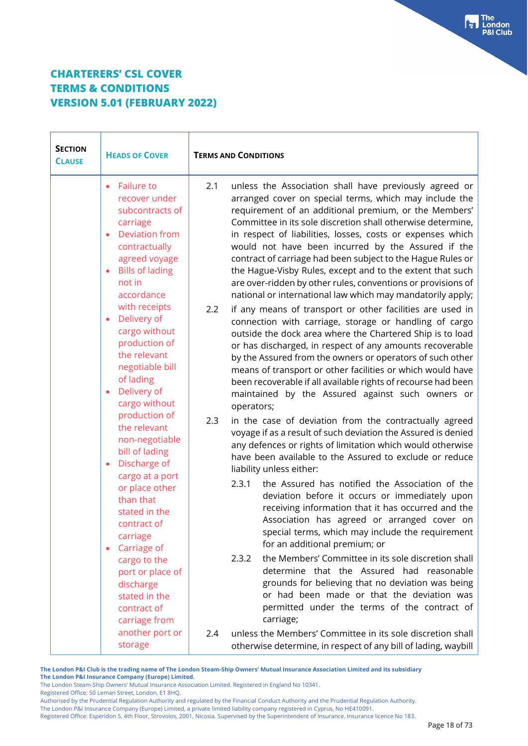**CHARTERERS' CSL COVER**
**TERMS & CONDITIONS**
**VERSION 5.01 (FEBRUARY 2022)**

| SECTION CLAUSE | HEADS OF COVER | TERMS AND CONDITIONS |
|---|---|---|
| | • Failure to recover under subcontracts of carriage<br>• Deviation from contractually agreed voyage<br>• Bills of lading not in accordance with receipts<br>• Delivery of cargo without production of the relevant negotiable bill of lading<br>• Delivery of cargo without production of the relevant non-negotiable bill of lading<br>• Discharge of cargo at a port or place other than that stated in the contract of carriage<br>• Carriage of cargo to the port or place of discharge stated in the contract of carriage from another port or storage | 2.1 unless the Association shall have previously agreed or arranged cover on special terms, which may include the requirement of an additional premium, or the Members' Committee in its sole discretion shall otherwise determine, in respect of liabilities, losses, costs or expenses which would not have been incurred by the Assured if the contract of carriage had been subject to the Hague Rules or the Hague-Visby Rules, except and to the extent that such are over-ridden by other rules, conventions or provisions of national or international law which may mandatorily apply;<br><br>2.2 if any means of transport or other facilities are used in connection with carriage, storage or handling of cargo outside the dock area where the Chartered Ship is to load or has discharged, in respect of any amounts recoverable by the Assured from the owners or operators of such other means of transport or other facilities or which would have been recoverable if all available rights of recourse had been maintained by the Assured against such owners or operators;<br><br>2.3 in the case of deviation from the contractually agreed voyage if as a result of such deviation the Assured is denied any defences or rights of limitation which would otherwise have been available to the Assured to exclude or reduce liability unless either:<br><br>2.3.1 the Assured has notified the Association of the deviation before it occurs or immediately upon receiving information that it has occurred and the Association has agreed or arranged cover on special terms, which may include the requirement for an additional premium; or<br><br>2.3.2 the Members' Committee in its sole discretion shall determine that the Assured had reasonable grounds for believing that no deviation was being or had been made or that the deviation was permitted under the terms of the contract of carriage;<br><br>2.4 unless the Members' Committee in its sole discretion shall otherwise determine, in respect of any bill of lading, waybill |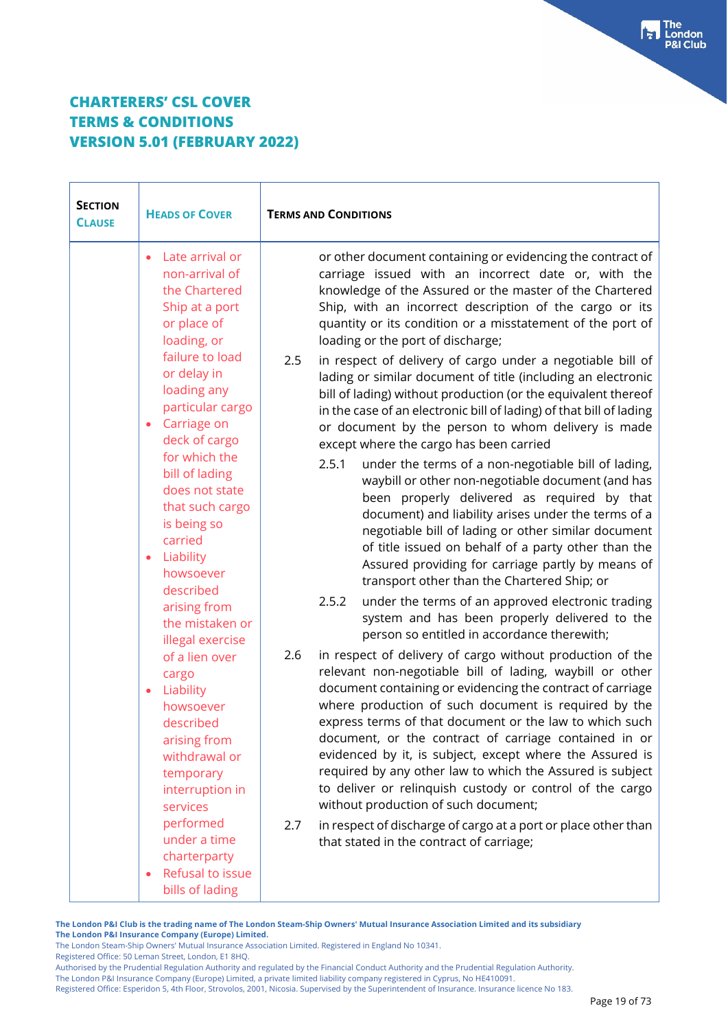# CHARTERERS' CSL COVER
# TERMS & CONDITIONS
# VERSION 5.01 (FEBRUARY 2022)

| SECTION CLAUSE | HEADS OF COVER | TERMS AND CONDITIONS |
| --- | --- | --- |
| | • Late arrival or non-arrival of the Chartered Ship at a port or place of loading, or failure to load or delay in loading any particular cargo<br>• Carriage on deck of cargo for which the bill of lading does not state that such cargo is being so carried<br>• Liability howsoever described arising from the mistaken or illegal exercise of a lien over cargo<br>• Liability howsoever described arising from withdrawal or temporary interruption in services performed under a time charterparty<br>• Refusal to issue bills of lading | or other document containing or evidencing the contract of carriage issued with an incorrect date or, with the knowledge of the Assured or the master of the Chartered Ship, with an incorrect description of the cargo or its quantity or its condition or a misstatement of the port of loading or the port of discharge;<br><br>2.5 in respect of delivery of cargo under a negotiable bill of lading or similar document of title (including an electronic bill of lading) without production (or the equivalent thereof in the case of an electronic bill of lading) of that bill of lading or document by the person to whom delivery is made except where the cargo has been carried<br><br>2.5.1 under the terms of a non-negotiable bill of lading, waybill or other non-negotiable document (and has been properly delivered as required by that document) and liability arises under the terms of a negotiable bill of lading or other similar document of title issued on behalf of a party other than the Assured providing for carriage partly by means of transport other than the Chartered Ship; or<br><br>2.5.2 under the terms of an approved electronic trading system and has been properly delivered to the person so entitled in accordance therewith;<br><br>2.6 in respect of delivery of cargo without production of the relevant non-negotiable bill of lading, waybill or other document containing or evidencing the contract of carriage where production of such document is required by the express terms of that document or the law to which such document, or the contract of carriage contained in or evidenced by it, is subject, except where the Assured is required by any other law to which the Assured is subject to deliver or relinquish custody or control of the cargo without production of such document;<br><br>2.7 in respect of discharge of cargo at a port or place other than that stated in the contract of carriage; |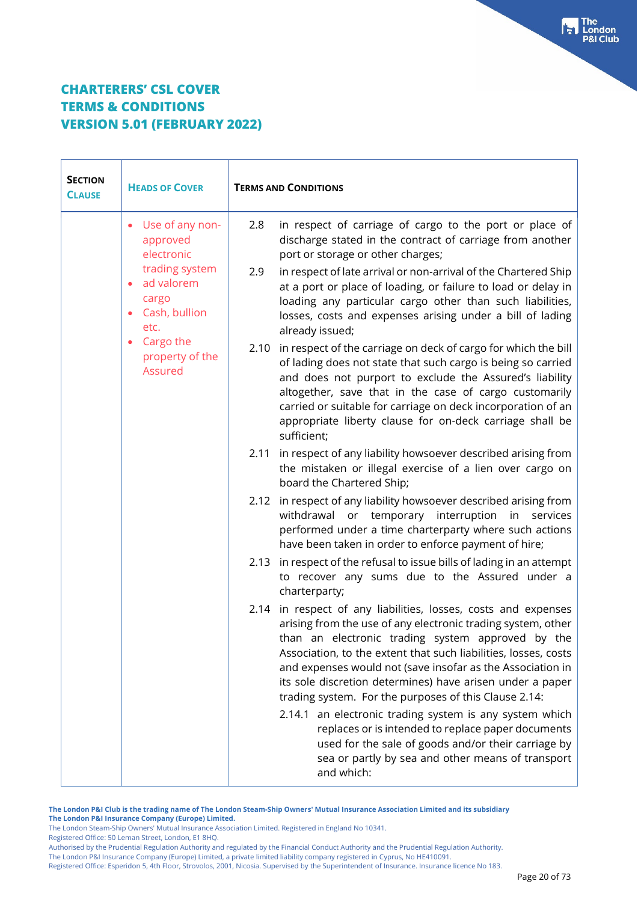# CHARTERERS' CSL COVER TERMS & CONDITIONS VERSION 5.01 (FEBRUARY 2022)

| SECTION CLAUSE | HEADS OF COVER | TERMS AND CONDITIONS |
|---|---|---|
| | • Use of any non-approved electronic trading system<br>• ad valorem cargo<br>• Cash, bullion etc.<br>• Cargo the property of the Assured | 2.8 in respect of carriage of cargo to the port or place of discharge stated in the contract of carriage from another port or storage or other charges;<br><br>2.9 in respect of late arrival or non-arrival of the Chartered Ship at a port or place of loading, or failure to load or delay in loading any particular cargo other than such liabilities, losses, costs and expenses arising under a bill of lading already issued;<br><br>2.10 in respect of the carriage on deck of cargo for which the bill of lading does not state that such cargo is being so carried and does not purport to exclude the Assured's liability altogether, save that in the case of cargo customarily carried or suitable for carriage on deck incorporation of an appropriate liberty clause for on-deck carriage shall be sufficient;<br><br>2.11 in respect of any liability howsoever described arising from the mistaken or illegal exercise of a lien over cargo on board the Chartered Ship;<br><br>2.12 in respect of any liability howsoever described arising from withdrawal or temporary interruption in services performed under a time charterparty where such actions have been taken in order to enforce payment of hire;<br><br>2.13 in respect of the refusal to issue bills of lading in an attempt to recover any sums due to the Assured under a charterparty;<br><br>2.14 in respect of any liabilities, losses, costs and expenses arising from the use of any electronic trading system, other than an electronic trading system approved by the Association, to the extent that such liabilities, losses, costs and expenses would not (save insofar as the Association in its sole discretion determines) have arisen under a paper trading system. For the purposes of this Clause 2.14:<br><br>2.14.1 an electronic trading system is any system which replaces or is intended to replace paper documents used for the sale of goods and/or their carriage by sea or partly by sea and other means of transport and which: |

**The London P&I Club is the trading name of The London Steam-Ship Owners' Mutual Insurance Association Limited and its subsidiary The London P&I Insurance Company (Europe) Limited.**

The London Steam-Ship Owners' Mutual Insurance Association Limited. Registered in England No 10341.
Registered Office: 50 Leman Street, London, E1 8HQ.
Authorised by the Prudential Regulation Authority and regulated by the Financial Conduct Authority and the Prudential Regulation Authority.
The London P&I Insurance Company (Europe) Limited, a private limited liability company registered in Cyprus, No HE410091.
Registered Office: Esperidon 5, 4th Floor, Strovolos, 2001, Nicosia. Supervised by the Superintendent of Insurance. Insurance licence No 183.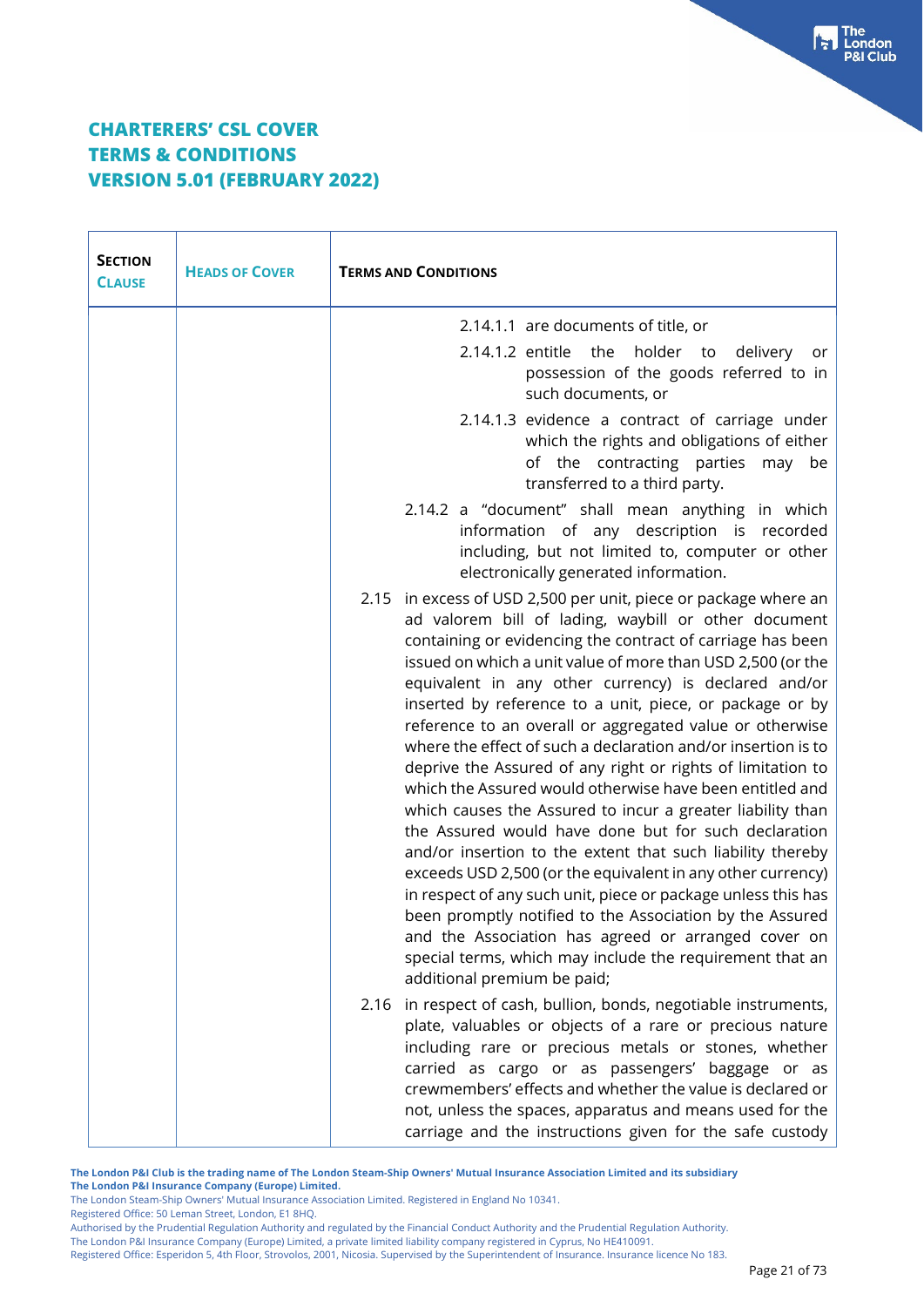# CHARTERERS' CSL COVER TERMS & CONDITIONS VERSION 5.01 (FEBRUARY 2022)

| SECTION CLAUSE | HEADS OF COVER | TERMS AND CONDITIONS |
| --- | --- | --- |
| | | 2.14.1.1 are documents of title, or<br><br>2.14.1.2 entitle the holder to delivery or possession of the goods referred to in such documents, or<br><br>2.14.1.3 evidence a contract of carriage under which the rights and obligations of either of the contracting parties may be transferred to a third party.<br><br>2.14.2 a "document" shall mean anything in which information of any description is recorded including, but not limited to, computer or other electronically generated information.<br><br>2.15 in excess of USD 2,500 per unit, piece or package where an ad valorem bill of lading, waybill or other document containing or evidencing the contract of carriage has been issued on which a unit value of more than USD 2,500 (or the equivalent in any other currency) is declared and/or inserted by reference to a unit, piece, or package or by reference to an overall or aggregated value or otherwise where the effect of such a declaration and/or insertion is to deprive the Assured of any right or rights of limitation to which the Assured would otherwise have been entitled and which causes the Assured to incur a greater liability than the Assured would have done but for such declaration and/or insertion to the extent that such liability thereby exceeds USD 2,500 (or the equivalent in any other currency) in respect of any such unit, piece or package unless this has been promptly notified to the Association by the Assured and the Association has agreed or arranged cover on special terms, which may include the requirement that an additional premium be paid;<br><br>2.16 in respect of cash, bullion, bonds, negotiable instruments, plate, valuables or objects of a rare or precious nature including rare or precious metals or stones, whether carried as cargo or as passengers' baggage or as crewmembers' effects and whether the value is declared or not, unless the spaces, apparatus and means used for the carriage and the instructions given for the safe custody |

**The London P&I Club is the trading name of The London Steam-Ship Owners' Mutual Insurance Association Limited and its subsidiary The London P&I Insurance Company (Europe) Limited.**

The London Steam-Ship Owners' Mutual Insurance Association Limited. Registered in England No 10341.
Registered Office: 50 Leman Street, London, E1 8HQ.
Authorised by the Prudential Regulation Authority and regulated by the Financial Conduct Authority and the Prudential Regulation Authority.
The London P&I Insurance Company (Europe) Limited, a private limited liability company registered in Cyprus, No HE410091.
Registered Office: Esperidon 5, 4th Floor, Strovolos, 2001, Nicosia. Supervised by the Superintendent of Insurance. Insurance licence No 183.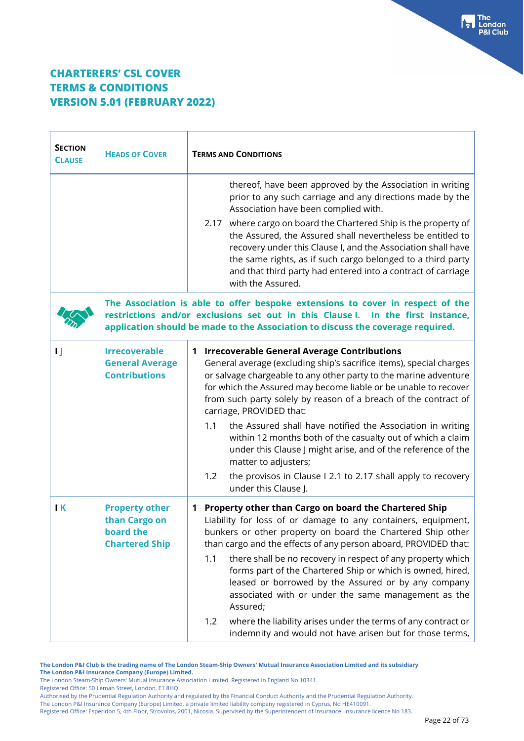# CHARTERERS' CSL COVER TERMS & CONDITIONS VERSION 5.01 (FEBRUARY 2022)

| SECTION CLAUSE | HEADS OF COVER | TERMS AND CONDITIONS |
|---|---|---|
| | | thereof, have been approved by the Association in writing prior to any such carriage and any directions made by the Association have been complied with.<br><br>2.17 where cargo on board the Chartered Ship is the property of the Assured, the Assured shall nevertheless be entitled to recovery under this Clause I, and the Association shall have the same rights, as if such cargo belonged to a third party and that third party had entered into a contract of carriage with the Assured. |
| | **The Association is able to offer bespoke extensions to cover in respect of the restrictions and/or exclusions set out in this Clause I. In the first instance, application should be made to the Association to discuss the coverage required.** | |
| I J | **Irrecoverable General Average Contributions** | **1 Irrecoverable General Average Contributions**<br>General average (excluding ship's sacrifice items), special charges or salvage chargeable to any other party to the marine adventure for which the Assured may become liable or be unable to recover from such party solely by reason of a breach of the contract of carriage, PROVIDED that:<br><br>1.1 the Assured shall have notified the Association in writing within 12 months both of the casualty out of which a claim under this Clause J might arise, and of the reference of the matter to adjusters;<br><br>1.2 the provisos in Clause I 2.1 to 2.17 shall apply to recovery under this Clause J. |
| I K | **Property other than Cargo on board the Chartered Ship** | **1 Property other than Cargo on board the Chartered Ship**<br>Liability for loss of or damage to any containers, equipment, bunkers or other property on board the Chartered Ship other than cargo and the effects of any person aboard, PROVIDED that:<br><br>1.1 there shall be no recovery in respect of any property which forms part of the Chartered Ship or which is owned, hired, leased or borrowed by the Assured or by any company associated with or under the same management as the Assured;<br><br>1.2 where the liability arises under the terms of any contract or indemnity and would not have arisen but for those terms, |

The London P&I Club is the trading name of The London Steam-Ship Owners' Mutual Insurance Association Limited and its subsidiary The London P&I Insurance Company (Europe) Limited.
The London Steam-Ship Owners' Mutual Insurance Association Limited. Registered in England No 10341.
Registered Office: 50 Leman Street, London, E1 8HQ.
Authorised by the Prudential Regulation Authority and regulated by the Financial Conduct Authority and the Prudential Regulation Authority.
The London P&I Insurance Company (Europe) Limited, a private limited liability company registered in Cyprus, No HE410091.
Registered Office: Esperidon 5, 4th Floor, Strovolos, 2001, Nicosia. Supervised by the Superintendent of Insurance. Insurance licence No 183.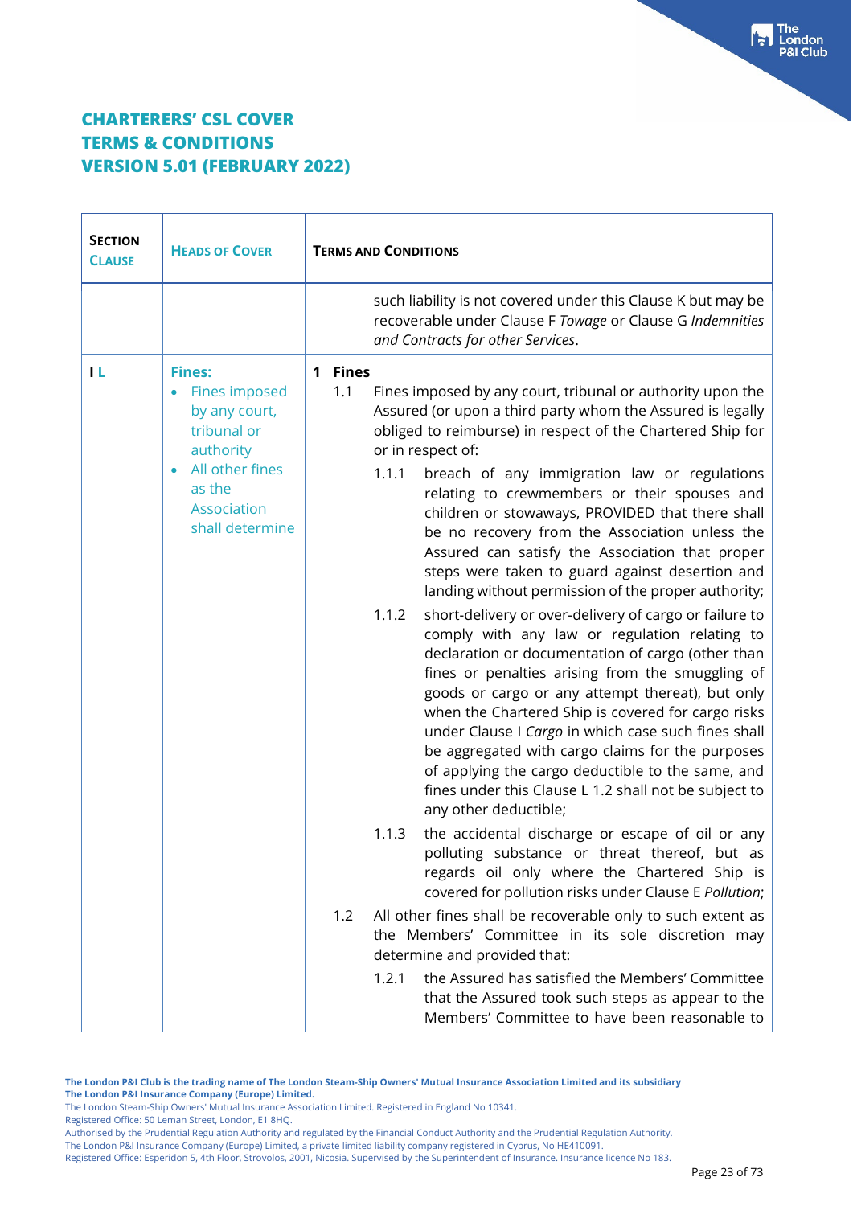# CHARTERERS' CSL COVER
# TERMS & CONDITIONS
# VERSION 5.01 (FEBRUARY 2022)

| SECTION CLAUSE | HEADS OF COVER | TERMS AND CONDITIONS |
|---|---|---|
| | | such liability is not covered under this Clause K but may be recoverable under Clause F *Towage* or Clause G *Indemnities and Contracts for other Services*. |
| I L | **Fines:**<br>• Fines imposed by any court, tribunal or authority<br>• All other fines as the Association shall determine | **1 Fines**<br>1.1 Fines imposed by any court, tribunal or authority upon the Assured (or upon a third party whom the Assured is legally obliged to reimburse) in respect of the Chartered Ship for or in respect of:<br>1.1.1 breach of any immigration law or regulations relating to crewmembers or their spouses and children or stowaways, PROVIDED that there shall be no recovery from the Association unless the Assured can satisfy the Association that proper steps were taken to guard against desertion and landing without permission of the proper authority;<br>1.1.2 short-delivery or over-delivery of cargo or failure to comply with any law or regulation relating to declaration or documentation of cargo (other than fines or penalties arising from the smuggling of goods or cargo or any attempt thereat), but only when the Chartered Ship is covered for cargo risks under Clause I *Cargo* in which case such fines shall be aggregated with cargo claims for the purposes of applying the cargo deductible to the same, and fines under this Clause L 1.2 shall not be subject to any other deductible;<br>1.1.3 the accidental discharge or escape of oil or any polluting substance or threat thereof, but as regards oil only where the Chartered Ship is covered for pollution risks under Clause E *Pollution*;<br>1.2 All other fines shall be recoverable only to such extent as the Members' Committee in its sole discretion may determine and provided that:<br>1.2.1 the Assured has satisfied the Members' Committee that the Assured took such steps as appear to the Members' Committee to have been reasonable to |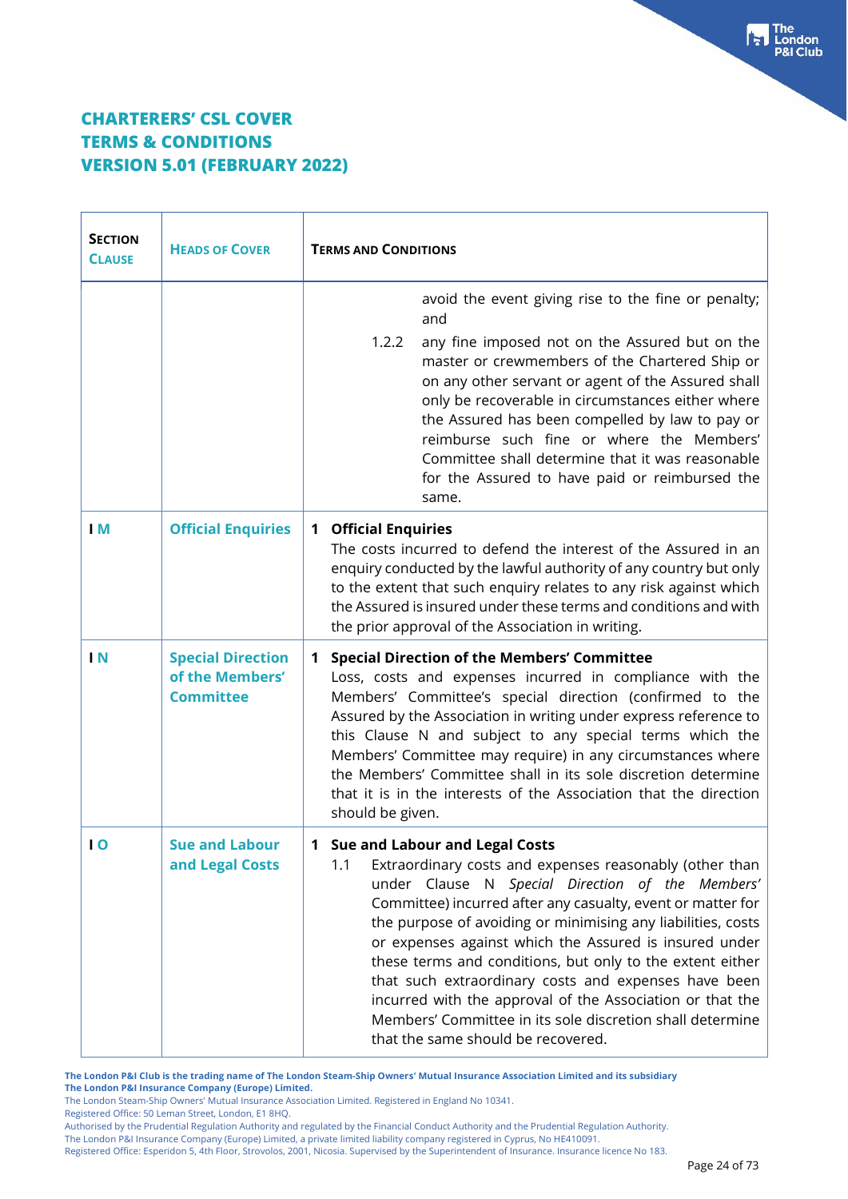# CHARTERERS' CSL COVER TERMS & CONDITIONS VERSION 5.01 (FEBRUARY 2022)

| SECTION CLAUSE | HEADS OF COVER | TERMS AND CONDITIONS |
|---|---|---|
| | | avoid the event giving rise to the fine or penalty; and<br><br>1.2.2 any fine imposed not on the Assured but on the master or crewmembers of the Chartered Ship or on any other servant or agent of the Assured shall only be recoverable in circumstances either where the Assured has been compelled by law to pay or reimburse such fine or where the Members' Committee shall determine that it was reasonable for the Assured to have paid or reimbursed the same. |
| I M | **Official Enquiries** | **1 Official Enquiries**<br>The costs incurred to defend the interest of the Assured in an enquiry conducted by the lawful authority of any country but only to the extent that such enquiry relates to any risk against which the Assured is insured under these terms and conditions and with the prior approval of the Association in writing. |
| I N | **Special Direction of the Members' Committee** | **1 Special Direction of the Members' Committee**<br>Loss, costs and expenses incurred in compliance with the Members' Committee's special direction (confirmed to the Assured by the Association in writing under express reference to this Clause N and subject to any special terms which the Members' Committee may require) in any circumstances where the Members' Committee shall in its sole discretion determine that it is in the interests of the Association that the direction should be given. |
| I O | **Sue and Labour and Legal Costs** | **1 Sue and Labour and Legal Costs**<br>1.1 Extraordinary costs and expenses reasonably (other than under Clause N *Special Direction of the Members'* Committee) incurred after any casualty, event or matter for the purpose of avoiding or minimising any liabilities, costs or expenses against which the Assured is insured under these terms and conditions, but only to the extent either that such extraordinary costs and expenses have been incurred with the approval of the Association or that the Members' Committee in its sole discretion shall determine that the same should be recovered. |

**The London P&I Club is the trading name of The London Steam-Ship Owners' Mutual Insurance Association Limited and its subsidiary The London P&I Insurance Company (Europe) Limited.**
The London Steam-Ship Owners' Mutual Insurance Association Limited. Registered in England No 10341.
Registered Office: 50 Leman Street, London, E1 8HQ.
Authorised by the Prudential Regulation Authority and regulated by the Financial Conduct Authority and the Prudential Regulation Authority.
The London P&I Insurance Company (Europe) Limited, a private limited liability company registered in Cyprus, No HE410091.
Registered Office: Esperidon 5, 4th Floor, Strovolos, 2001, Nicosia. Supervised by the Superintendent of Insurance. Insurance licence No 183.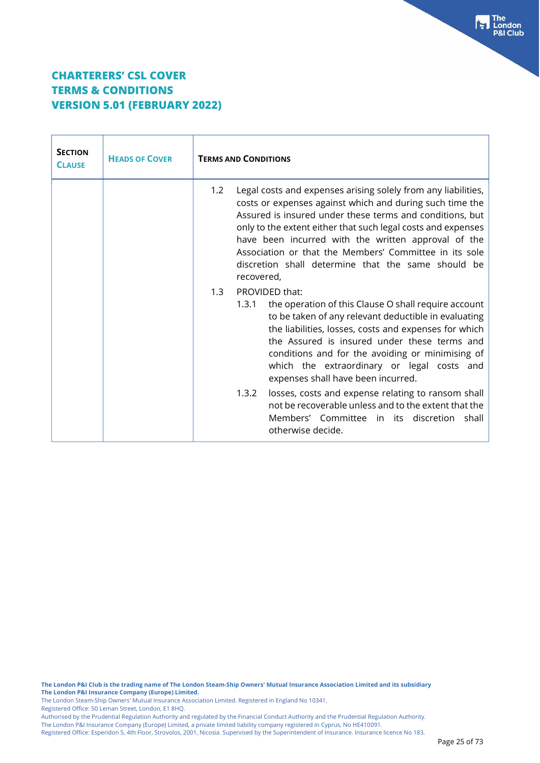# CHARTERERS' CSL COVER TERMS & CONDITIONS VERSION 5.01 (FEBRUARY 2022)

| SECTION CLAUSE | HEADS OF COVER | TERMS AND CONDITIONS |
|---|---|---|
| | | 1.2 Legal costs and expenses arising solely from any liabilities, costs or expenses against which and during such time the Assured is insured under these terms and conditions, but only to the extent either that such legal costs and expenses have been incurred with the written approval of the Association or that the Members' Committee in its sole discretion shall determine that the same should be recovered, |
| | | 1.3 PROVIDED that: |
| | | 1.3.1 the operation of this Clause O shall require account to be taken of any relevant deductible in evaluating the liabilities, losses, costs and expenses for which the Assured is insured under these terms and conditions and for the avoiding or minimising of which the extraordinary or legal costs and expenses shall have been incurred. |
| | | 1.3.2 losses, costs and expense relating to ransom shall not be recoverable unless and to the extent that the Members' Committee in its discretion shall otherwise decide. |

**The London P&I Club is the trading name of The London Steam-Ship Owners' Mutual Insurance Association Limited and its subsidiary The London P&I Insurance Company (Europe) Limited.**
The London Steam-Ship Owners' Mutual Insurance Association Limited. Registered in England No 10341.
Registered Office: 50 Leman Street, London, E1 8HQ.
Authorised by the Prudential Regulation Authority and regulated by the Financial Conduct Authority and the Prudential Regulation Authority.
The London P&I Insurance Company (Europe) Limited, a private limited liability company registered in Cyprus, No HE410091.
Registered Office: Esperidon 5, 4th Floor, Strovolos, 2001, Nicosia. Supervised by the Superintendent of Insurance. Insurance licence No 183.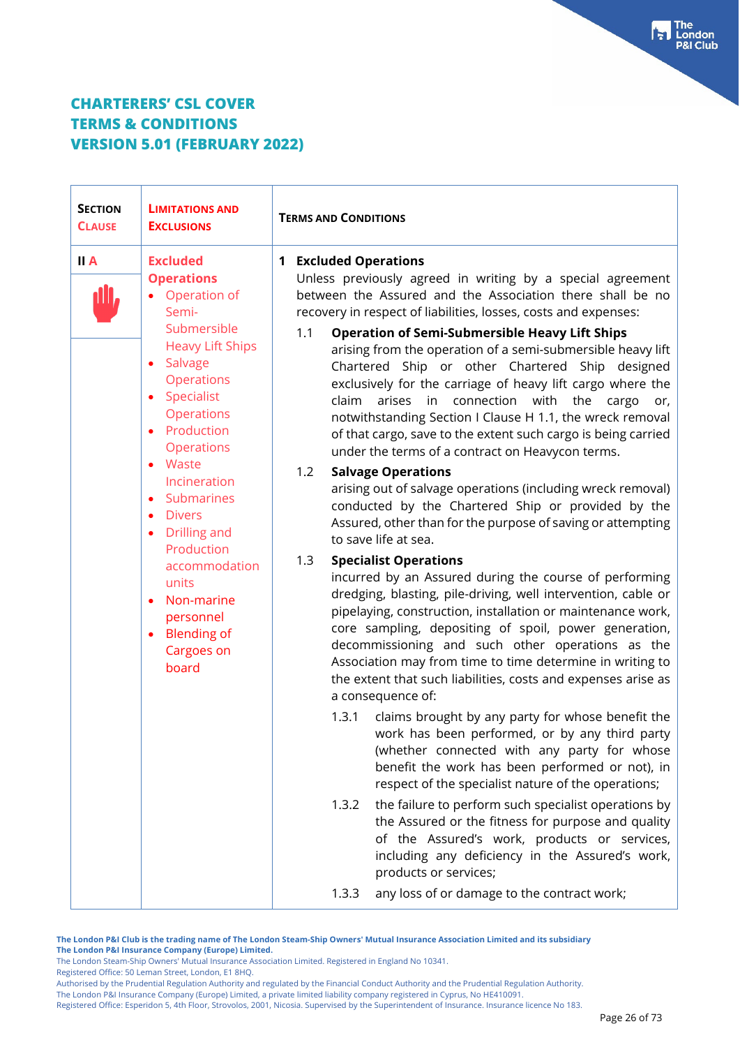# CHARTERERS' CSL COVER
# TERMS & CONDITIONS
# VERSION 5.01 (FEBRUARY 2022)

| SECTION CLAUSE | LIMITATIONS AND EXCLUSIONS | TERMS AND CONDITIONS |
|---|---|---|
| II A | **Excluded Operations**<br>• Operation of Semi-Submersible Heavy Lift Ships<br>• Salvage Operations<br>• Specialist Operations<br>• Production Operations<br>• Waste Incineration<br>• Submarines<br>• Divers<br>• Drilling and Production accommodation units<br>• Non-marine personnel<br>• Blending of Cargoes on board | **1 Excluded Operations**<br>Unless previously agreed in writing by a special agreement between the Assured and the Association there shall be no recovery in respect of liabilities, losses, costs and expenses:<br><br>1.1 **Operation of Semi-Submersible Heavy Lift Ships**<br>arising from the operation of a semi-submersible heavy lift Chartered Ship or other Chartered Ship designed exclusively for the carriage of heavy lift cargo where the claim arises in connection with the cargo or, notwithstanding Section I Clause H 1.1, the wreck removal of that cargo, save to the extent such cargo is being carried under the terms of a contract on Heavycon terms.<br><br>1.2 **Salvage Operations**<br>arising out of salvage operations (including wreck removal) conducted by the Chartered Ship or provided by the Assured, other than for the purpose of saving or attempting to save life at sea.<br><br>1.3 **Specialist Operations**<br>incurred by an Assured during the course of performing dredging, blasting, pile-driving, well intervention, cable or pipelaying, construction, installation or maintenance work, core sampling, depositing of spoil, power generation, decommissioning and such other operations as the Association may from time to time determine in writing to the extent that such liabilities, costs and expenses arise as a consequence of:<br><br>1.3.1 claims brought by any party for whose benefit the work has been performed, or by any third party (whether connected with any party for whose benefit the work has been performed or not), in respect of the specialist nature of the operations;<br><br>1.3.2 the failure to perform such specialist operations by the Assured or the fitness for purpose and quality of the Assured's work, products or services, including any deficiency in the Assured's work, products or services;<br><br>1.3.3 any loss of or damage to the contract work; |

**The London P&I Club is the trading name of The London Steam-Ship Owners' Mutual Insurance Association Limited and its subsidiary The London P&I Insurance Company (Europe) Limited.**
The London Steam-Ship Owners' Mutual Insurance Association Limited. Registered in England No 10341.
Registered Office: 50 Leman Street, London, E1 8HQ.
Authorised by the Prudential Regulation Authority and regulated by the Financial Conduct Authority and the Prudential Regulation Authority.
The London P&I Insurance Company (Europe) Limited, a private limited liability company registered in Cyprus, No HE410091.
Registered Office: Esperidon 5, 4th Floor, Strovolos, 2001, Nicosia. Supervised by the Superintendent of Insurance. Insurance licence No 183.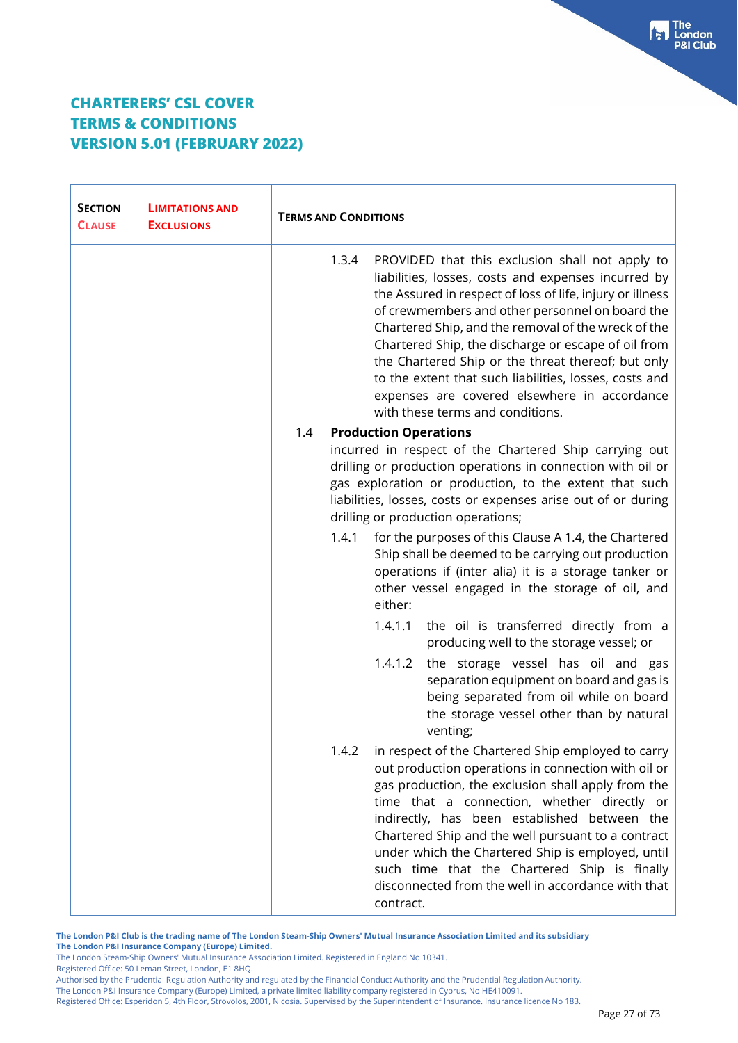**CHARTERERS' CSL COVER**
**TERMS & CONDITIONS**
**VERSION 5.01 (FEBRUARY 2022)**

| SECTION CLAUSE | LIMITATIONS AND EXCLUSIONS | TERMS AND CONDITIONS |
|---|---|---|
| | | 1.3.4 PROVIDED that this exclusion shall not apply to liabilities, losses, costs and expenses incurred by the Assured in respect of loss of life, injury or illness of crewmembers and other personnel on board the Chartered Ship, and the removal of the wreck of the Chartered Ship, the discharge or escape of oil from the Chartered Ship or the threat thereof; but only to the extent that such liabilities, losses, costs and expenses are covered elsewhere in accordance with these terms and conditions.<br><br>1.4 **Production Operations**<br>incurred in respect of the Chartered Ship carrying out drilling or production operations in connection with oil or gas exploration or production, to the extent that such liabilities, losses, costs or expenses arise out of or during drilling or production operations;<br><br>1.4.1 for the purposes of this Clause A 1.4, the Chartered Ship shall be deemed to be carrying out production operations if (inter alia) it is a storage tanker or other vessel engaged in the storage of oil, and either:<br><br>1.4.1.1 the oil is transferred directly from a producing well to the storage vessel; or<br><br>1.4.1.2 the storage vessel has oil and gas separation equipment on board and gas is being separated from oil while on board the storage vessel other than by natural venting;<br><br>1.4.2 in respect of the Chartered Ship employed to carry out production operations in connection with oil or gas production, the exclusion shall apply from the time that a connection, whether directly or indirectly, has been established between the Chartered Ship and the well pursuant to a contract under which the Chartered Ship is employed, until such time that the Chartered Ship is finally disconnected from the well in accordance with that contract. |

**The London P&I Club is the trading name of The London Steam-Ship Owners' Mutual Insurance Association Limited and its subsidiary The London P&I Insurance Company (Europe) Limited.**
The London Steam-Ship Owners' Mutual Insurance Association Limited. Registered in England No 10341.
Registered Office: 50 Leman Street, London, E1 8HQ.
Authorised by the Prudential Regulation Authority and regulated by the Financial Conduct Authority and the Prudential Regulation Authority.
The London P&I Insurance Company (Europe) Limited, a private limited liability company registered in Cyprus, No HE410091.
Registered Office: Esperidon 5, 4th Floor, Strovolos, 2001, Nicosia. Supervised by the Superintendent of Insurance. Insurance licence No 183.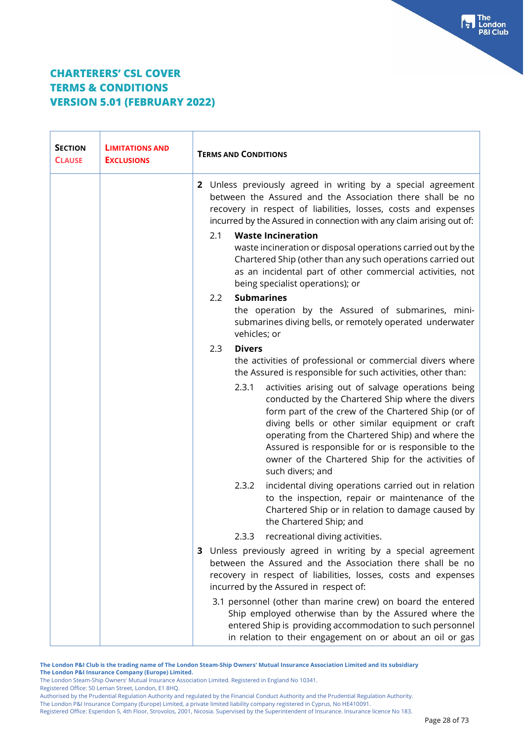# CHARTERERS' CSL COVER
# TERMS & CONDITIONS
# VERSION 5.01 (FEBRUARY 2022)

| SECTION CLAUSE | LIMITATIONS AND EXCLUSIONS | TERMS AND CONDITIONS |
|---|---|---|
| | | **2** Unless previously agreed in writing by a special agreement between the Assured and the Association there shall be no recovery in respect of liabilities, losses, costs and expenses incurred by the Assured in connection with any claim arising out of:<br><br>2.1 **Waste Incineration**<br>waste incineration or disposal operations carried out by the Chartered Ship (other than any such operations carried out as an incidental part of other commercial activities, not being specialist operations); or<br><br>2.2 **Submarines**<br>the operation by the Assured of submarines, mini-submarines diving bells, or remotely operated underwater vehicles; or<br><br>2.3 **Divers**<br>the activities of professional or commercial divers where the Assured is responsible for such activities, other than:<br><br>2.3.1 activities arising out of salvage operations being conducted by the Chartered Ship where the divers form part of the crew of the Chartered Ship (or of diving bells or other similar equipment or craft operating from the Chartered Ship) and where the Assured is responsible for or is responsible to the owner of the Chartered Ship for the activities of such divers; and<br><br>2.3.2 incidental diving operations carried out in relation to the inspection, repair or maintenance of the Chartered Ship or in relation to damage caused by the Chartered Ship; and<br><br>2.3.3 recreational diving activities.<br><br>**3** Unless previously agreed in writing by a special agreement between the Assured and the Association there shall be no recovery in respect of liabilities, losses, costs and expenses incurred by the Assured in respect of:<br><br>3.1 personnel (other than marine crew) on board the entered Ship employed otherwise than by the Assured where the entered Ship is providing accommodation to such personnel in relation to their engagement on or about an oil or gas |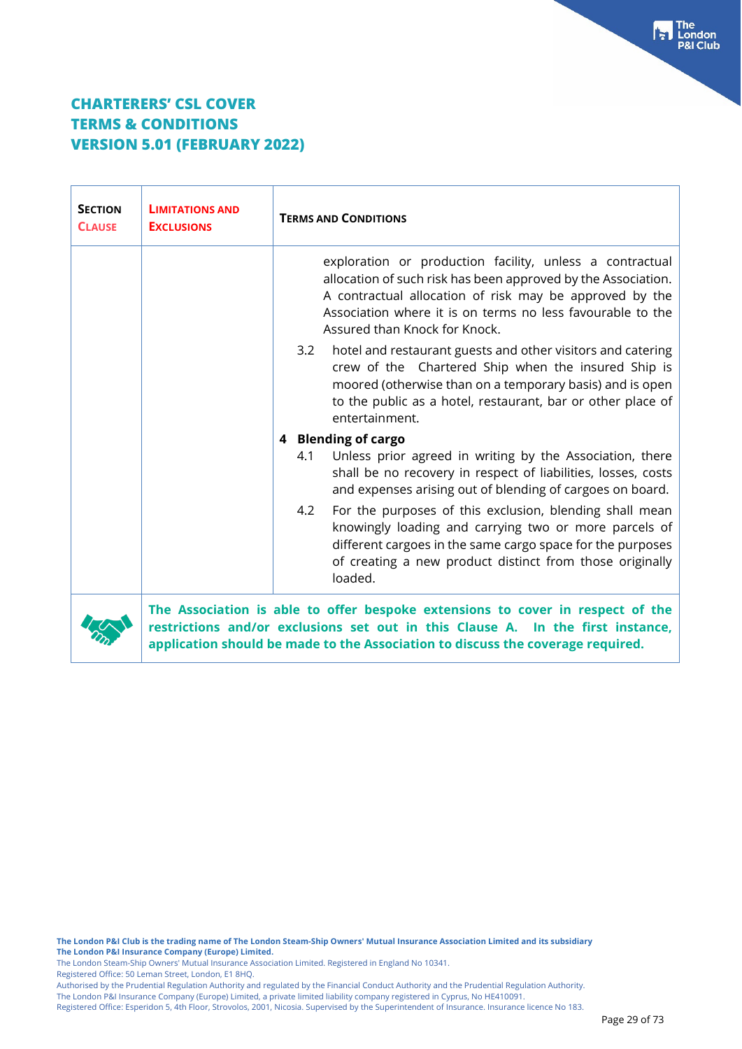# CHARTERERS' CSL COVER
# TERMS & CONDITIONS
# VERSION 5.01 (FEBRUARY 2022)

| SECTION CLAUSE | LIMITATIONS AND EXCLUSIONS | TERMS AND CONDITIONS |
|---|---|---|
| | | exploration or production facility, unless a contractual allocation of such risk has been approved by the Association. A contractual allocation of risk may be approved by the Association where it is on terms no less favourable to the Assured than Knock for Knock.<br><br>3.2 hotel and restaurant guests and other visitors and catering crew of the Chartered Ship when the insured Ship is moored (otherwise than on a temporary basis) and is open to the public as a hotel, restaurant, bar or other place of entertainment.<br><br>**4 Blending of cargo**<br>4.1 Unless prior agreed in writing by the Association, there shall be no recovery in respect of liabilities, losses, costs and expenses arising out of blending of cargoes on board.<br><br>4.2 For the purposes of this exclusion, blending shall mean knowingly loading and carrying two or more parcels of different cargoes in the same cargo space for the purposes of creating a new product distinct from those originally loaded. |
| | **The Association is able to offer bespoke extensions to cover in respect of the restrictions and/or exclusions set out in this Clause A. In the first instance, application should be made to the Association to discuss the coverage required.** | |

**The London P&I Club is the trading name of The London Steam-Ship Owners' Mutual Insurance Association Limited and its subsidiary The London P&I Insurance Company (Europe) Limited.**
The London Steam-Ship Owners' Mutual Insurance Association Limited. Registered in England No 10341.
Registered Office: 50 Leman Street, London, E1 8HQ.
Authorised by the Prudential Regulation Authority and regulated by the Financial Conduct Authority and the Prudential Regulation Authority.
The London P&I Insurance Company (Europe) Limited, a private limited liability company registered in Cyprus, No HE410091.
Registered Office: Esperidon 5, 4th Floor, Strovolos, 2001, Nicosia. Supervised by the Superintendent of Insurance. Insurance licence No 183.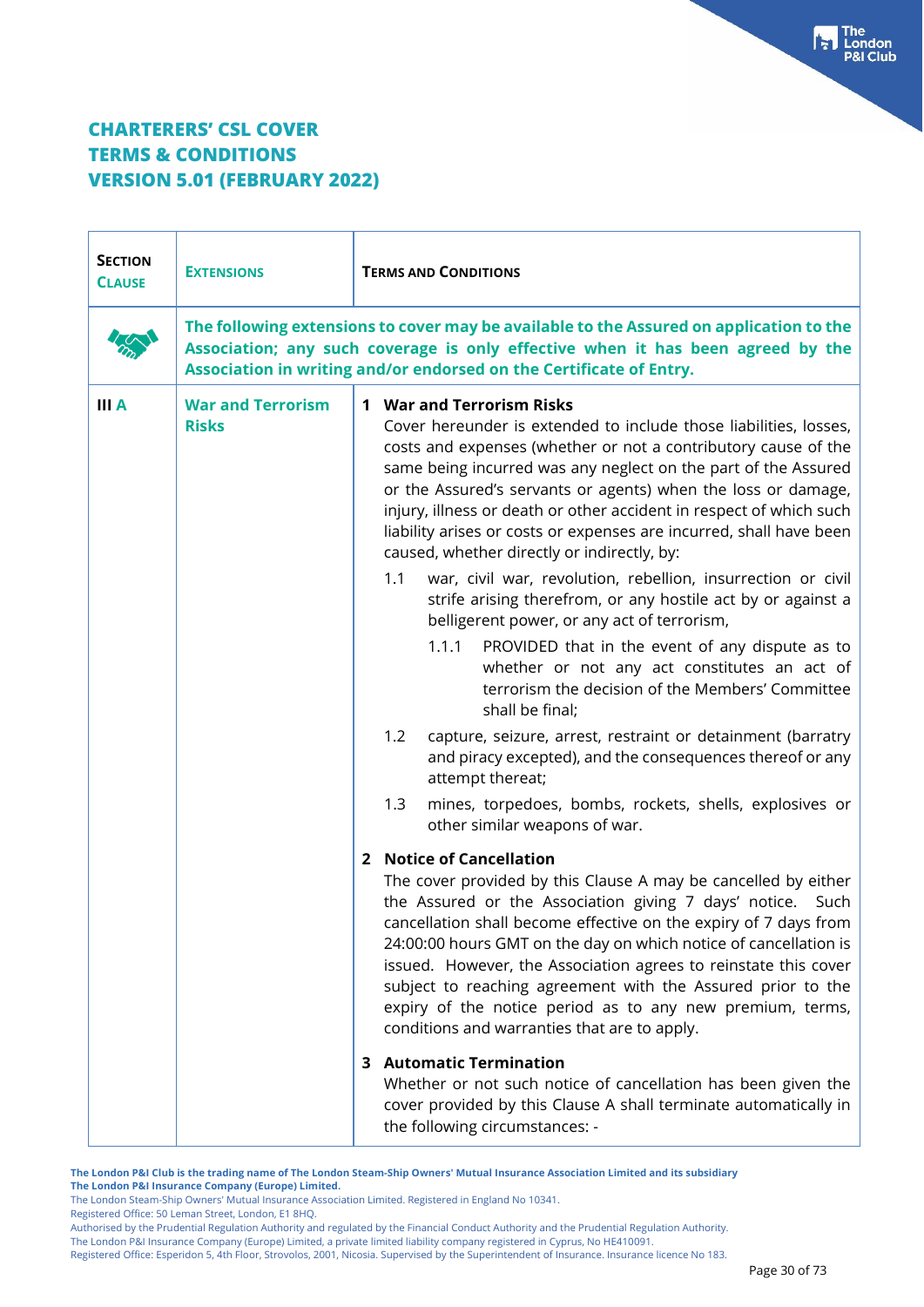# CHARTERERS' CSL COVER
# TERMS & CONDITIONS
# VERSION 5.01 (FEBRUARY 2022)

| SECTION CLAUSE | EXTENSIONS | TERMS AND CONDITIONS |
|---|---|---|
| | **The following extensions to cover may be available to the Assured on application to the Association; any such coverage is only effective when it has been agreed by the Association in writing and/or endorsed on the Certificate of Entry.** | |
| **III A** | **War and Terrorism Risks** | **1 War and Terrorism Risks**<br>Cover hereunder is extended to include those liabilities, losses, costs and expenses (whether or not a contributory cause of the same being incurred was any neglect on the part of the Assured or the Assured's servants or agents) when the loss or damage, injury, illness or death or other accident in respect of which such liability arises or costs or expenses are incurred, shall have been caused, whether directly or indirectly, by:<br>1.1 war, civil war, revolution, rebellion, insurrection or civil strife arising therefrom, or any hostile act by or against a belligerent power, or any act of terrorism,<br>1.1.1 PROVIDED that in the event of any dispute as to whether or not any act constitutes an act of terrorism the decision of the Members' Committee shall be final;<br>1.2 capture, seizure, arrest, restraint or detainment (barratry and piracy excepted), and the consequences thereof or any attempt thereat;<br>1.3 mines, torpedoes, bombs, rockets, shells, explosives or other similar weapons of war.<br><br>**2 Notice of Cancellation**<br>The cover provided by this Clause A may be cancelled by either the Assured or the Association giving 7 days' notice. Such cancellation shall become effective on the expiry of 7 days from 24:00:00 hours GMT on the day on which notice of cancellation is issued. However, the Association agrees to reinstate this cover subject to reaching agreement with the Assured prior to the expiry of the notice period as to any new premium, terms, conditions and warranties that are to apply.<br><br>**3 Automatic Termination**<br>Whether or not such notice of cancellation has been given the cover provided by this Clause A shall terminate automatically in the following circumstances: - |

**The London P&I Club is the trading name of The London Steam-Ship Owners' Mutual Insurance Association Limited and its subsidiary The London P&I Insurance Company (Europe) Limited.**
The London Steam-Ship Owners' Mutual Insurance Association Limited. Registered in England No 10341.
Registered Office: 50 Leman Street, London, E1 8HQ.
Authorised by the Prudential Regulation Authority and regulated by the Financial Conduct Authority and the Prudential Regulation Authority.
The London P&I Insurance Company (Europe) Limited, a private limited liability company registered in Cyprus, No HE410091.
Registered Office: Esperidon 5, 4th Floor, Strovolos, 2001, Nicosia. Supervised by the Superintendent of Insurance. Insurance licence No 183.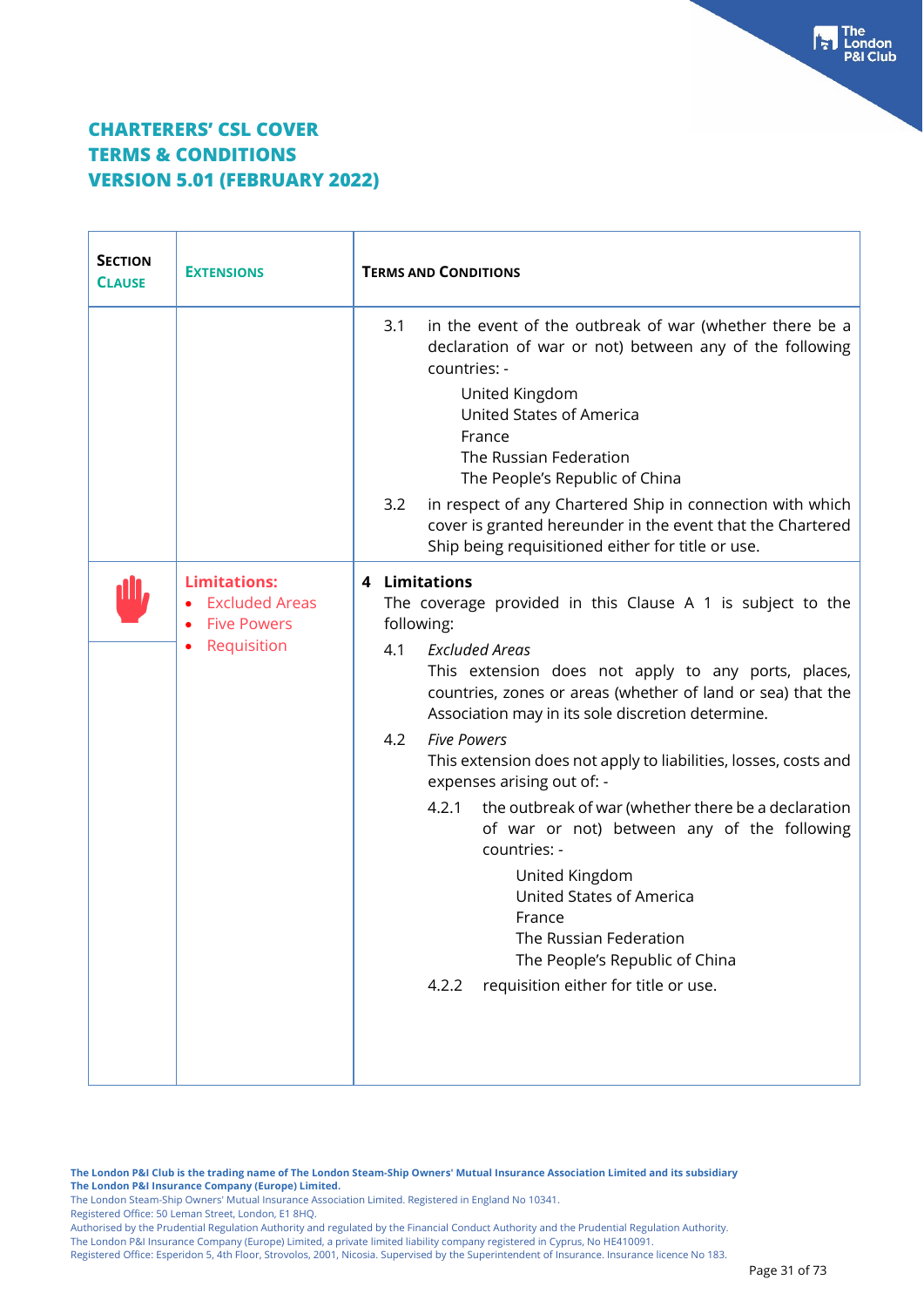**CHARTERERS' CSL COVER**
**TERMS & CONDITIONS**
**VERSION 5.01 (FEBRUARY 2022)**

| SECTION CLAUSE | EXTENSIONS | TERMS AND CONDITIONS |
|---|---|---|
| | | 3.1 in the event of the outbreak of war (whether there be a declaration of war or not) between any of the following countries: -<br><br>United Kingdom<br>United States of America<br>France<br>The Russian Federation<br>The People's Republic of China<br><br>3.2 in respect of any Chartered Ship in connection with which cover is granted hereunder in the event that the Chartered Ship being requisitioned either for title or use. |
| | **Limitations:**<br>• Excluded Areas<br>• Five Powers<br>• Requisition | **4 Limitations**<br>The coverage provided in this Clause A 1 is subject to the following:<br><br>4.1 *Excluded Areas*<br>This extension does not apply to any ports, places, countries, zones or areas (whether of land or sea) that the Association may in its sole discretion determine.<br><br>4.2 *Five Powers*<br>This extension does not apply to liabilities, losses, costs and expenses arising out of: -<br><br>4.2.1 the outbreak of war (whether there be a declaration of war or not) between any of the following countries: -<br><br>United Kingdom<br>United States of America<br>France<br>The Russian Federation<br>The People's Republic of China<br><br>4.2.2 requisition either for title or use. |

**The London P&I Club is the trading name of The London Steam-Ship Owners' Mutual Insurance Association Limited and its subsidiary The London P&I Insurance Company (Europe) Limited.**
The London Steam-Ship Owners' Mutual Insurance Association Limited. Registered in England No 10341.
Registered Office: 50 Leman Street, London, E1 8HQ.
Authorised by the Prudential Regulation Authority and regulated by the Financial Conduct Authority and the Prudential Regulation Authority.
The London P&I Insurance Company (Europe) Limited, a private limited liability company registered in Cyprus, No HE410091.
Registered Office: Esperidon 5, 4th Floor, Strovolos, 2001, Nicosia. Supervised by the Superintendent of Insurance. Insurance licence No 183.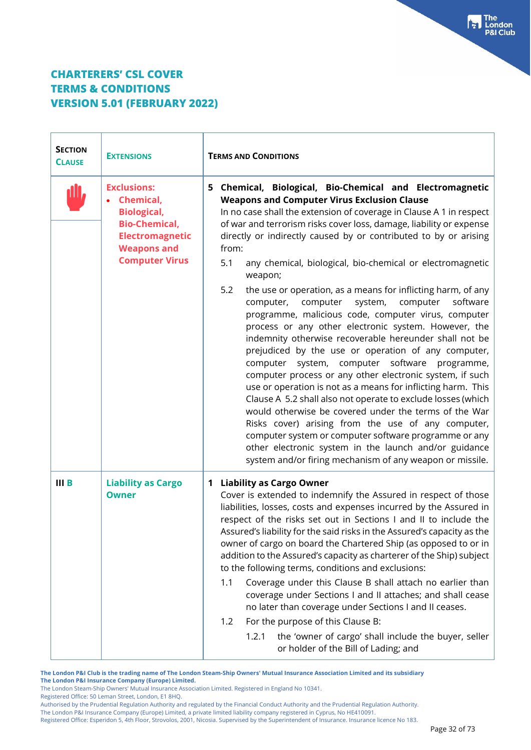## CHARTERERS' CSL COVER
## TERMS & CONDITIONS
## VERSION 5.01 (FEBRUARY 2022)

| SECTION CLAUSE | EXTENSIONS | TERMS AND CONDITIONS |
|---|---|---|
| | **Exclusions:** <br>• **Chemical, Biological, Bio-Chemical, Electromagnetic Weapons and Computer Virus** | **5 Chemical, Biological, Bio-Chemical and Electromagnetic Weapons and Computer Virus Exclusion Clause** <br>In no case shall the extension of coverage in Clause A 1 in respect of war and terrorism risks cover loss, damage, liability or expense directly or indirectly caused by or contributed to by or arising from: <br>5.1 any chemical, biological, bio-chemical or electromagnetic weapon; <br>5.2 the use or operation, as a means for inflicting harm, of any computer, computer system, computer software programme, malicious code, computer virus, computer process or any other electronic system. However, the indemnity otherwise recoverable hereunder shall not be prejudiced by the use or operation of any computer, computer system, computer software programme, computer process or any other electronic system, if such use or operation is not as a means for inflicting harm. This Clause A 5.2 shall also not operate to exclude losses (which would otherwise be covered under the terms of the War Risks cover) arising from the use of any computer, computer system or computer software programme or any other electronic system in the launch and/or guidance system and/or firing mechanism of any weapon or missile. |
| **III B** | **Liability as Cargo Owner** | **1 Liability as Cargo Owner** <br>Cover is extended to indemnify the Assured in respect of those liabilities, losses, costs and expenses incurred by the Assured in respect of the risks set out in Sections I and II to include the Assured's liability for the said risks in the Assured's capacity as the owner of cargo on board the Chartered Ship (as opposed to or in addition to the Assured's capacity as charterer of the Ship) subject to the following terms, conditions and exclusions: <br>1.1 Coverage under this Clause B shall attach no earlier than coverage under Sections I and II attaches; and shall cease no later than coverage under Sections I and II ceases. <br>1.2 For the purpose of this Clause B: <br>1.2.1 the 'owner of cargo' shall include the buyer, seller or holder of the Bill of Lading; and |

**The London P&I Club is the trading name of The London Steam-Ship Owners' Mutual Insurance Association Limited and its subsidiary The London P&I Insurance Company (Europe) Limited.**
The London Steam-Ship Owners' Mutual Insurance Association Limited. Registered in England No 10341.
Registered Office: 50 Leman Street, London, E1 8HQ.
Authorised by the Prudential Regulation Authority and regulated by the Financial Conduct Authority and the Prudential Regulation Authority.
The London P&I Insurance Company (Europe) Limited, a private limited liability company registered in Cyprus, No HE410091.
Registered Office: Esperidon 5, 4th Floor, Strovolos, 2001, Nicosia. Supervised by the Superintendent of Insurance. Insurance licence No 183.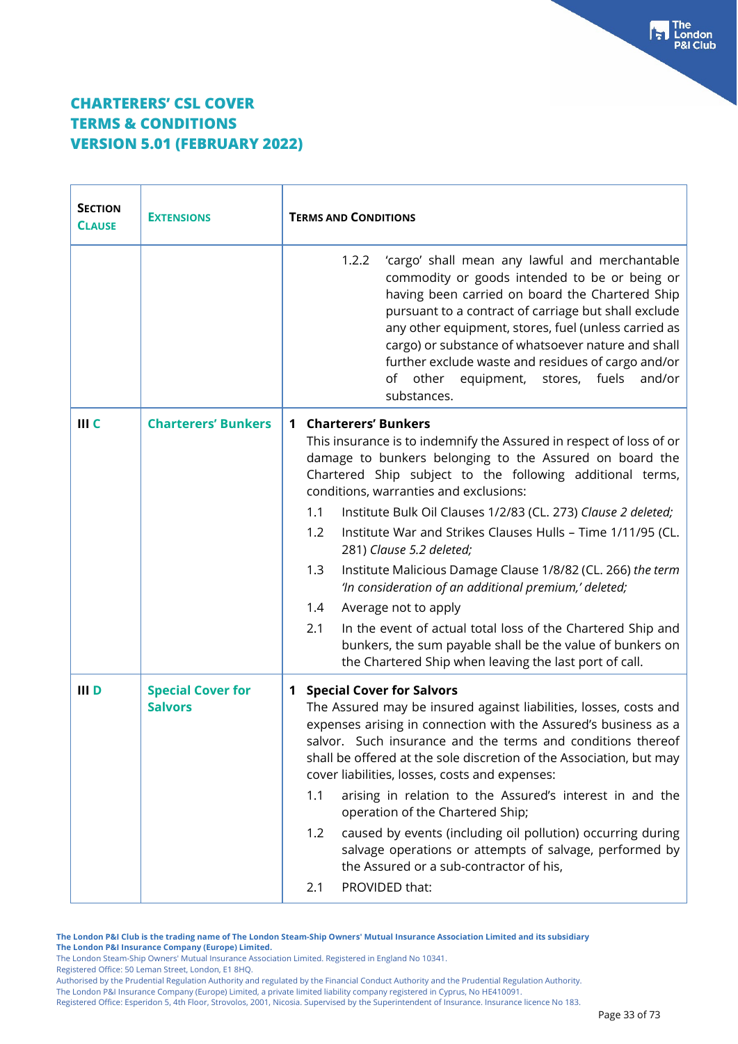# CHARTERERS' CSL COVER
# TERMS & CONDITIONS
# VERSION 5.01 (FEBRUARY 2022)

| SECTION CLAUSE | EXTENSIONS | TERMS AND CONDITIONS |
|---|---|---|
| | | 1.2.2 'cargo' shall mean any lawful and merchantable commodity or goods intended to be or being or having been carried on board the Chartered Ship pursuant to a contract of carriage but shall exclude any other equipment, stores, fuel (unless carried as cargo) or substance of whatsoever nature and shall further exclude waste and residues of cargo and/or of other equipment, stores, fuels and/or substances. |
| III C | Charterers' Bunkers | **1 Charterers' Bunkers**<br>This insurance is to indemnify the Assured in respect of loss of or damage to bunkers belonging to the Assured on board the Chartered Ship subject to the following additional terms, conditions, warranties and exclusions:<br>1.1 Institute Bulk Oil Clauses 1/2/83 (CL. 273) *Clause 2 deleted;*<br>1.2 Institute War and Strikes Clauses Hulls – Time 1/11/95 (CL. 281) *Clause 5.2 deleted;*<br>1.3 Institute Malicious Damage Clause 1/8/82 (CL. 266) *the term 'In consideration of an additional premium,' deleted;*<br>1.4 Average not to apply<br>2.1 In the event of actual total loss of the Chartered Ship and bunkers, the sum payable shall be the value of bunkers on the Chartered Ship when leaving the last port of call. |
| III D | Special Cover for Salvors | **1 Special Cover for Salvors**<br>The Assured may be insured against liabilities, losses, costs and expenses arising in connection with the Assured's business as a salvor. Such insurance and the terms and conditions thereof shall be offered at the sole discretion of the Association, but may cover liabilities, losses, costs and expenses:<br>1.1 arising in relation to the Assured's interest in and the operation of the Chartered Ship;<br>1.2 caused by events (including oil pollution) occurring during salvage operations or attempts of salvage, performed by the Assured or a sub-contractor of his,<br>2.1 PROVIDED that: |

**The London P&I Club is the trading name of The London Steam-Ship Owners' Mutual Insurance Association Limited and its subsidiary The London P&I Insurance Company (Europe) Limited.**
The London Steam-Ship Owners' Mutual Insurance Association Limited. Registered in England No 10341.
Registered Office: 50 Leman Street, London, E1 8HQ.
Authorised by the Prudential Regulation Authority and regulated by the Financial Conduct Authority and the Prudential Regulation Authority.
The London P&I Insurance Company (Europe) Limited, a private limited liability company registered in Cyprus, No HE410091.
Registered Office: Esperidon 5, 4th Floor, Strovolos, 2001, Nicosia. Supervised by the Superintendent of Insurance. Insurance licence No 183.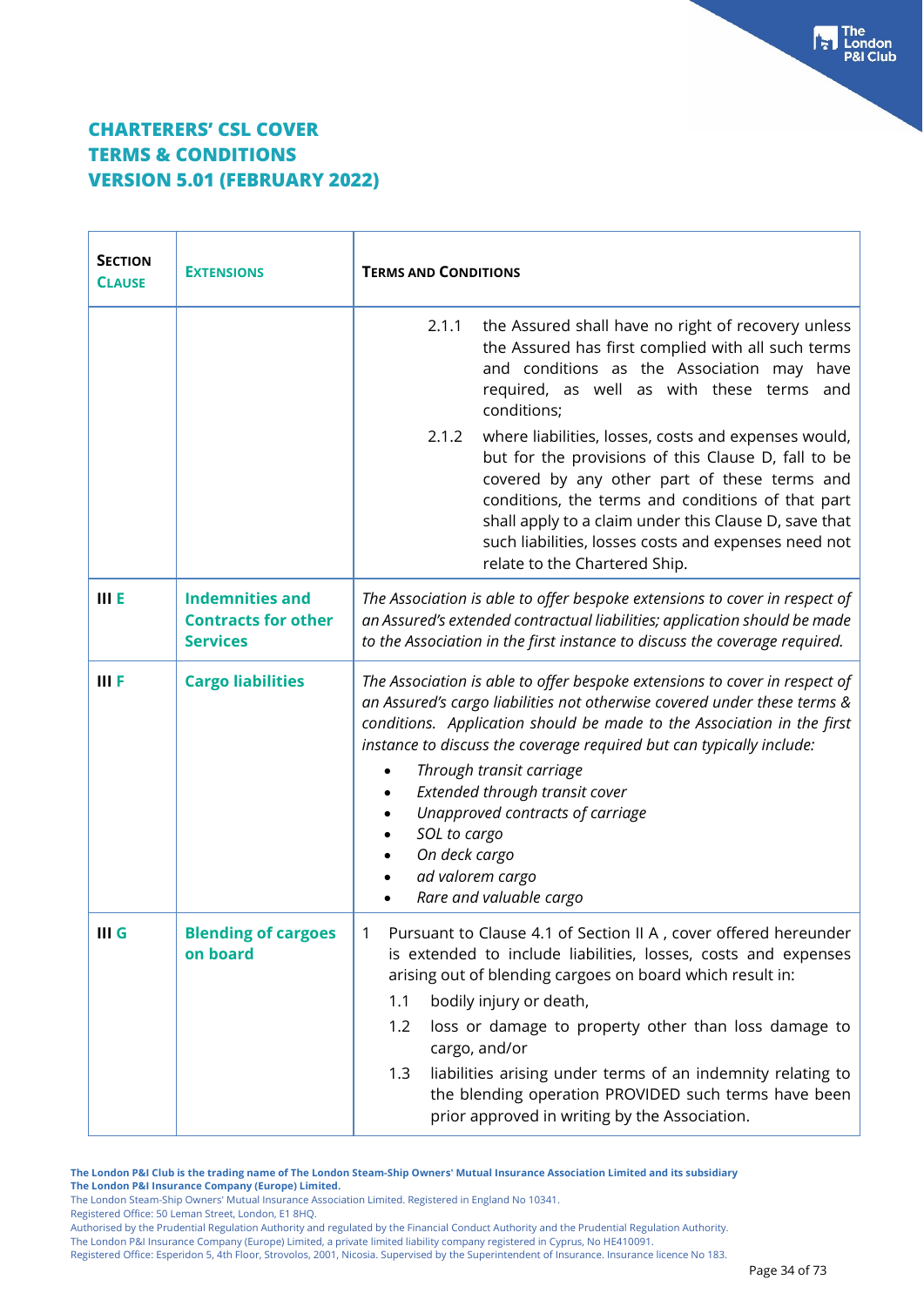# CHARTERERS' CSL COVER
# TERMS & CONDITIONS
# VERSION 5.01 (FEBRUARY 2022)

| SECTION CLAUSE | EXTENSIONS | TERMS AND CONDITIONS |
|---|---|---|
| | | 2.1.1 the Assured shall have no right of recovery unless the Assured has first complied with all such terms and conditions as the Association may have required, as well as with these terms and conditions;<br><br>2.1.2 where liabilities, losses, costs and expenses would, but for the provisions of this Clause D, fall to be covered by any other part of these terms and conditions, the terms and conditions of that part shall apply to a claim under this Clause D, save that such liabilities, losses costs and expenses need not relate to the Chartered Ship. |
| **III E** | **Indemnities and Contracts for other Services** | *The Association is able to offer bespoke extensions to cover in respect of an Assured's extended contractual liabilities; application should be made to the Association in the first instance to discuss the coverage required.* |
| **III F** | **Cargo liabilities** | *The Association is able to offer bespoke extensions to cover in respect of an Assured's cargo liabilities not otherwise covered under these terms & conditions. Application should be made to the Association in the first instance to discuss the coverage required but can typically include:*<br>• *Through transit carriage*<br>• *Extended through transit cover*<br>• *Unapproved contracts of carriage*<br>• *SOL to cargo*<br>• *On deck cargo*<br>• *ad valorem cargo*<br>• *Rare and valuable cargo* |
| **III G** | **Blending of cargoes on board** | 1 Pursuant to Clause 4.1 of Section II A , cover offered hereunder is extended to include liabilities, costs and expenses arising out of blending cargoes on board which result in:<br><br>1.1 bodily injury or death,<br><br>1.2 loss or damage to property other than loss damage to cargo, and/or<br><br>1.3 liabilities arising under terms of an indemnity relating to the blending operation PROVIDED such terms have been prior approved in writing by the Association. |

**The London P&I Club is the trading name of The London Steam-Ship Owners' Mutual Insurance Association Limited and its subsidiary The London P&I Insurance Company (Europe) Limited.**
The London Steam-Ship Owners' Mutual Insurance Association Limited. Registered in England No 10341.
Registered Office: 50 Leman Street, London, E1 8HQ.
Authorised by the Prudential Regulation Authority and regulated by the Financial Conduct Authority and the Prudential Regulation Authority.
The London P&I Insurance Company (Europe) Limited, a private limited liability company registered in Cyprus, No HE410091.
Registered Office: Esperidon 5, 4th Floor, Strovolos, 2001, Nicosia. Supervised by the Superintendent of Insurance. Insurance licence No 183.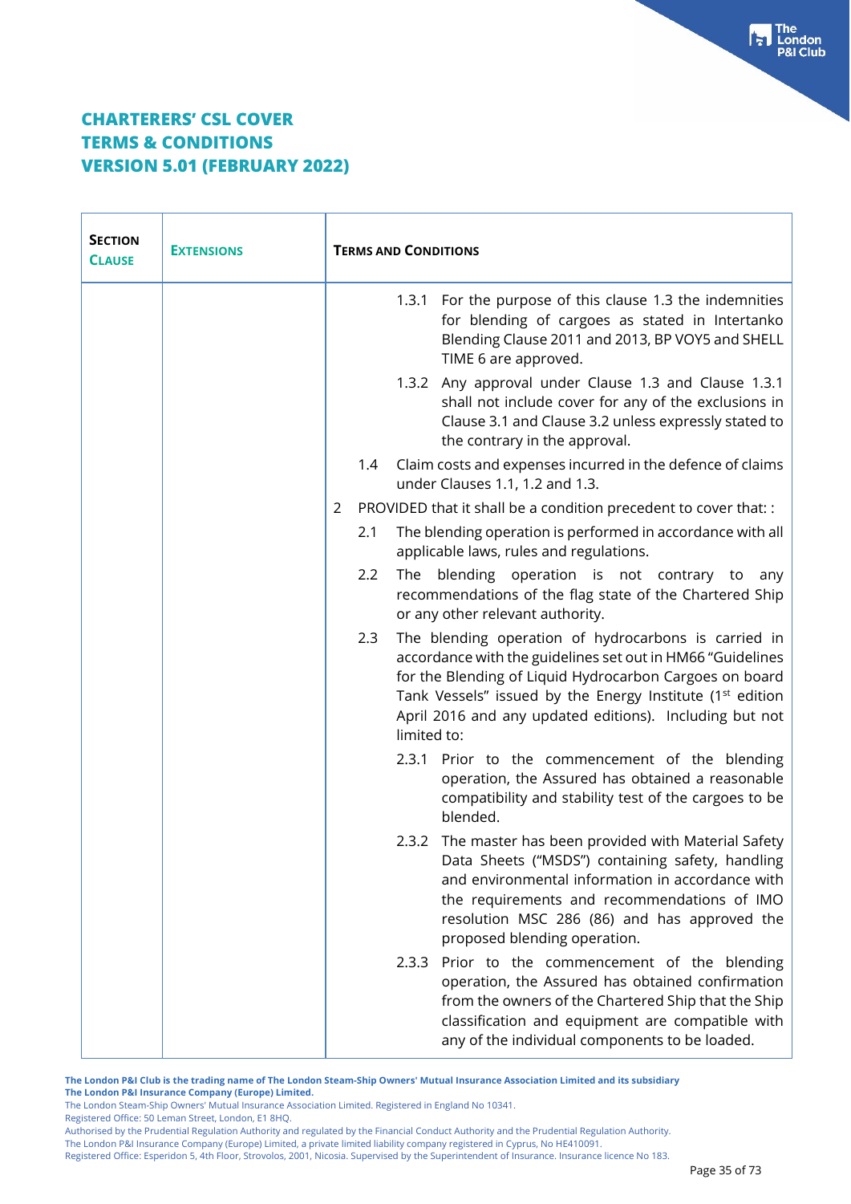# CHARTERERS' CSL COVER
# TERMS & CONDITIONS
# VERSION 5.01 (FEBRUARY 2022)

| SECTION CLAUSE | EXTENSIONS | TERMS AND CONDITIONS |
|---|---|---|
| | | 1.3.1 For the purpose of this clause 1.3 the indemnities for blending of cargoes as stated in Intertanko Blending Clause 2011 and 2013, BP VOY5 and SHELL TIME 6 are approved.<br><br>1.3.2 Any approval under Clause 1.3 and Clause 1.3.1 shall not include cover for any of the exclusions in Clause 3.1 and Clause 3.2 unless expressly stated to the contrary in the approval.<br><br>1.4 Claim costs and expenses incurred in the defence of claims under Clauses 1.1, 1.2 and 1.3.<br><br>2 PROVIDED that it shall be a condition precedent to cover that: :<br><br>2.1 The blending operation is performed in accordance with all applicable laws, rules and regulations.<br><br>2.2 The blending operation is not contrary to any recommendations of the flag state of the Chartered Ship or any other relevant authority.<br><br>2.3 The blending operation of hydrocarbons is carried in accordance with the guidelines set out in HM66 "Guidelines for the Blending of Liquid Hydrocarbon Cargoes on board Tank Vessels" issued by the Energy Institute (1st edition April 2016 and any updated editions). Including but not limited to:<br><br>2.3.1 Prior to the commencement of the blending operation, the Assured has obtained a reasonable compatibility and stability test of the cargoes to be blended.<br><br>2.3.2 The master has been provided with Material Safety Data Sheets ("MSDS") containing safety, handling and environmental information in accordance with the requirements and recommendations of IMO resolution MSC 286 (86) and has approved the proposed blending operation.<br><br>2.3.3 Prior to the commencement of the blending operation, the Assured has obtained confirmation from the owners of the Chartered Ship that the Ship classification and equipment are compatible with any of the individual components to be loaded. |

**The London P&I Club is the trading name of The London Steam-Ship Owners' Mutual Insurance Association Limited and its subsidiary The London P&I Insurance Company (Europe) Limited.**

The London Steam-Ship Owners' Mutual Insurance Association Limited. Registered in England No 10341.
Registered Office: 50 Leman Street, London, E1 8HQ.
Authorised by the Prudential Regulation Authority and regulated by the Financial Conduct Authority and the Prudential Regulation Authority.
The London P&I Insurance Company (Europe) Limited, a private limited liability company registered in Cyprus, No HE410091.
Registered Office: Esperidon 5, 4th Floor, Strovolos, 2001, Nicosia. Supervised by the Superintendent of Insurance. Insurance licence No 183.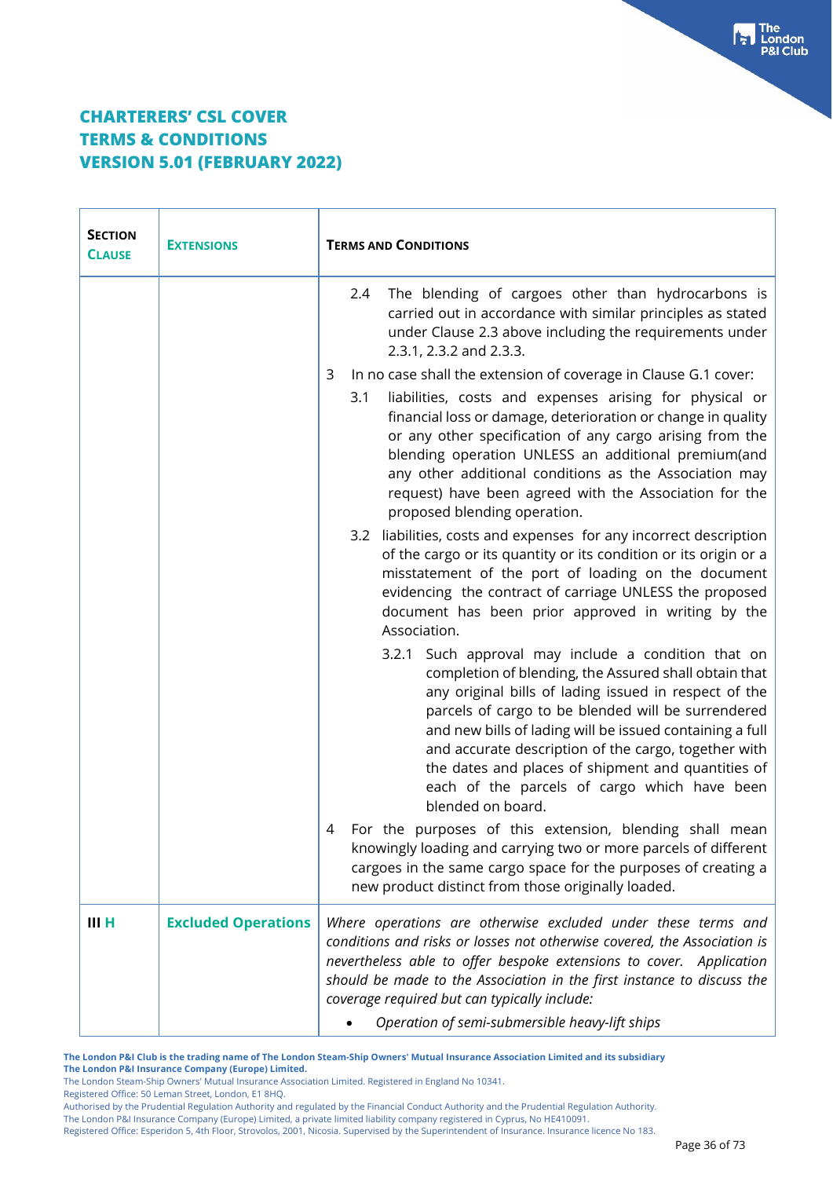# CHARTERERS' CSL COVER
# TERMS & CONDITIONS
# VERSION 5.01 (FEBRUARY 2022)

| SECTION CLAUSE | EXTENSIONS | TERMS AND CONDITIONS |
| --- | --- | --- |
| | | 2.4 The blending of cargoes other than hydrocarbons is carried out in accordance with similar principles as stated under Clause 2.3 above including the requirements under 2.3.1, 2.3.2 and 2.3.3.<br><br>3 In no case shall the extension of coverage in Clause G.1 cover:<br><br>3.1 liabilities, costs and expenses arising for physical or financial loss or damage, deterioration or change in quality or any other specification of any cargo arising from the blending operation UNLESS an additional premium(and any other additional conditions as the Association may request) have been agreed with the Association for the proposed blending operation.<br><br>3.2 liabilities, costs and expenses for any incorrect description of the cargo or its quantity or its condition or its origin or a misstatement of the port of loading on the document evidencing the contract of carriage UNLESS the proposed document has been prior approved in writing by the Association.<br><br>3.2.1 Such approval may include a condition that on completion of blending, the Assured shall obtain that any original bills of lading issued in respect of the parcels of cargo to be blended will be surrendered and new bills of lading will be issued containing a full and accurate description of the cargo, together with the dates and places of shipment and quantities of each of the parcels of cargo which have been blended on board.<br><br>4 For the purposes of this extension, blending shall mean knowingly loading and carrying two or more parcels of different cargoes in the same cargo space for the purposes of creating a new product distinct from those originally loaded. |
| **III H** | **Excluded Operations** | *Where operations are otherwise excluded under these terms and conditions and risks or losses not otherwise covered, the Association is nevertheless able to offer bespoke extensions to cover. Application should be made to the Association in the first instance to discuss the coverage required but can typically include:*<br><br>• *Operation of semi-submersible heavy-lift ships* |

**The London P&I Club is the trading name of The London Steam-Ship Owners' Mutual Insurance Association Limited and its subsidiary The London P&I Insurance Company (Europe) Limited.**
The London Steam-Ship Owners' Mutual Insurance Association Limited. Registered in England No 10341.
Registered Office: 50 Leman Street, London, E1 8HQ.
Authorised by the Prudential Regulation Authority and regulated by the Financial Conduct Authority and the Prudential Regulation Authority.
The London P&I Insurance Company (Europe) Limited, a private limited liability company registered in Cyprus, No HE410091.
Registered Office: Esperidon 5, 4th Floor, Strovolos, 2001, Nicosia. Supervised by the Superintendent of Insurance. Insurance licence No 183.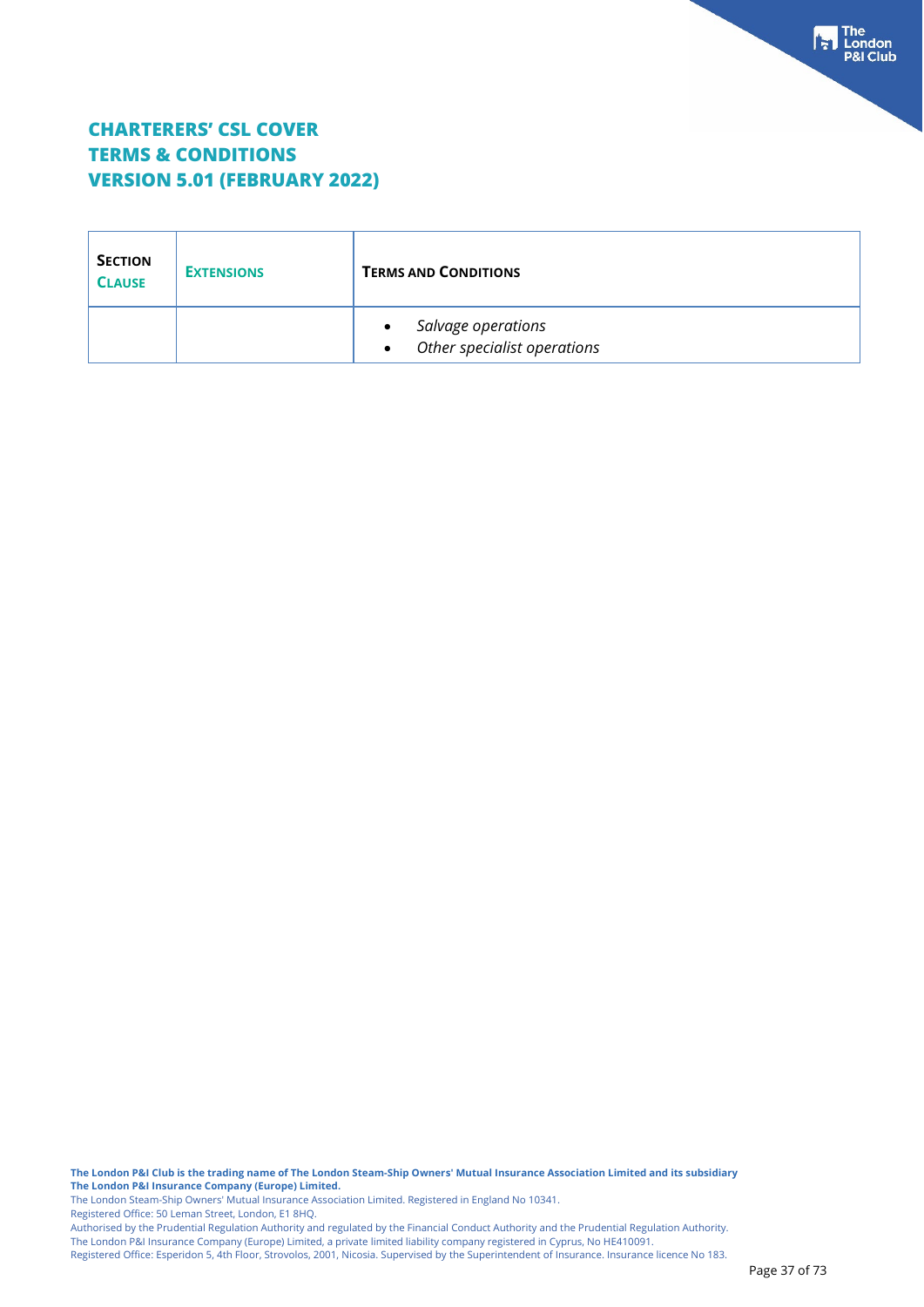# CHARTERERS' CSL COVER
# TERMS & CONDITIONS
# VERSION 5.01 (FEBRUARY 2022)

| SECTION CLAUSE | EXTENSIONS | TERMS AND CONDITIONS |
|---|---|---|
| | | • *Salvage operations*<br>• *Other specialist operations* |

**The London P&I Club is the trading name of The London Steam-Ship Owners' Mutual Insurance Association Limited and its subsidiary The London P&I Insurance Company (Europe) Limited.**
The London Steam-Ship Owners' Mutual Insurance Association Limited. Registered in England No 10341.
Registered Office: 50 Leman Street, London, E1 8HQ.
Authorised by the Prudential Regulation Authority and regulated by the Financial Conduct Authority and the Prudential Regulation Authority.
The London P&I Insurance Company (Europe) Limited, a private limited liability company registered in Cyprus, No HE410091.
Registered Office: Esperidon 5, 4th Floor, Strovolos, 2001, Nicosia. Supervised by the Superintendent of Insurance. Insurance licence No 183.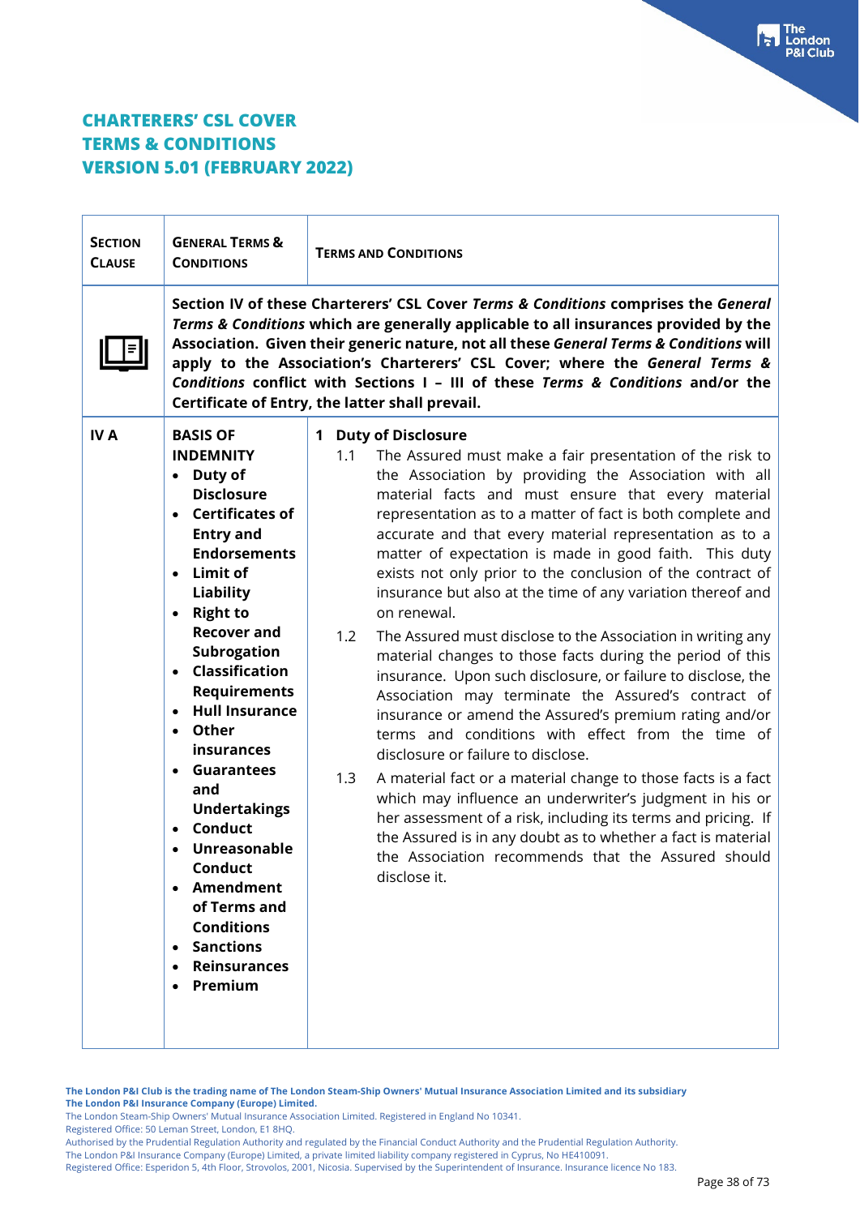# CHARTERERS' CSL COVER
# TERMS & CONDITIONS
# VERSION 5.01 (FEBRUARY 2022)

| SECTION CLAUSE | GENERAL TERMS & CONDITIONS | TERMS AND CONDITIONS |
|---|---|---|
| | **Section IV of these Charterers' CSL Cover *Terms & Conditions* comprises the *General Terms & Conditions* which are generally applicable to all insurances provided by the Association. Given their generic nature, not all these *General Terms & Conditions* will apply to the Association's Charterers' CSL Cover; where the *General Terms & Conditions* conflict with Sections I – III of these *Terms & Conditions* and/or the Certificate of Entry, the latter shall prevail.** | |
| **IV A** | **BASIS OF INDEMNITY**<br>• **Duty of Disclosure**<br>• **Certificates of Entry and Endorsements**<br>• **Limit of Liability**<br>• **Right to Recover and Subrogation**<br>• **Classification Requirements**<br>• **Hull Insurance**<br>• **Other insurances**<br>• **Guarantees and Undertakings**<br>• **Conduct**<br>• **Unreasonable Conduct**<br>• **Amendment of Terms and Conditions**<br>• **Sanctions**<br>• **Reinsurances**<br>• **Premium** | **1 Duty of Disclosure**<br>1.1 The Assured must make a fair presentation of the risk to the Association by providing the Association with all material facts and must ensure that every material representation as to a matter of fact is both complete and accurate and that every material representation as to a matter of expectation is made in good faith. This duty exists not only prior to the conclusion of the contract of insurance but also at the time of any variation thereof and on renewal.<br>1.2 The Assured must disclose to the Association in writing any material changes to those facts during the period of this insurance. Upon such disclosure, or failure to disclose, the Association may terminate the Assured's contract of insurance or amend the Assured's premium rating and/or terms and conditions with effect from the time of disclosure or failure to disclose.<br>1.3 A material fact or a material change to those facts is a fact which may influence an underwriter's judgment in his or her assessment of a risk, including its terms and pricing. If the Assured is in any doubt as to whether a fact is material the Association recommends that the Assured should disclose it. |

**The London P&I Club is the trading name of The London Steam-Ship Owners' Mutual Insurance Association Limited and its subsidiary The London P&I Insurance Company (Europe) Limited.**
The London Steam-Ship Owners' Mutual Insurance Association Limited. Registered in England No 10341.
Registered Office: 50 Leman Street, London, E1 8HQ.
Authorised by the Prudential Regulation Authority and regulated by the Financial Conduct Authority and the Prudential Regulation Authority.
The London P&I Insurance Company (Europe) Limited, a private limited liability company registered in Cyprus, No HE410091.
Registered Office: Esperidon 5, 4th Floor, Strovolos, 2001, Nicosia. Supervised by the Superintendent of Insurance. Insurance licence No 183.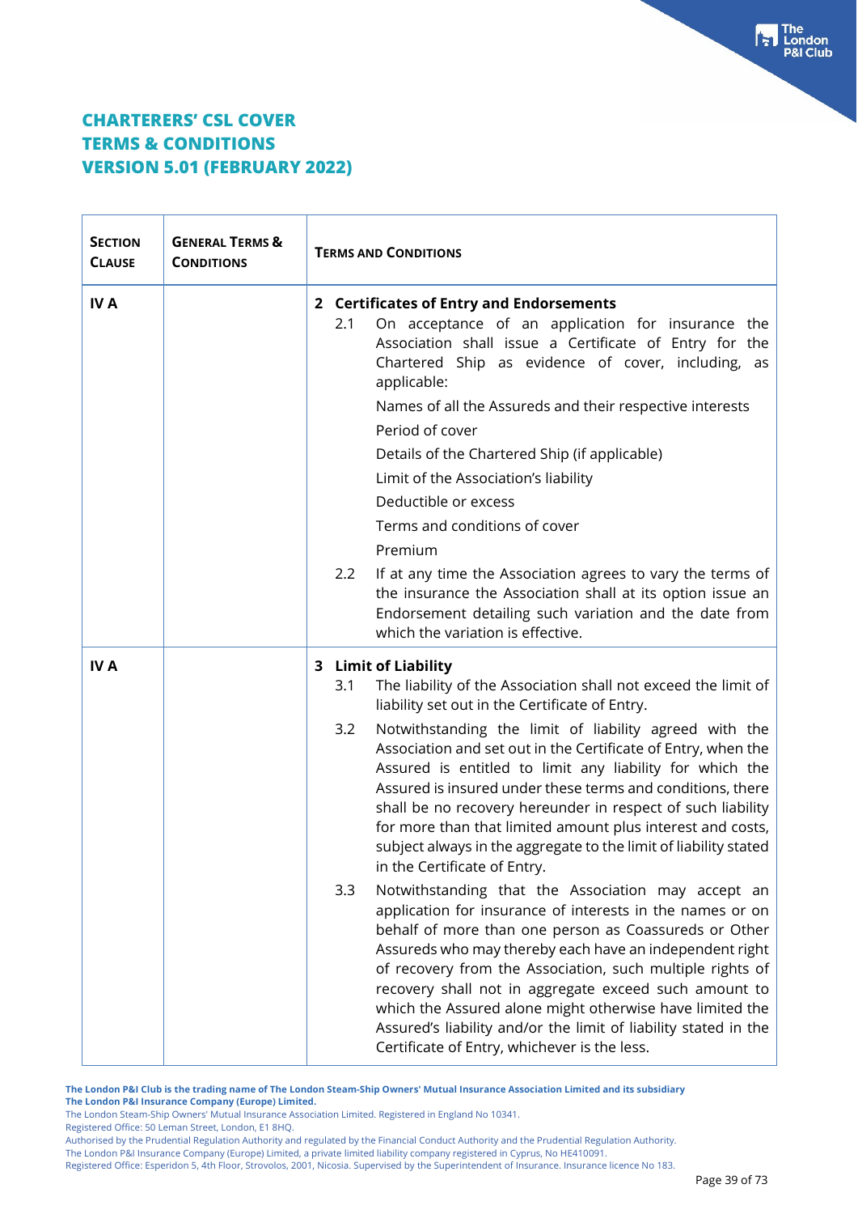# CHARTERERS' CSL COVER
# TERMS & CONDITIONS
# VERSION 5.01 (FEBRUARY 2022)

| **SECTION CLAUSE** | **GENERAL TERMS & CONDITIONS** | **TERMS AND CONDITIONS** |
|---|---|---|
| **IV A** | | **2 Certificates of Entry and Endorsements**<br>2.1 On acceptance of an application for insurance the Association shall issue a Certificate of Entry for the Chartered Ship as evidence of cover, including, as applicable:<br>Names of all the Assureds and their respective interests<br>Period of cover<br>Details of the Chartered Ship (if applicable)<br>Limit of the Association's liability<br>Deductible or excess<br>Terms and conditions of cover<br>Premium<br>2.2 If at any time the Association agrees to vary the terms of the insurance the Association shall at its option issue an Endorsement detailing such variation and the date from which the variation is effective. |
| **IV A** | | **3 Limit of Liability**<br>3.1 The liability of the Association shall not exceed the limit of liability set out in the Certificate of Entry.<br>3.2 Notwithstanding the limit of liability agreed with the Association and set out in the Certificate of Entry, when the Assured is entitled to limit any liability for which the Assured is insured under these terms and conditions, there shall be no recovery hereunder in respect of such liability for more than that limited amount plus interest and costs, subject always in the aggregate to the limit of liability stated in the Certificate of Entry.<br>3.3 Notwithstanding that the Association may accept an application for insurance of interests in the names or on behalf of more than one person as Coassureds or Other Assureds who may thereby each have an independent right of recovery from the Association, such multiple rights of recovery shall not in aggregate exceed such amount to which the Assured alone might otherwise have limited the Assured's liability and/or the limit of liability stated in the Certificate of Entry, whichever is the less. |

**The London P&I Club is the trading name of The London Steam-Ship Owners' Mutual Insurance Association Limited and its subsidiary The London P&I Insurance Company (Europe) Limited.**
The London Steam-Ship Owners' Mutual Insurance Association Limited. Registered in England No 10341.
Registered Office: 50 Leman Street, London, E1 8HQ.
Authorised by the Prudential Regulation Authority and regulated by the Financial Conduct Authority and the Prudential Regulation Authority.
The London P&I Insurance Company (Europe) Limited, a private limited liability company registered in Cyprus, No HE410091.
Registered Office: Esperidon 5, 4th Floor, Strovolos, 2001, Nicosia. Supervised by the Superintendent of Insurance. Insurance licence No 183.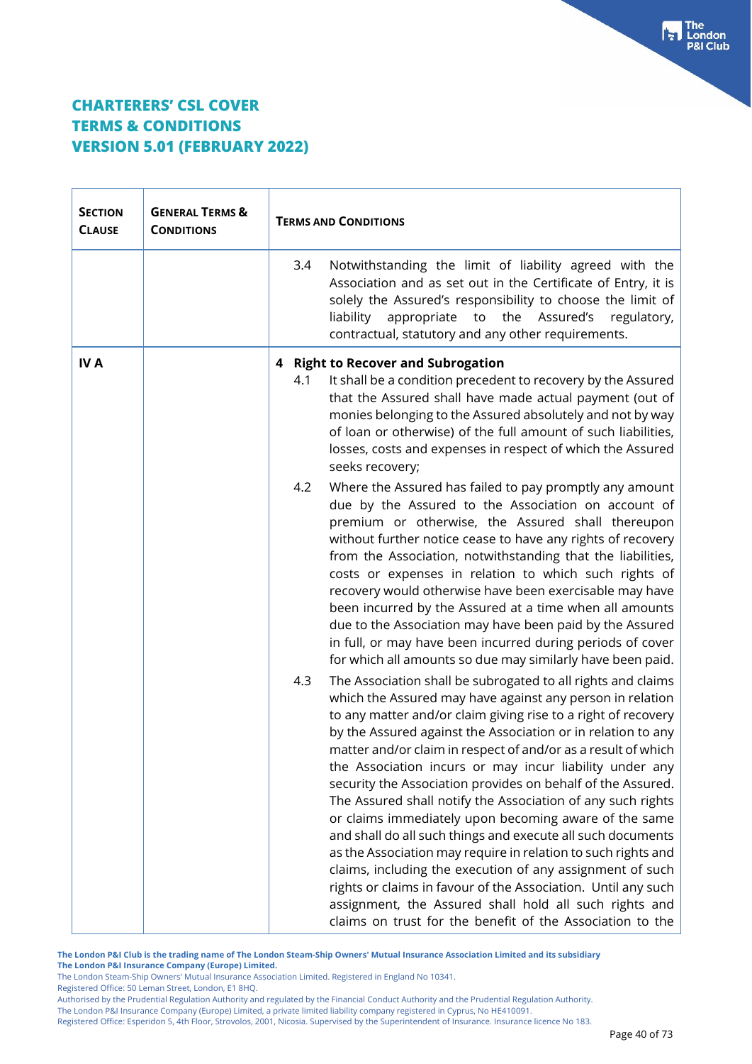# CHARTERERS' CSL COVER
# TERMS & CONDITIONS
# VERSION 5.01 (FEBRUARY 2022)

| SECTION CLAUSE | GENERAL TERMS & CONDITIONS | TERMS AND CONDITIONS |
|---|---|---|
| | | 3.4 Notwithstanding the limit of liability agreed with the Association and as set out in the Certificate of Entry, it is solely the Assured's responsibility to choose the limit of liability appropriate to the Assured's regulatory, contractual, statutory and any other requirements. |
| IV A | | **4 Right to Recover and Subrogation**<br>4.1 It shall be a condition precedent to recovery by the Assured that the Assured shall have made actual payment (out of monies belonging to the Assured absolutely and not by way of loan or otherwise) of the full amount of such liabilities, losses, costs and expenses in respect of which the Assured seeks recovery;<br>4.2 Where the Assured has failed to pay promptly any amount due by the Assured to the Association on account of premium or otherwise, the Assured shall thereupon without further notice cease to have any rights of recovery from the Association, notwithstanding that the liabilities, costs or expenses in relation to which such rights of recovery would otherwise have been exercisable may have been incurred by the Assured at a time when all amounts due to the Association may have been paid by the Assured in full, or may have been incurred during periods of cover for which all amounts so due may similarly have been paid.<br>4.3 The Association shall be subrogated to all rights and claims which the Assured may have against any person in relation to any matter and/or claim giving rise to a right of recovery by the Assured against the Association or in relation to any matter and/or claim in respect of and/or as a result of which the Association incurs or may incur liability under any security the Association provides on behalf of the Assured. The Assured shall notify the Association of any such rights or claims immediately upon becoming aware of the same and shall do all such things and execute all such documents as the Association may require in relation to such rights and claims, including the execution of any assignment of such rights or claims in favour of the Association. Until any such assignment, the Assured shall hold all such rights and claims on trust for the benefit of the Association to the |

**The London P&I Club is the trading name of The London Steam-Ship Owners' Mutual Insurance Association Limited and its subsidiary The London P&I Insurance Company (Europe) Limited.**
The London Steam-Ship Owners' Mutual Insurance Association Limited. Registered in England No 10341.
Registered Office: 50 Leman Street, London, E1 8HQ.
Authorised by the Prudential Regulation Authority and regulated by the Financial Conduct Authority and the Prudential Regulation Authority.
The London P&I Insurance Company (Europe) Limited, a private limited liability company registered in Cyprus, No HE410091.
Registered Office: Esperidon 5, 4th Floor, Strovolos, 2001, Nicosia. Supervised by the Superintendent of Insurance. Insurance licence No 183.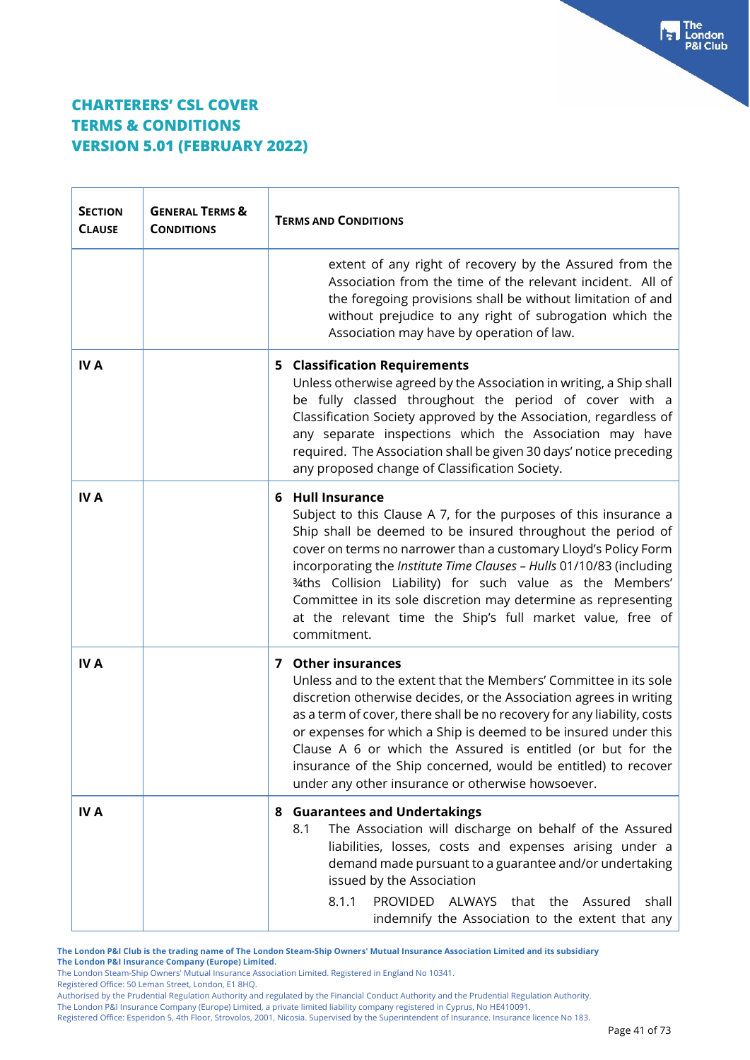## CHARTERERS' CSL COVER
## TERMS & CONDITIONS
## VERSION 5.01 (FEBRUARY 2022)

| **SECTION CLAUSE** | **GENERAL TERMS & CONDITIONS** | **TERMS AND CONDITIONS** |
|---|---|---|
| | | extent of any right of recovery by the Assured from the Association from the time of the relevant incident. All of the foregoing provisions shall be without limitation of and without prejudice to any right of subrogation which the Association may have by operation of law. |
| **IV A** | | **5 Classification Requirements**<br>Unless otherwise agreed by the Association in writing, a Ship shall be fully classed throughout the period of cover with a Classification Society approved by the Association, regardless of any separate inspections which the Association may have required. The Association shall be given 30 days' notice preceding any proposed change of Classification Society. |
| **IV A** | | **6 Hull Insurance**<br>Subject to this Clause A 7, for the purposes of this insurance a Ship shall be deemed to be insured throughout the period of cover on terms no narrower than a customary Lloyd's Policy Form incorporating the *Institute Time Clauses – Hulls* 01/10/83 (including ¾ths Collision Liability) for such value as the Members' Committee in its sole discretion may determine as representing at the relevant time the Ship's full market value, free of commitment. |
| **IV A** | | **7 Other insurances**<br>Unless and to the extent that the Members' Committee in its sole discretion otherwise decides, or the Association agrees in writing as a term of cover, there shall be no recovery for any liability, costs or expenses for which a Ship is deemed to be insured under this Clause A 6 or which the Assured is entitled (or but for the insurance of the Ship concerned, would be entitled) to recover under any other insurance or otherwise howsoever. |
| **IV A** | | **8 Guarantees and Undertakings**<br>8.1 The Association will discharge on behalf of the Assured liabilities, losses, costs and expenses arising under a demand made pursuant to a guarantee and/or undertaking issued by the Association<br>8.1.1 PROVIDED ALWAYS that the Assured shall indemnify the Association to the extent that any |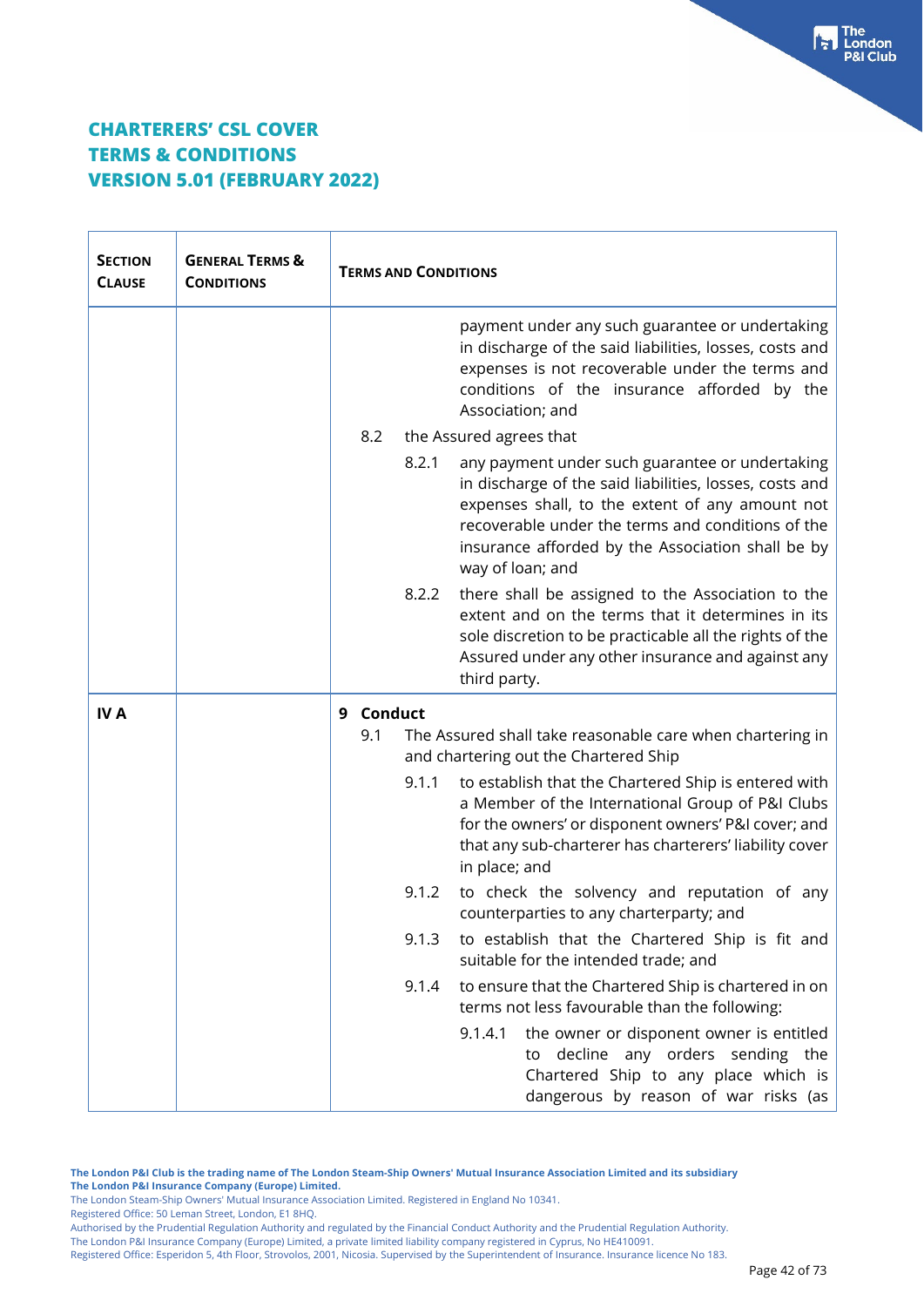# CHARTERERS' CSL COVER
# TERMS & CONDITIONS
# VERSION 5.01 (FEBRUARY 2022)

| SECTION CLAUSE | GENERAL TERMS & CONDITIONS | TERMS AND CONDITIONS |
|---|---|---|
| | | payment under any such guarantee or undertaking in discharge of the said liabilities, losses, costs and expenses is not recoverable under the terms and conditions of the insurance afforded by the Association; and<br><br>8.2 the Assured agrees that<br><br>8.2.1 any payment under such guarantee or undertaking in discharge of the said liabilities, losses, costs and expenses shall, to the extent of any amount not recoverable under the terms and conditions of the insurance afforded by the Association shall be by way of loan; and<br><br>8.2.2 there shall be assigned to the Association to the extent and on the terms that it determines in its sole discretion to be practicable all the rights of the Assured under any other insurance and against any third party. |
| IV A | | **9 Conduct**<br><br>9.1 The Assured shall take reasonable care when chartering in and chartering out the Chartered Ship<br><br>9.1.1 to establish that the Chartered Ship is entered with a Member of the International Group of P&I Clubs for the owners' or disponent owners' P&I cover; and that any sub-charterer has charterers' liability cover in place; and<br><br>9.1.2 to check the solvency and reputation of any counterparties to any charterparty; and<br><br>9.1.3 to establish that the Chartered Ship is fit and suitable for the intended trade; and<br><br>9.1.4 to ensure that the Chartered Ship is chartered in on terms not less favourable than the following:<br><br>9.1.4.1 the owner or disponent owner is entitled to decline any orders sending the Chartered Ship to any place which is dangerous by reason of war risks (as |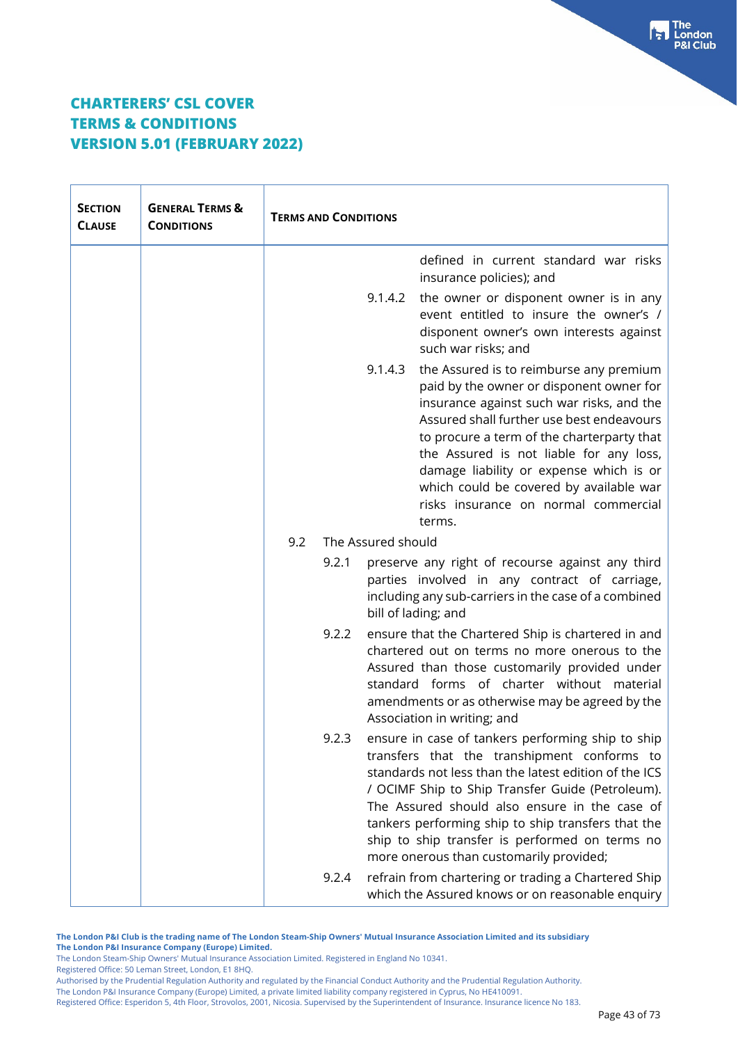**CHARTERERS' CSL COVER**
**TERMS & CONDITIONS**
**VERSION 5.01 (FEBRUARY 2022)**

| **SECTION CLAUSE** | **GENERAL TERMS & CONDITIONS** | **TERMS AND CONDITIONS** |
|---|---|---|
| | | defined in current standard war risks insurance policies); and<br><br>9.1.4.2 the owner or disponent owner is in any event entitled to insure the owner's / disponent owner's own interests against such war risks; and<br><br>9.1.4.3 the Assured is to reimburse any premium paid by the owner or disponent owner for insurance against such war risks, and the Assured shall further use best endeavours to procure a term of the charterparty that the Assured is not liable for any loss, damage liability or expense which is or which could be covered by available war risks insurance on normal commercial terms.<br><br>9.2 The Assured should<br><br>9.2.1 preserve any right of recourse against any third parties involved in any contract of carriage, including any sub-carriers in the case of a combined bill of lading; and<br><br>9.2.2 ensure that the Chartered Ship is chartered in and chartered out on terms no more onerous to the Assured than those customarily provided under standard forms of charter without material amendments or as otherwise may be agreed by the Association in writing; and<br><br>9.2.3 ensure in case of tankers performing ship to ship transfers that the transhipment conforms to standards not less than the latest edition of the ICS / OCIMF Ship to Ship Transfer Guide (Petroleum). The Assured should also ensure in the case of tankers performing ship to ship transfers that the ship to ship transfer is performed on terms no more onerous than customarily provided;<br><br>9.2.4 refrain from chartering or trading a Chartered Ship which the Assured knows or on reasonable enquiry |

The London P&I Club is the trading name of The London Steam-Ship Owners' Mutual Insurance Association Limited and its subsidiary The London P&I Insurance Company (Europe) Limited.
The London Steam-Ship Owners' Mutual Insurance Association Limited. Registered in England No 10341.
Registered Office: 50 Leman Street, London, E1 8HQ.
Authorised by the Prudential Regulation Authority and regulated by the Financial Conduct Authority and the Prudential Regulation Authority.
The London P&I Insurance Company (Europe) Limited, a private limited liability company registered in Cyprus, No HE410091.
Registered Office: Esperidon 5, 4th Floor, Strovolos, 2001, Nicosia. Supervised by the Superintendent of Insurance. Insurance licence No 183.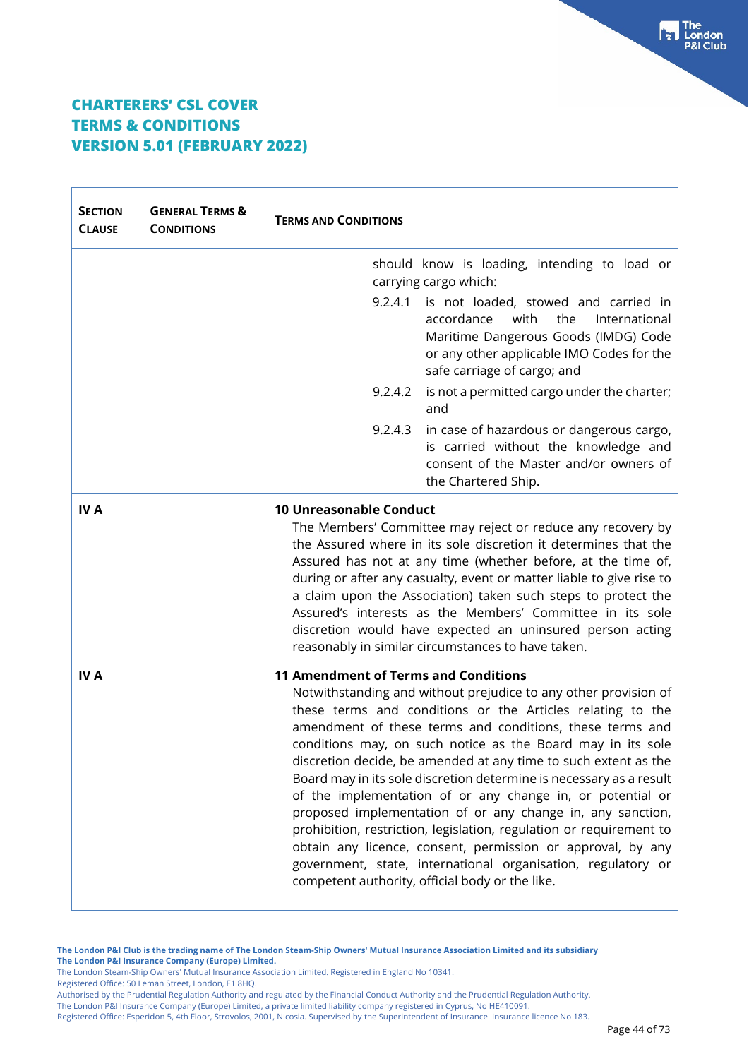# CHARTERERS' CSL COVER
# TERMS & CONDITIONS
# VERSION 5.01 (FEBRUARY 2022)

| SECTION CLAUSE | GENERAL TERMS & CONDITIONS | TERMS AND CONDITIONS |
|---|---|---|
| | | should know is loading, intending to load or carrying cargo which:<br>9.2.4.1 is not loaded, stowed and carried in accordance with the International Maritime Dangerous Goods (IMDG) Code or any other applicable IMO Codes for the safe carriage of cargo; and<br>9.2.4.2 is not a permitted cargo under the charter; and<br>9.2.4.3 in case of hazardous or dangerous cargo, is carried without the knowledge and consent of the Master and/or owners of the Chartered Ship. |
| IV A | | **10 Unreasonable Conduct**<br>The Members' Committee may reject or reduce any recovery by the Assured where in its sole discretion it determines that the Assured has not at any time (whether before, at the time of, during or after any casualty, event or matter liable to give rise to a claim upon the Association) taken such steps to protect the Assured's interests as the Members' Committee in its sole discretion would have expected an uninsured person acting reasonably in similar circumstances to have taken. |
| IV A | | **11 Amendment of Terms and Conditions**<br>Notwithstanding and without prejudice to any other provision of these terms and conditions or the Articles relating to the amendment of these terms and conditions, these terms and conditions may, on such notice as the Board may in its sole discretion decide, be amended at any time to such extent as the Board may in its sole discretion determine is necessary as a result of the implementation of or any change in, or potential or proposed implementation of or any change in, any sanction, prohibition, restriction, legislation, regulation or requirement to obtain any licence, consent, permission or approval, by any government, state, international organisation, regulatory or competent authority, official body or the like. |

**The London P&I Club is the trading name of The London Steam-Ship Owners' Mutual Insurance Association Limited and its subsidiary The London P&I Insurance Company (Europe) Limited.**
The London Steam-Ship Owners' Mutual Insurance Association Limited. Registered in England No 10341.
Registered Office: 50 Leman Street, London, E1 8HQ.
Authorised by the Prudential Regulation Authority and regulated by the Financial Conduct Authority and the Prudential Regulation Authority.
The London P&I Insurance Company (Europe) Limited, a private limited liability company registered in Cyprus, No HE410091.
Registered Office: Esperidon 5, 4th Floor, Strovolos, 2001, Nicosia. Supervised by the Superintendent of Insurance. Insurance licence No 183.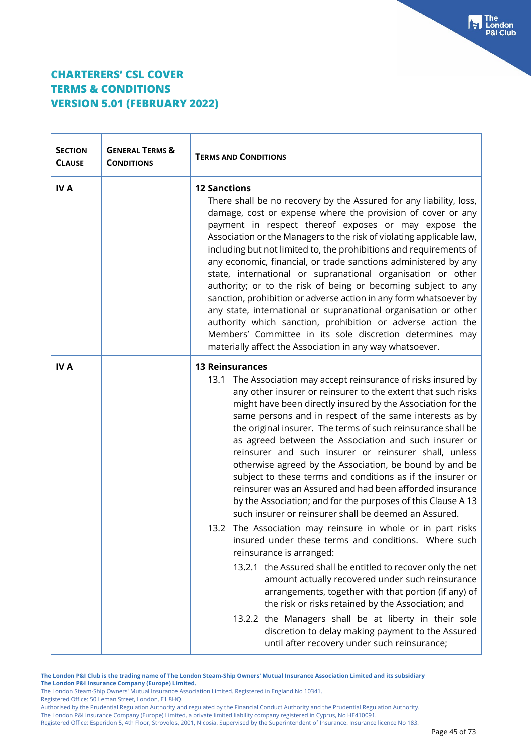**CHARTERERS' CSL COVER**
**TERMS & CONDITIONS**
**VERSION 5.01 (FEBRUARY 2022)**

| **SECTION CLAUSE** | **GENERAL TERMS & CONDITIONS** | **TERMS AND CONDITIONS** |
|---|---|---|
| **IV A** | | **12 Sanctions**<br>There shall be no recovery by the Assured for any liability, loss, damage, cost or expense where the provision of cover or any payment in respect thereof exposes or may expose the Association or the Managers to the risk of violating applicable law, including but not limited to, the prohibitions and requirements of any economic, financial, or trade sanctions administered by any state, international or supranational organisation or other authority; or to the risk of being or becoming subject to any sanction, prohibition or adverse action in any form whatsoever by any state, international or supranational organisation or other authority which sanction, prohibition or adverse action the Members' Committee in its sole discretion determines may materially affect the Association in any way whatsoever. |
| **IV A** | | **13 Reinsurances**<br>13.1 The Association may accept reinsurance of risks insured by any other insurer or reinsurer to the extent that such risks might have been directly insured by the Association for the same persons and in respect of the same interests as by the original insurer. The terms of such reinsurance shall be as agreed between the Association and such insurer or reinsurer and such insurer or reinsurer shall, unless otherwise agreed by the Association, be bound by and be subject to these terms and conditions as if the insurer or reinsurer was an Assured and had been afforded insurance by the Association; and for the purposes of this Clause A 13 such insurer or reinsurer shall be deemed an Assured.<br>13.2 The Association may reinsure in whole or in part risks insured under these terms and conditions. Where such reinsurance is arranged:<br>13.2.1 the Assured shall be entitled to recover only the net amount actually recovered under such reinsurance arrangements, together with that portion (if any) of the risk or risks retained by the Association; and<br>13.2.2 the Managers shall be at liberty in their sole discretion to delay making payment to the Assured until after recovery under such reinsurance; |

**The London P&I Club is the trading name of The London Steam-Ship Owners' Mutual Insurance Association Limited and its subsidiary The London P&I Insurance Company (Europe) Limited.**
The London Steam-Ship Owners' Mutual Insurance Association Limited. Registered in England No 10341.
Registered Office: 50 Leman Street, London, E1 8HQ.
Authorised by the Prudential Regulation Authority and regulated by the Financial Conduct Authority and the Prudential Regulation Authority.
The London P&I Insurance Company (Europe) Limited, a private limited liability company registered in Cyprus, No HE410091.
Registered Office: Esperidon 5, 4th Floor, Strovolos, 2001, Nicosia. Supervised by the Superintendent of Insurance. Insurance licence No 183.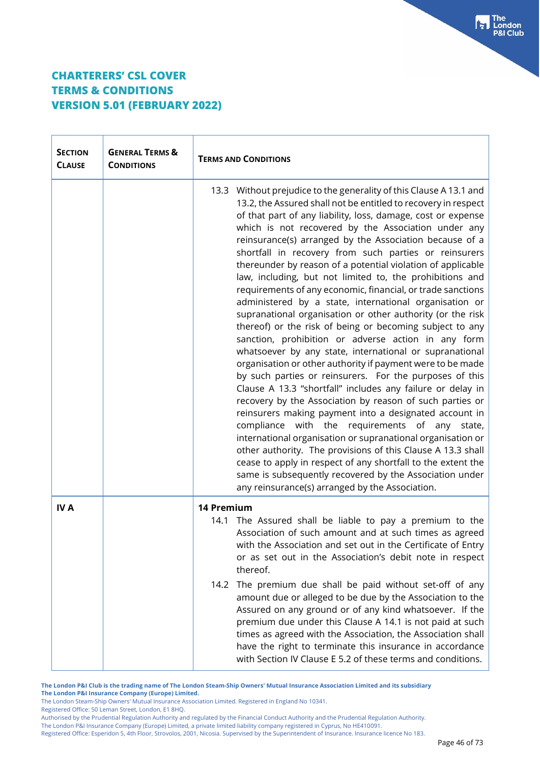# CHARTERERS' CSL COVER
# TERMS & CONDITIONS
# VERSION 5.01 (FEBRUARY 2022)

| SECTION CLAUSE | GENERAL TERMS & CONDITIONS | TERMS AND CONDITIONS |
|---|---|---|
| | | 13.3 Without prejudice to the generality of this Clause A 13.1 and 13.2, the Assured shall not be entitled to recovery in respect of that part of any liability, loss, damage, cost or expense which is not recovered by the Association under any reinsurance(s) arranged by the Association because of a shortfall in recovery from such parties or reinsurers thereunder by reason of a potential violation of applicable law, including, but not limited to, the prohibitions and requirements of any economic, financial, or trade sanctions administered by a state, international organisation or supranational organisation or other authority (or the risk thereof) or the risk of being or becoming subject to any sanction, prohibition or adverse action in any form whatsoever by any state, international or supranational organisation or other authority if payment were to be made by such parties or reinsurers. For the purposes of this Clause A 13.3 "shortfall" includes any failure or delay in recovery by the Association by reason of such parties or reinsurers making payment into a designated account in compliance with the requirements of any state, international organisation or supranational organisation or other authority. The provisions of this Clause A 13.3 shall cease to apply in respect of any shortfall to the extent the same is subsequently recovered by the Association under any reinsurance(s) arranged by the Association. |
| **IV A** | | **14 Premium**<br>14.1 The Assured shall be liable to pay a premium to the Association of such amount and at such times as agreed with the Association and set out in the Certificate of Entry or as set out in the Association's debit note in respect thereof.<br>14.2 The premium due shall be paid without set-off of any amount due or alleged to be due by the Association to the Assured on any ground or of any kind whatsoever. If the premium due under this Clause A 14.1 is not paid at such times as agreed with the Association, the Association shall have the right to terminate this insurance in accordance with Section IV Clause E 5.2 of these terms and conditions. |

**The London P&I Club is the trading name of The London Steam-Ship Owners' Mutual Insurance Association Limited and its subsidiary The London P&I Insurance Company (Europe) Limited.**
The London Steam-Ship Owners' Mutual Insurance Association Limited. Registered in England No 10341.
Registered Office: 50 Leman Street, London, E1 8HQ.
Authorised by the Prudential Regulation Authority and regulated by the Financial Conduct Authority and the Prudential Regulation Authority.
The London P&I Insurance Company (Europe) Limited, a private limited liability company registered in Cyprus, No HE410091.
Registered Office: Esperidon 5, 4th Floor, Strovolos, 2001, Nicosia. Supervised by the Superintendent of Insurance. Insurance licence No 183.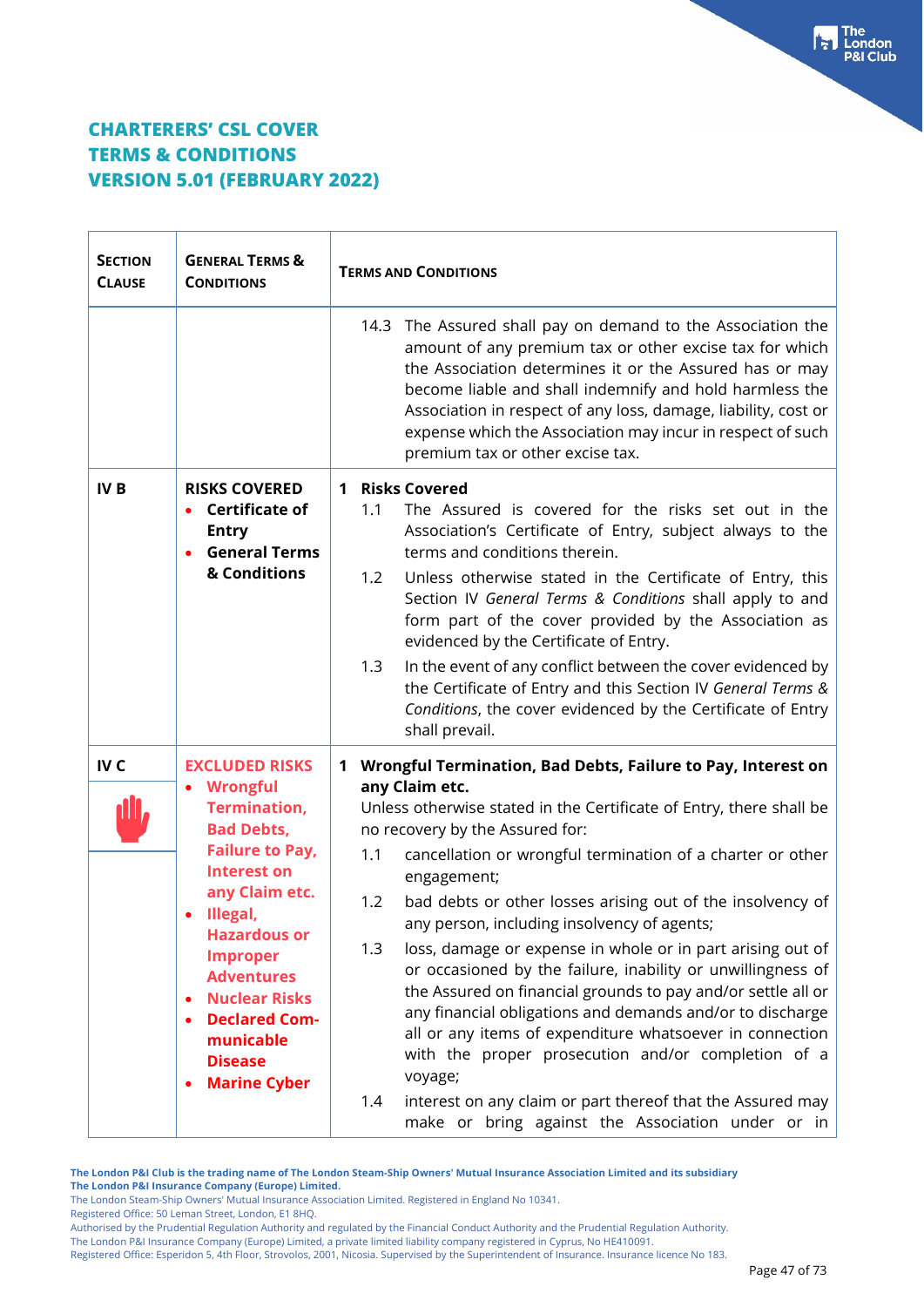# CHARTERERS' CSL COVER
# TERMS & CONDITIONS
# VERSION 5.01 (FEBRUARY 2022)

| SECTION CLAUSE | GENERAL TERMS & CONDITIONS | TERMS AND CONDITIONS |
|---|---|---|
| | | 14.3 The Assured shall pay on demand to the Association the amount of any premium tax or other excise tax for which the Association determines it or the Assured has or may become liable and shall indemnify and hold harmless the Association in respect of any loss, damage, liability, cost or expense which the Association may incur in respect of such premium tax or other excise tax. |
| IV B | **RISKS COVERED** <br>• **Certificate of Entry** <br>• **General Terms & Conditions** | **1 Risks Covered** <br>1.1 The Assured is covered for the risks set out in the Association's Certificate of Entry, subject always to the terms and conditions therein. <br>1.2 Unless otherwise stated in the Certificate of Entry, this Section IV *General Terms & Conditions* shall apply to and form part of the cover provided by the Association as evidenced by the Certificate of Entry. <br>1.3 In the event of any conflict between the cover evidenced by the Certificate of Entry and this Section IV *General Terms & Conditions*, the cover evidenced by the Certificate of Entry shall prevail. |
| IV C | **EXCLUDED RISKS** <br>• **Wrongful Termination, Bad Debts, Failure to Pay, Interest on any Claim etc.** <br>• **Illegal, Hazardous or Improper Adventures** <br>• **Nuclear Risks** <br>• **Declared Communicable Disease** <br>• **Marine Cyber** | **1 Wrongful Termination, Bad Debts, Failure to Pay, Interest on any Claim etc.** <br>Unless otherwise stated in the Certificate of Entry, there shall be no recovery by the Assured for: <br>1.1 cancellation or wrongful termination of a charter or other engagement; <br>1.2 bad debts or other losses arising out of the insolvency of any person, including insolvency of agents; <br>1.3 loss, damage or expense in whole or in part arising out of or occasioned by the failure, inability or unwillingness of the Assured on financial grounds to pay and/or settle all or any financial obligations and demands and/or to discharge all or any items of expenditure whatsoever in connection with the proper prosecution and/or completion of a voyage; <br>1.4 interest on any claim or part thereof that the Assured may make or bring against the Association under or in |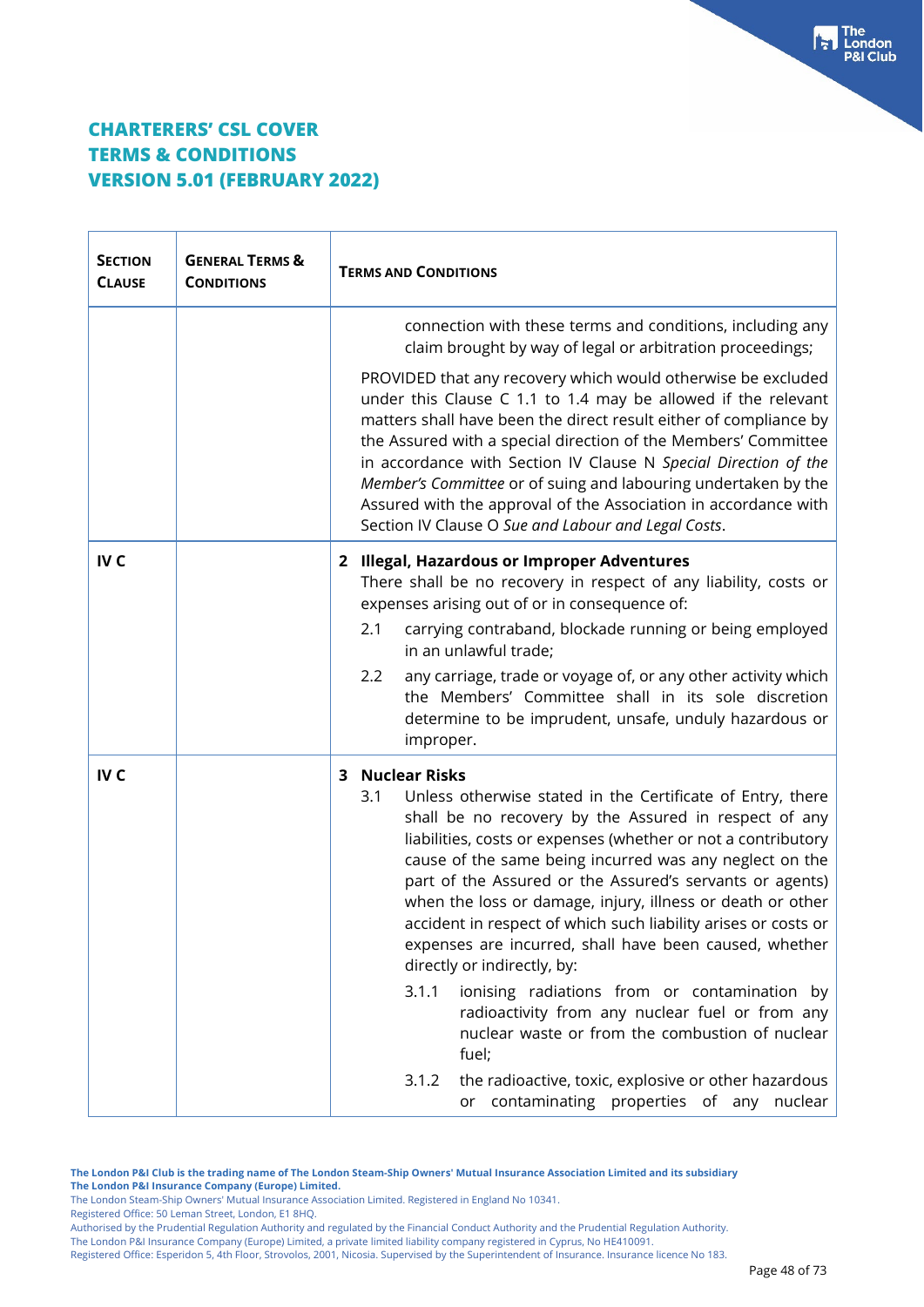# CHARTERERS' CSL COVER
# TERMS & CONDITIONS
# VERSION 5.01 (FEBRUARY 2022)

| SECTION CLAUSE | GENERAL TERMS & CONDITIONS | TERMS AND CONDITIONS |
|---|---|---|
| | | connection with these terms and conditions, including any claim brought by way of legal or arbitration proceedings;<br><br>PROVIDED that any recovery which would otherwise be excluded under this Clause C 1.1 to 1.4 may be allowed if the relevant matters shall have been the direct result either of compliance by the Assured with a special direction of the Members' Committee in accordance with Section IV Clause N *Special Direction of the Member's Committee* or of suing and labouring undertaken by the Assured with the approval of the Association in accordance with Section IV Clause O *Sue and Labour and Legal Costs*. |
| IV C | | **2 Illegal, Hazardous or Improper Adventures**<br>There shall be no recovery in respect of any liability, costs or expenses arising out of or in consequence of:<br>2.1 carrying contraband, blockade running or being employed in an unlawful trade;<br>2.2 any carriage, trade or voyage of, or any other activity which the Members' Committee shall in its sole discretion determine to be imprudent, unsafe, unduly hazardous or improper. |
| IV C | | **3 Nuclear Risks**<br>3.1 Unless otherwise stated in the Certificate of Entry, there shall be no recovery by the Assured in respect of any liabilities, costs or expenses (whether or not a contributory cause of the same being incurred was any neglect on the part of the Assured or the Assured's servants or agents) when the loss or damage, injury, illness or death or other accident in respect of which such liability arises or costs or expenses are incurred, shall have been caused, whether directly or indirectly, by:<br>3.1.1 ionising radiations from or contamination by radioactivity from any nuclear fuel or from any nuclear waste or from the combustion of nuclear fuel;<br>3.1.2 the radioactive, toxic, explosive or other hazardous or contaminating properties of any nuclear |

**The London P&I Club is the trading name of The London Steam-Ship Owners' Mutual Insurance Association Limited and its subsidiary The London P&I Insurance Company (Europe) Limited.**
The London Steam-Ship Owners' Mutual Insurance Association Limited. Registered in England No 10341.
Registered Office: 50 Leman Street, London, E1 8HQ.
Authorised by the Prudential Regulation Authority and regulated by the Financial Conduct Authority and the Prudential Regulation Authority.
The London P&I Insurance Company (Europe) Limited, a private limited liability company registered in Cyprus, No HE410091.
Registered Office: Esperidon 5, 4th Floor, Strovolos, 2001, Nicosia. Supervised by the Superintendent of Insurance. Insurance licence No 183.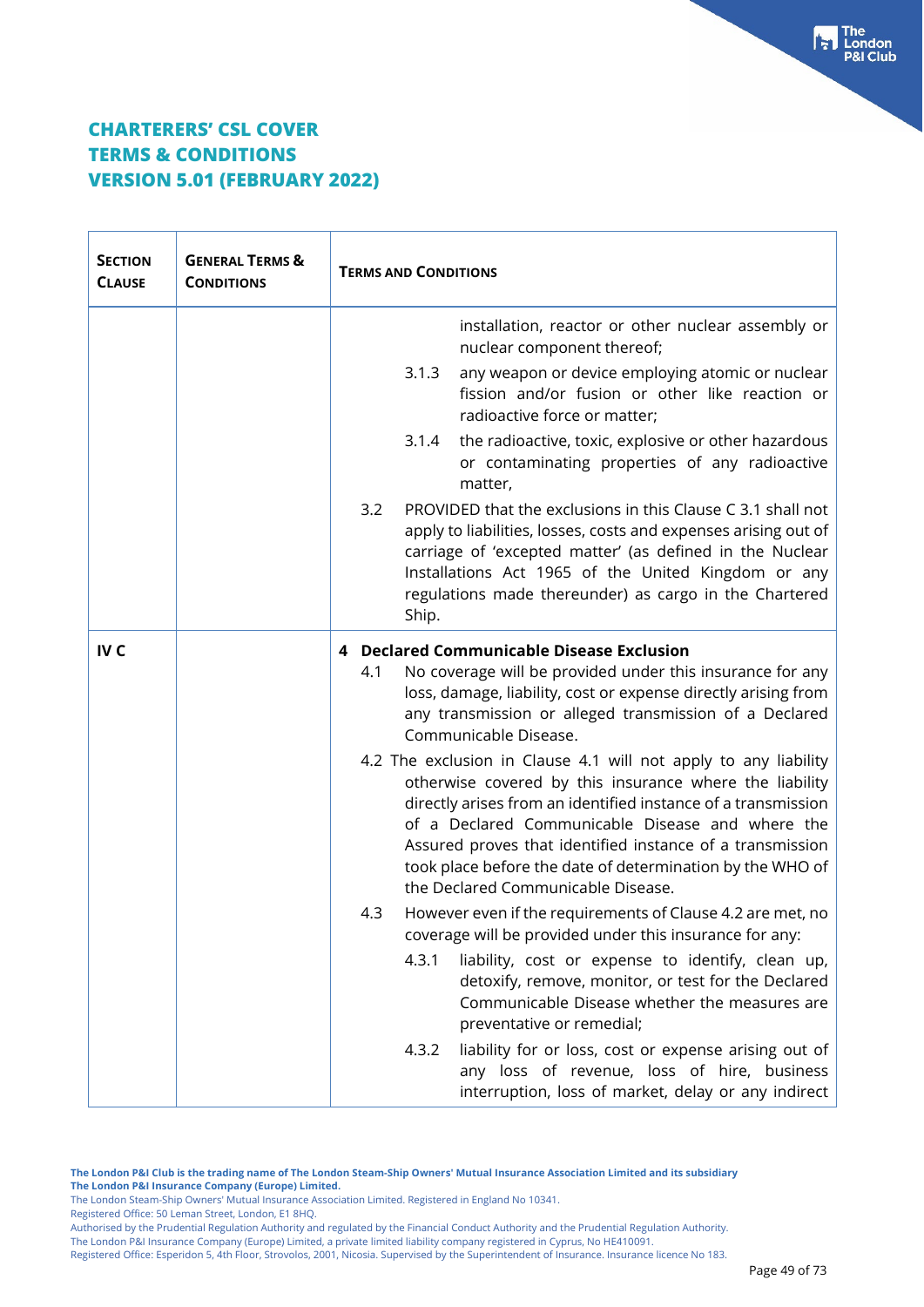# CHARTERERS' CSL COVER
# TERMS & CONDITIONS
# VERSION 5.01 (FEBRUARY 2022)

| SECTION CLAUSE | GENERAL TERMS & CONDITIONS | TERMS AND CONDITIONS |
|---|---|---|
| | | installation, reactor or other nuclear assembly or nuclear component thereof;<br><br>3.1.3 any weapon or device employing atomic or nuclear fission and/or fusion or other like reaction or radioactive force or matter;<br><br>3.1.4 the radioactive, toxic, explosive or other hazardous or contaminating properties of any radioactive matter,<br><br>3.2 PROVIDED that the exclusions in this Clause C 3.1 shall not apply to liabilities, losses, costs and expenses arising out of carriage of 'excepted matter' (as defined in the Nuclear Installations Act 1965 of the United Kingdom or any regulations made thereunder) as cargo in the Chartered Ship. |
| IV C | | **4 Declared Communicable Disease Exclusion**<br><br>4.1 No coverage will be provided under this insurance for any loss, damage, liability, cost or expense directly arising from any transmission or alleged transmission of a Declared Communicable Disease.<br><br>4.2 The exclusion in Clause 4.1 will not apply to any liability otherwise covered by this insurance where the liability directly arises from an identified instance of a transmission of a Declared Communicable Disease and where the Assured proves that identified instance of a transmission took place before the date of determination by the WHO of the Declared Communicable Disease.<br><br>4.3 However even if the requirements of Clause 4.2 are met, no coverage will be provided under this insurance for any:<br><br>4.3.1 liability, cost or expense to identify, clean up, detoxify, remove, monitor, or test for the Declared Communicable Disease whether the measures are preventative or remedial;<br><br>4.3.2 liability for or loss, cost or expense arising out of any loss of revenue, loss of hire, business interruption, loss of market, delay or any indirect |

**The London P&I Club is the trading name of The London Steam-Ship Owners' Mutual Insurance Association Limited and its subsidiary The London P&I Insurance Company (Europe) Limited.**
The London Steam-Ship Owners' Mutual Insurance Association Limited. Registered in England No 10341.
Registered Office: 50 Leman Street, London, E1 8HQ.
Authorised by the Prudential Regulation Authority and regulated by the Financial Conduct Authority and the Prudential Regulation Authority.
The London P&I Insurance Company (Europe) Limited, a private limited liability company registered in Cyprus, No HE410091.
Registered Office: Esperidon 5, 4th Floor, Strovolos, 2001, Nicosia. Supervised by the Superintendent of Insurance. Insurance licence No 183.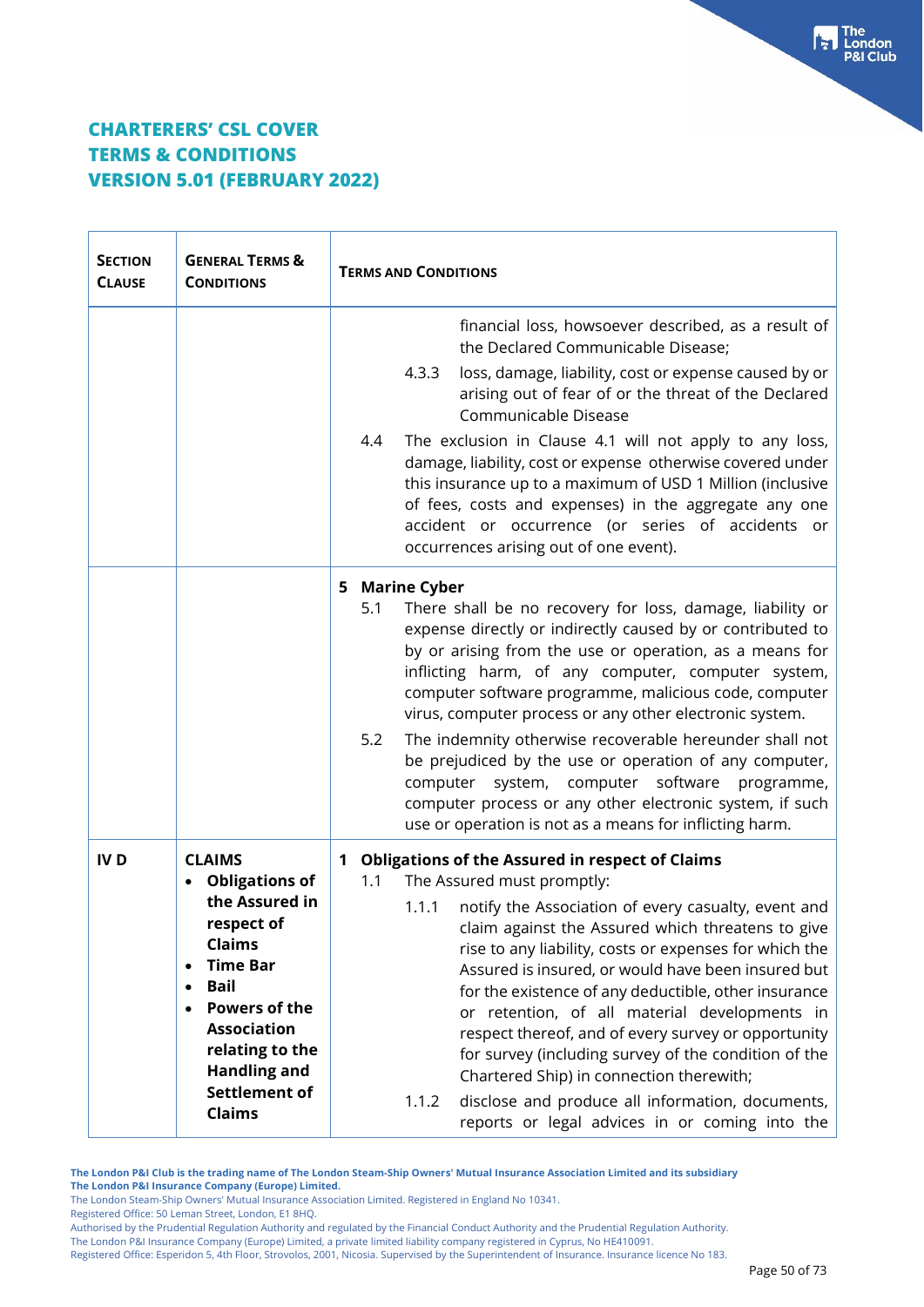# CHARTERERS' CSL COVER
# TERMS & CONDITIONS
# VERSION 5.01 (FEBRUARY 2022)

| SECTION CLAUSE | GENERAL TERMS & CONDITIONS | TERMS AND CONDITIONS |
|---|---|---|
| | | financial loss, howsoever described, as a result of the Declared Communicable Disease;<br><br>4.3.3 loss, damage, liability, cost or expense caused by or arising out of fear of or the threat of the Declared Communicable Disease<br><br>4.4 The exclusion in Clause 4.1 will not apply to any loss, damage, liability, cost or expense otherwise covered under this insurance up to a maximum of USD 1 Million (inclusive of fees, costs and expenses) in the aggregate any one accident or occurrence (or series of accidents or occurrences arising out of one event). |
| | | **5 Marine Cyber**<br>5.1 There shall be no recovery for loss, damage, liability or expense directly or indirectly caused by or contributed to by or arising from the use or operation, as a means for inflicting harm, of any computer, computer system, computer software programme, malicious code, computer virus, computer process or any other electronic system.<br><br>5.2 The indemnity otherwise recoverable hereunder shall not be prejudiced by the use or operation of any computer, computer system, computer software programme, computer process or any other electronic system, if such use or operation is not as a means for inflicting harm. |
| **IV D** | **CLAIMS**<br>• **Obligations of the Assured in respect of Claims**<br>• **Time Bar**<br>• **Bail**<br>• **Powers of the Association relating to the Handling and Settlement of Claims** | **1 Obligations of the Assured in respect of Claims**<br>1.1 The Assured must promptly:<br><br>1.1.1 notify the Association of every casualty, event and claim against the Assured which threatens to give rise to any liability, costs or expenses for which the Assured is insured, or would have been insured but for the existence of any deductible, other insurance or retention, of all material developments in respect thereof, and of every survey or opportunity for survey (including survey of the condition of the Chartered Ship) in connection therewith;<br><br>1.1.2 disclose and produce all information, documents, reports or legal advices in or coming into the |

**The London P&I Club is the trading name of The London Steam-Ship Owners' Mutual Insurance Association Limited and its subsidiary The London P&I Insurance Company (Europe) Limited.**
The London Steam-Ship Owners' Mutual Insurance Association Limited. Registered in England No 10341.
Registered Office: 50 Leman Street, London, E1 8HQ.
Authorised by the Prudential Regulation Authority and regulated by the Financial Conduct Authority and the Prudential Regulation Authority.
The London P&I Insurance Company (Europe) Limited, a private limited liability company registered in Cyprus, No HE410091.
Registered Office: Esperidon 5, 4th Floor, Strovolos, 2001, Nicosia. Supervised by the Superintendent of Insurance. Insurance licence No 183.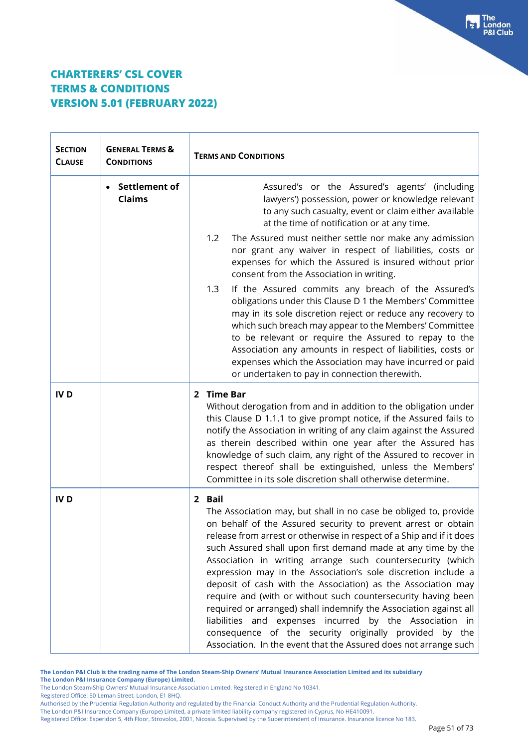# CHARTERERS' CSL COVER
# TERMS & CONDITIONS
# VERSION 5.01 (FEBRUARY 2022)

| SECTION CLAUSE | GENERAL TERMS & CONDITIONS | TERMS AND CONDITIONS |
|---|---|---|
| | • **Settlement of Claims** | Assured's or the Assured's agents' (including lawyers') possession, power or knowledge relevant to any such casualty, event or claim either available at the time of notification or at any time.<br><br>1.2 The Assured must neither settle nor make any admission nor grant any waiver in respect of liabilities, costs or expenses for which the Assured is insured without prior consent from the Association in writing.<br><br>1.3 If the Assured commits any breach of the Assured's obligations under this Clause D 1 the Members' Committee may in its sole discretion reject or reduce any recovery to which such breach may appear to the Members' Committee to be relevant or require the Assured to repay to the Association any amounts in respect of liabilities, costs or expenses which the Association may have incurred or paid or undertaken to pay in connection therewith. |
| **IV D** | | **2 Time Bar**<br>Without derogation from and in addition to the obligation under this Clause D 1.1.1 to give prompt notice, if the Assured fails to notify the Association in writing of any claim against the Assured as therein described within one year after the Assured has knowledge of such claim, any right of the Assured to recover in respect thereof shall be extinguished, unless the Members' Committee in its sole discretion shall otherwise determine. |
| **IV D** | | **2 Bail**<br>The Association may, but shall in no case be obliged to, provide on behalf of the Assured security to prevent arrest or obtain release from arrest or otherwise in respect of a Ship and if it does such Assured shall upon first demand made at any time by the Association in writing arrange such countersecurity (which expression may in the Association's sole discretion include a deposit of cash with the Association) as the Association may require and (with or without such countersecurity having been required or arranged) shall indemnify the Association against all liabilities and expenses incurred by the Association in consequence of the security originally provided by the Association. In the event that the Assured does not arrange such |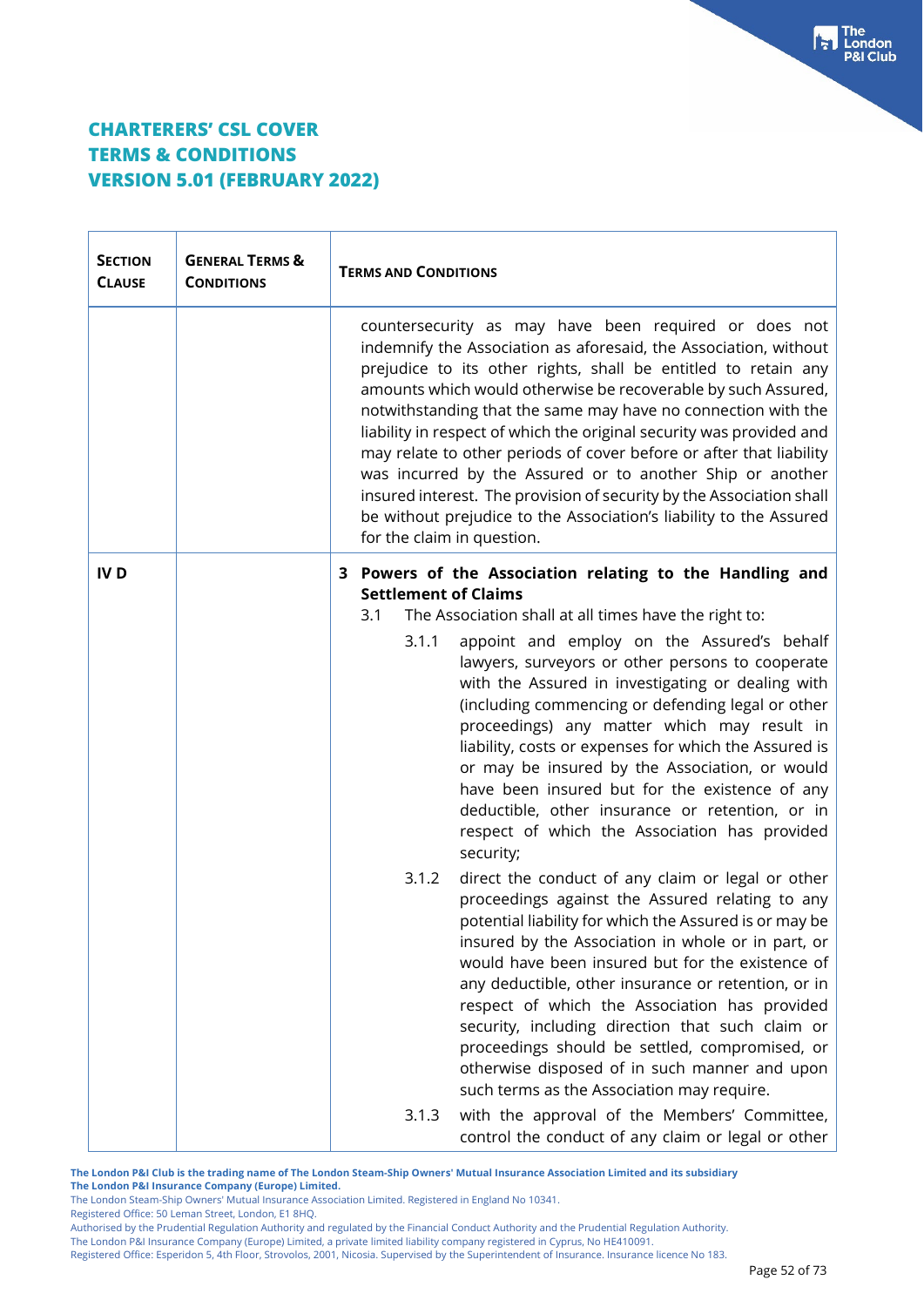# CHARTERERS' CSL COVER
# TERMS & CONDITIONS
# VERSION 5.01 (FEBRUARY 2022)

| SECTION CLAUSE | GENERAL TERMS & CONDITIONS | TERMS AND CONDITIONS |
|---|---|---|
| | | countersecurity as may have been required or does not indemnify the Association as aforesaid, the Association, without prejudice to its other rights, shall be entitled to retain any amounts which would otherwise be recoverable by such Assured, notwithstanding that the same may have no connection with the liability in respect of which the original security was provided and may relate to other periods of cover before or after that liability was incurred by the Assured or to another Ship or another insured interest. The provision of security by the Association shall be without prejudice to the Association's liability to the Assured for the claim in question. |
| IV D | | **3 Powers of the Association relating to the Handling and Settlement of Claims**<br>3.1 The Association shall at all times have the right to:<br>3.1.1 appoint and employ on the Assured's behalf lawyers, surveyors or other persons to cooperate with the Assured in investigating or dealing with (including commencing or defending legal or other proceedings) any matter which may result in liability, costs or expenses for which the Assured is or may be insured by the Association, or would have been insured but for the existence of any deductible, other insurance or retention, or in respect of which the Association has provided security;<br>3.1.2 direct the conduct of any claim or legal or other proceedings against the Assured relating to any potential liability for which the Assured is or may be insured by the Association in whole or in part, or would have been insured but for the existence of any deductible, other insurance or retention, or in respect of which the Association has provided security, including direction that such claim or proceedings should be settled, compromised, or otherwise disposed of in such manner and upon such terms as the Association may require.<br>3.1.3 with the approval of the Members' Committee, control the conduct of any claim or legal or other |

**The London P&I Club is the trading name of The London Steam-Ship Owners' Mutual Insurance Association Limited and its subsidiary The London P&I Insurance Company (Europe) Limited.**
The London Steam-Ship Owners' Mutual Insurance Association Limited. Registered in England No 10341.
Registered Office: 50 Leman Street, London, E1 8HQ.
Authorised by the Prudential Regulation Authority and regulated by the Financial Conduct Authority and the Prudential Regulation Authority.
The London P&I Insurance Company (Europe) Limited, a private limited liability company registered in Cyprus, No HE410091.
Registered Office: Esperidon 5, 4th Floor, Strovolos, 2001, Nicosia. Supervised by the Superintendent of Insurance. Insurance licence No 183.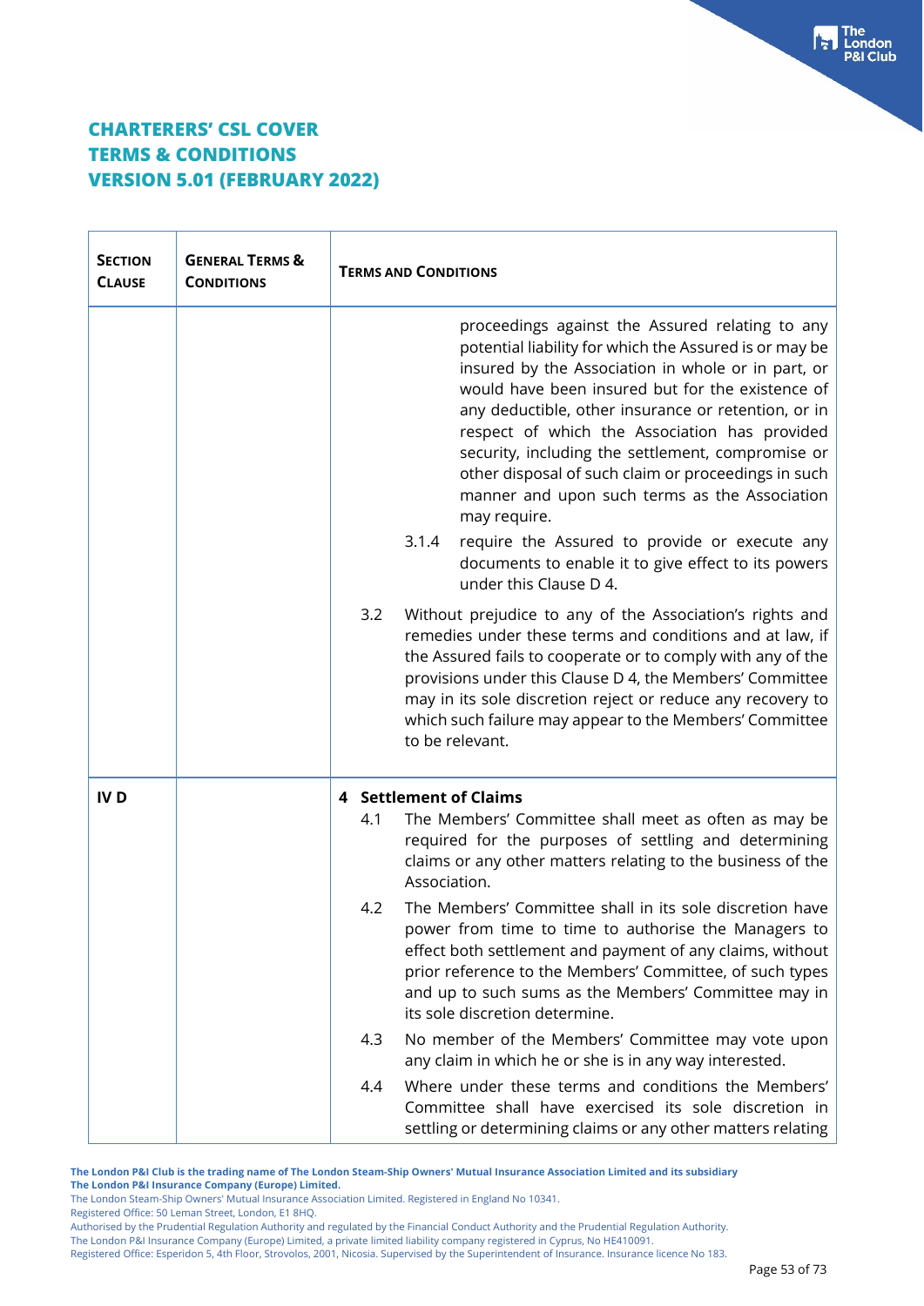# CHARTERERS' CSL COVER
# TERMS & CONDITIONS
# VERSION 5.01 (FEBRUARY 2022)

| SECTION CLAUSE | GENERAL TERMS & CONDITIONS | TERMS AND CONDITIONS |
|---|---|---|
| | | proceedings against the Assured relating to any potential liability for which the Assured is or may be insured by the Association in whole or in part, or would have been insured but for the existence of any deductible, other insurance or retention, or in respect of which the Association has provided security, including the settlement, compromise or other disposal of such claim or proceedings in such manner and upon such terms as the Association may require.<br><br>3.1.4 require the Assured to provide or execute any documents to enable it to give effect to its powers under this Clause D 4.<br><br>3.2 Without prejudice to any of the Association's rights and remedies under these terms and conditions and at law, if the Assured fails to cooperate or to comply with any of the provisions under this Clause D 4, the Members' Committee may in its sole discretion reject or reduce any recovery to which such failure may appear to the Members' Committee to be relevant. |
| IV D | | **4 Settlement of Claims**<br><br>4.1 The Members' Committee shall meet as often as may be required for the purposes of settling and determining claims or any other matters relating to the business of the Association.<br><br>4.2 The Members' Committee shall in its sole discretion have power from time to time to authorise the Managers to effect both settlement and payment of any claims, without prior reference to the Members' Committee, of such types and up to such sums as the Members' Committee may in its sole discretion determine.<br><br>4.3 No member of the Members' Committee may vote upon any claim in which he or she is in any way interested.<br><br>4.4 Where under these terms and conditions the Members' Committee shall have exercised its sole discretion in settling or determining claims or any other matters relating |

**The London P&I Club is the trading name of The London Steam-Ship Owners' Mutual Insurance Association Limited and its subsidiary The London P&I Insurance Company (Europe) Limited.**
The London Steam-Ship Owners' Mutual Insurance Association Limited. Registered in England No 10341.
Registered Office: 50 Leman Street, London, E1 8HQ.
Authorised by the Prudential Regulation Authority and regulated by the Financial Conduct Authority and the Prudential Regulation Authority.
The London P&I Insurance Company (Europe) Limited, a private limited liability company registered in Cyprus, No HE410091.
Registered Office: Esperidon 5, 4th Floor, Strovolos, 2001, Nicosia. Supervised by the Superintendent of Insurance. Insurance licence No 183.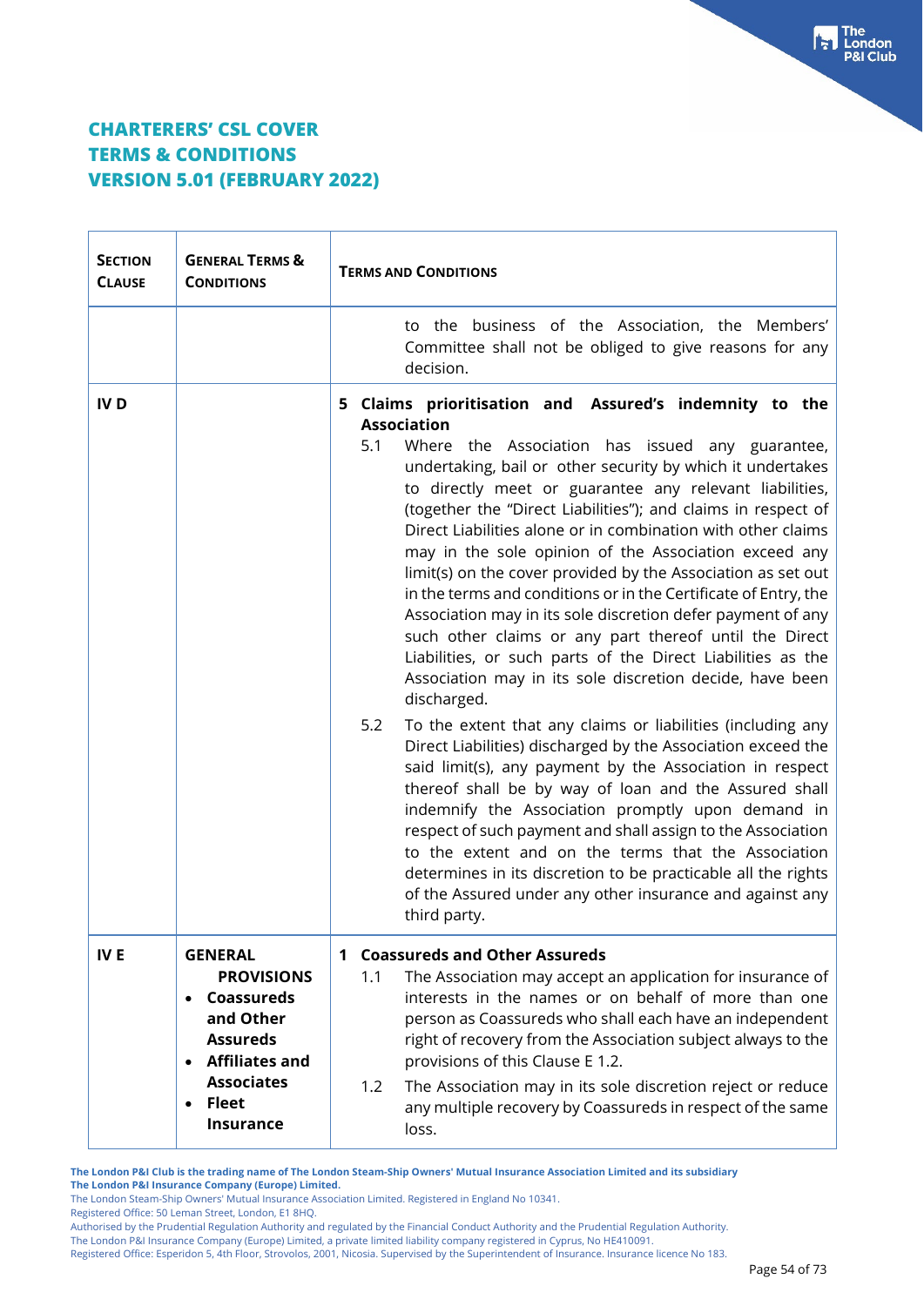**CHARTERERS' CSL COVER**
**TERMS & CONDITIONS**
**VERSION 5.01 (FEBRUARY 2022)**

| SECTION CLAUSE | GENERAL TERMS & CONDITIONS | TERMS AND CONDITIONS |
|---|---|---|
| | | to the business of the Association, the Members' Committee shall not be obliged to give reasons for any decision. |
| IV D | | **5 Claims prioritisation and Assured's indemnity to the Association**<br>5.1 Where the Association has issued any guarantee, undertaking, bail or other security by which it undertakes to directly meet or guarantee any relevant liabilities, (together the "Direct Liabilities"); and claims in respect of Direct Liabilities alone or in combination with other claims may in the sole opinion of the Association exceed any limit(s) on the cover provided by the Association as set out in the terms and conditions or in the Certificate of Entry, the Association may in its sole discretion defer payment of any such other claims or any part thereof until the Direct Liabilities, or such parts of the Direct Liabilities as the Association may in its sole discretion decide, have been discharged.<br>5.2 To the extent that any claims or liabilities (including any Direct Liabilities) discharged by the Association exceed the said limit(s), any payment by the Association in respect thereof shall be by way of loan and the Assured shall indemnify the Association promptly upon demand in respect of such payment and shall assign to the Association to the extent and on the terms that the Association determines in its discretion to be practicable all the rights of the Assured under any other insurance and against any third party. |
| IV E | **GENERAL PROVISIONS**<br>• **Coassureds and Other Assureds**<br>• **Affiliates and Associates**<br>• **Fleet Insurance** | **1 Coassureds and Other Assureds**<br>1.1 The Association may accept an application for insurance of interests in the names or on behalf of more than one person as Coassureds who shall each have an independent right of recovery from the Association subject always to the provisions of this Clause E 1.2.<br>1.2 The Association may in its sole discretion reject or reduce any multiple recovery by Coassureds in respect of the same loss. |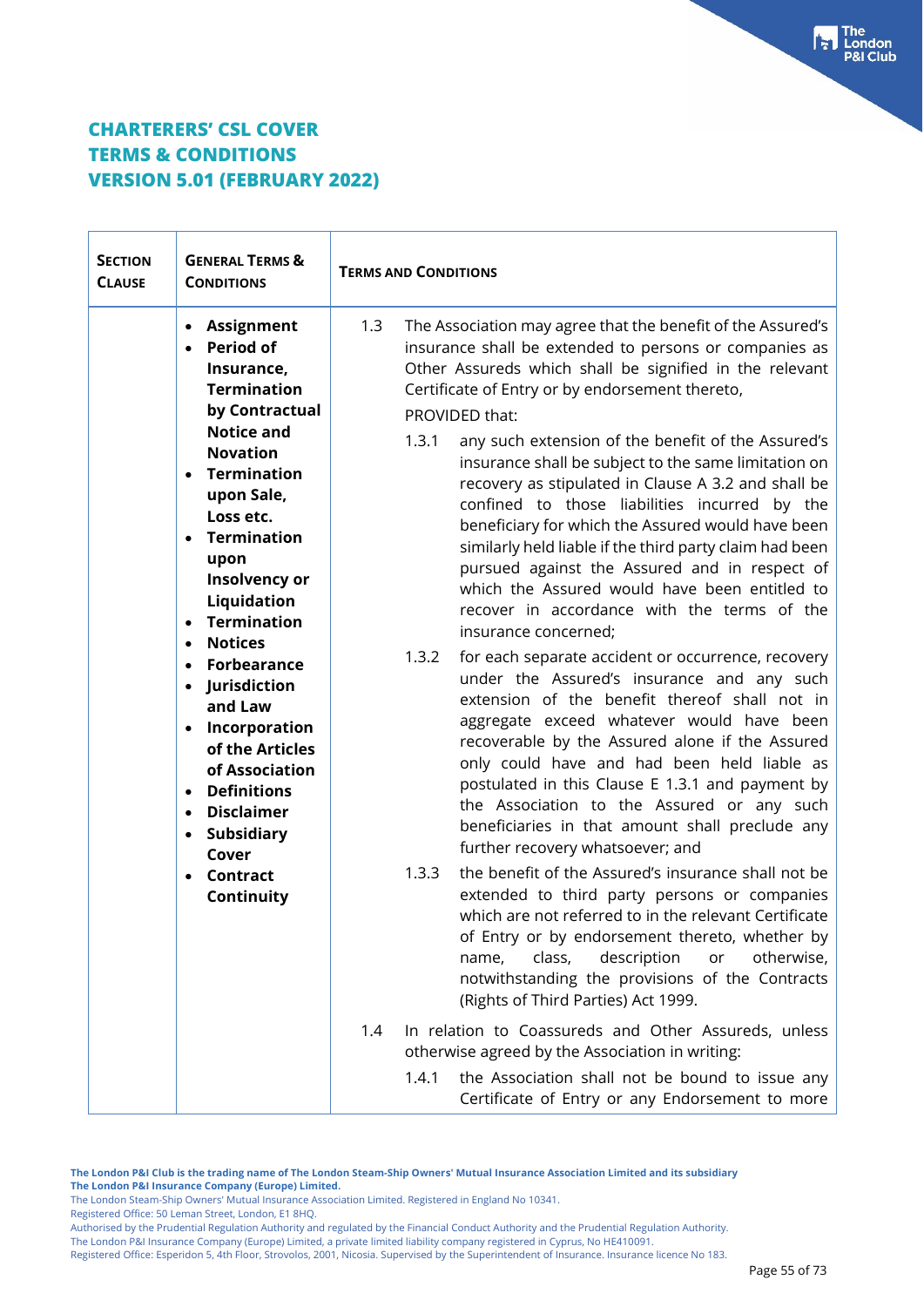# CHARTERERS' CSL COVER
# TERMS & CONDITIONS
# VERSION 5.01 (FEBRUARY 2022)

| SECTION CLAUSE | GENERAL TERMS & CONDITIONS | TERMS AND CONDITIONS |
|---|---|---|
| | • **Assignment**<br>• **Period of Insurance, Termination by Contractual Notice and Novation**<br>• **Termination upon Sale, Loss etc.**<br>• **Termination upon Insolvency or Liquidation**<br>• **Termination**<br>• **Notices**<br>• **Forbearance**<br>• **Jurisdiction and Law**<br>• **Incorporation of the Articles of Association**<br>• **Definitions**<br>• **Disclaimer**<br>• **Subsidiary Cover**<br>• **Contract Continuity** | 1.3 The Association may agree that the benefit of the Assured's insurance shall be extended to persons or companies as Other Assureds which shall be signified in the relevant Certificate of Entry or by endorsement thereto,<br><br>PROVIDED that:<br><br>1.3.1 any such extension of the benefit of the Assured's insurance shall be subject to the same limitation on recovery as stipulated in Clause A 3.2 and shall be confined to those liabilities incurred by the beneficiary for which the Assured would have been similarly held liable if the third party claim had been pursued against the Assured and in respect of which the Assured would have been entitled to recover in accordance with the terms of the insurance concerned;<br><br>1.3.2 for each separate accident or occurrence, recovery under the Assured's insurance and any such extension of the benefit thereof shall not in aggregate exceed whatever would have been recoverable by the Assured alone if the Assured only could have and had been held liable as postulated in this Clause E 1.3.1 and payment by the Association to the Assured or any such beneficiaries in that amount shall preclude any further recovery whatsoever; and<br><br>1.3.3 the benefit of the Assured's insurance shall not be extended to third party persons or companies which are not referred to in the relevant Certificate of Entry or by endorsement thereto, whether by name, class, description or otherwise, notwithstanding the provisions of the Contracts (Rights of Third Parties) Act 1999.<br><br>1.4 In relation to Coassureds and Other Assureds, unless otherwise agreed by the Association in writing:<br><br>1.4.1 the Association shall not be bound to issue any Certificate of Entry or any Endorsement to more |

**The London P&I Club is the trading name of The London Steam-Ship Owners' Mutual Insurance Association Limited and its subsidiary The London P&I Insurance Company (Europe) Limited.**
The London Steam-Ship Owners' Mutual Insurance Association Limited. Registered in England No 10341.
Registered Office: 50 Leman Street, London, E1 8HQ.
Authorised by the Prudential Regulation Authority and regulated by the Financial Conduct Authority and the Prudential Regulation Authority.
The London P&I Insurance Company (Europe) Limited, a private limited liability company registered in Cyprus, No HE410091.
Registered Office: Esperidon 5, 4th Floor, Strovolos, 2001, Nicosia. Supervised by the Superintendent of Insurance. Insurance licence No 183.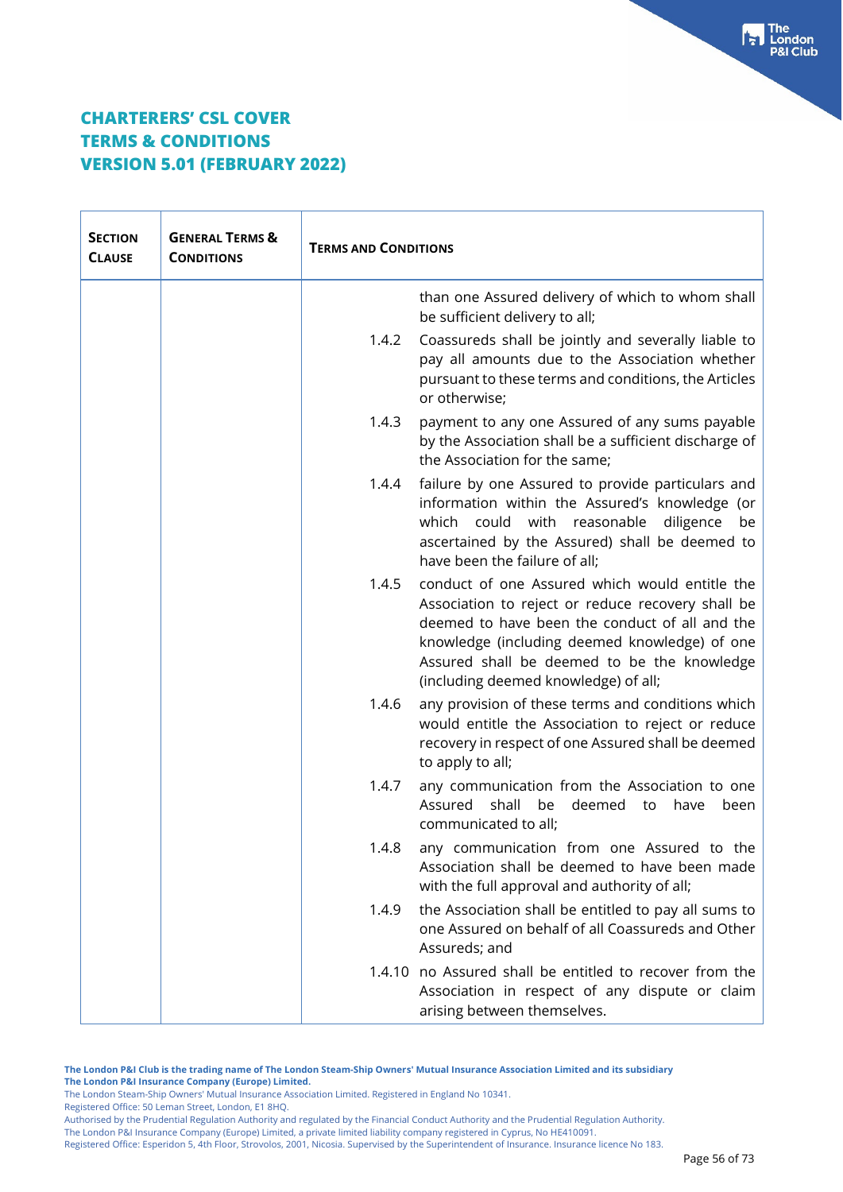# CHARTERERS' CSL COVER
# TERMS & CONDITIONS
# VERSION 5.01 (FEBRUARY 2022)

| SECTION CLAUSE | GENERAL TERMS & CONDITIONS | TERMS AND CONDITIONS |
|---|---|---|
| | | than one Assured delivery of which to whom shall be sufficient delivery to all; |
| | | 1.4.2 Coassureds shall be jointly and severally liable to pay all amounts due to the Association whether pursuant to these terms and conditions, the Articles or otherwise; |
| | | 1.4.3 payment to any one Assured of any sums payable by the Association shall be a sufficient discharge of the Association for the same; |
| | | 1.4.4 failure by one Assured to provide particulars and information within the Assured's knowledge (or which could with reasonable diligence be ascertained by the Assured) shall be deemed to have been the failure of all; |
| | | 1.4.5 conduct of one Assured which would entitle the Association to reject or reduce recovery shall be deemed to have been the conduct of all and the knowledge (including deemed knowledge) of one Assured shall be deemed to be the knowledge (including deemed knowledge) of all; |
| | | 1.4.6 any provision of these terms and conditions which would entitle the Association to reject or reduce recovery in respect of one Assured shall be deemed to apply to all; |
| | | 1.4.7 any communication from the Association to one Assured shall be deemed to have been communicated to all; |
| | | 1.4.8 any communication from one Assured to the Association shall be deemed to have been made with the full approval and authority of all; |
| | | 1.4.9 the Association shall be entitled to pay all sums to one Assured on behalf of all Coassureds and Other Assureds; and |
| | | 1.4.10 no Assured shall be entitled to recover from the Association in respect of any dispute or claim arising between themselves. |

**The London P&I Club is the trading name of The London Steam-Ship Owners' Mutual Insurance Association Limited and its subsidiary The London P&I Insurance Company (Europe) Limited.**

The London Steam-Ship Owners' Mutual Insurance Association Limited. Registered in England No 10341.
Registered Office: 50 Leman Street, London, E1 8HQ.
Authorised by the Prudential Regulation Authority and regulated by the Financial Conduct Authority and the Prudential Regulation Authority.
The London P&I Insurance Company (Europe) Limited, a private limited liability company registered in Cyprus, No HE410091.
Registered Office: Esperidon 5, 4th Floor, Strovolos, 2001, Nicosia. Supervised by the Superintendent of Insurance. Insurance licence No 183.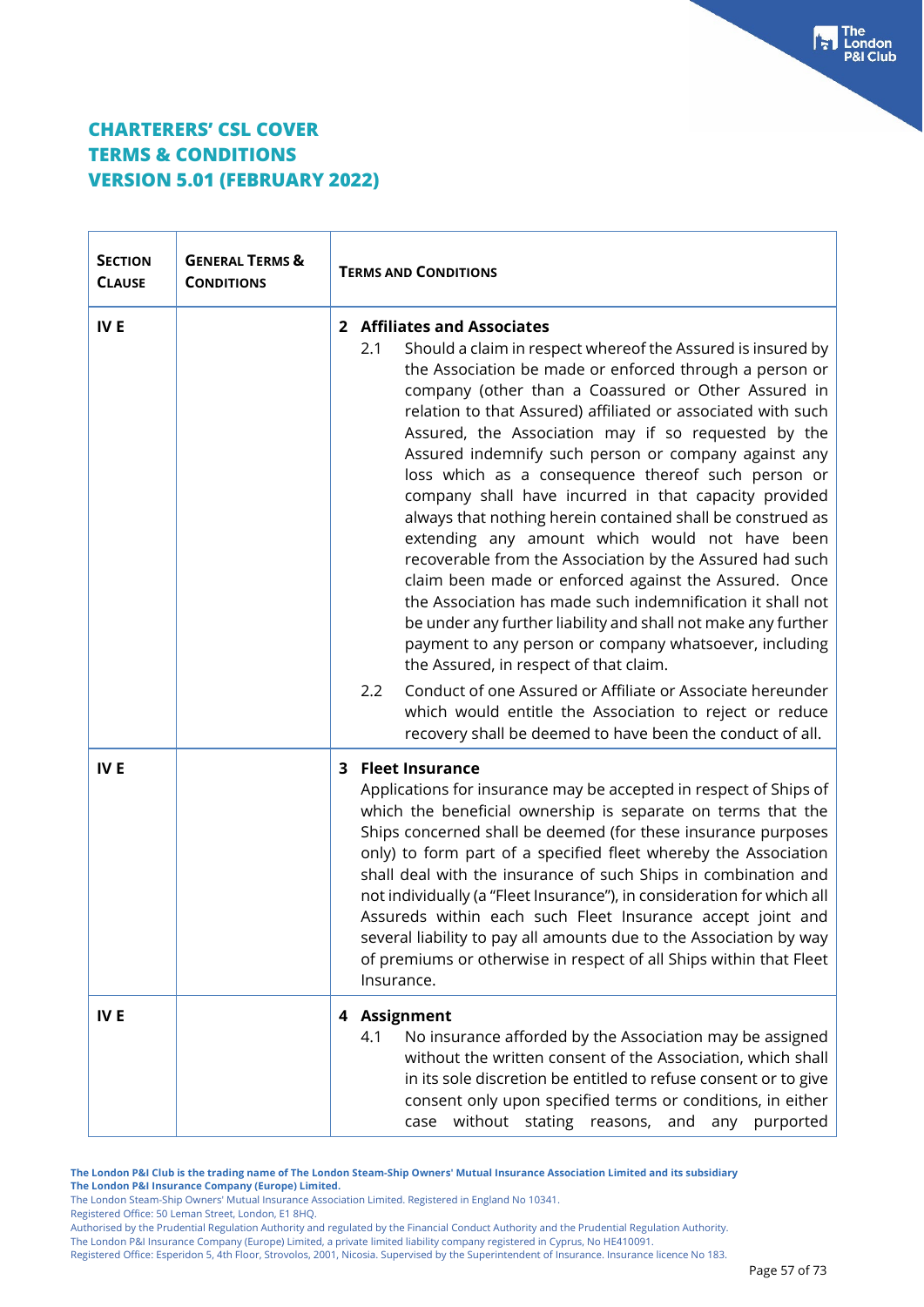# CHARTERERS' CSL COVER
# TERMS & CONDITIONS
# VERSION 5.01 (FEBRUARY 2022)

| SECTION CLAUSE | GENERAL TERMS & CONDITIONS | TERMS AND CONDITIONS |
|---|---|---|
| IV E | | **2 Affiliates and Associates**<br>2.1 Should a claim in respect whereof the Assured is insured by the Association be made or enforced through a person or company (other than a Coassured or Other Assured in relation to that Assured) affiliated or associated with such Assured, the Association may if so requested by the Assured indemnify such person or company against any loss which as a consequence thereof such person or company shall have incurred in that capacity provided always that nothing herein contained shall be construed as extending any amount which would not have been recoverable from the Association by the Assured had such claim been made or enforced against the Assured. Once the Association has made such indemnification it shall not be under any further liability and shall not make any further payment to any person or company whatsoever, including the Assured, in respect of that claim.<br>2.2 Conduct of one Assured or Affiliate or Associate hereunder which would entitle the Association to reject or reduce recovery shall be deemed to have been the conduct of all. |
| IV E | | **3 Fleet Insurance**<br>Applications for insurance may be accepted in respect of Ships of which the beneficial ownership is separate on terms that the Ships concerned shall be deemed (for these insurance purposes only) to form part of a specified fleet whereby the Association shall deal with the insurance of such Ships in combination and not individually (a "Fleet Insurance"), in consideration for which all Assureds within each such Fleet Insurance accept joint and several liability to pay all amounts due to the Association by way of premiums or otherwise in respect of all Ships within that Fleet Insurance. |
| IV E | | **4 Assignment**<br>4.1 No insurance afforded by the Association may be assigned without the written consent of the Association, which shall in its sole discretion be entitled to refuse consent or to give consent only upon specified terms or conditions, in either case without stating reasons, and any purported |

**The London P&I Club is the trading name of The London Steam-Ship Owners' Mutual Insurance Association Limited and its subsidiary The London P&I Insurance Company (Europe) Limited.**
The London Steam-Ship Owners' Mutual Insurance Association Limited. Registered in England No 10341.
Registered Office: 50 Leman Street, London, E1 8HQ.
Authorised by the Prudential Regulation Authority and regulated by the Financial Conduct Authority and the Prudential Regulation Authority.
The London P&I Insurance Company (Europe) Limited, a private limited liability company registered in Cyprus, No HE410091.
Registered Office: Esperidon 5, 4th Floor, Strovolos, 2001, Nicosia. Supervised by the Superintendent of Insurance. Insurance licence No 183.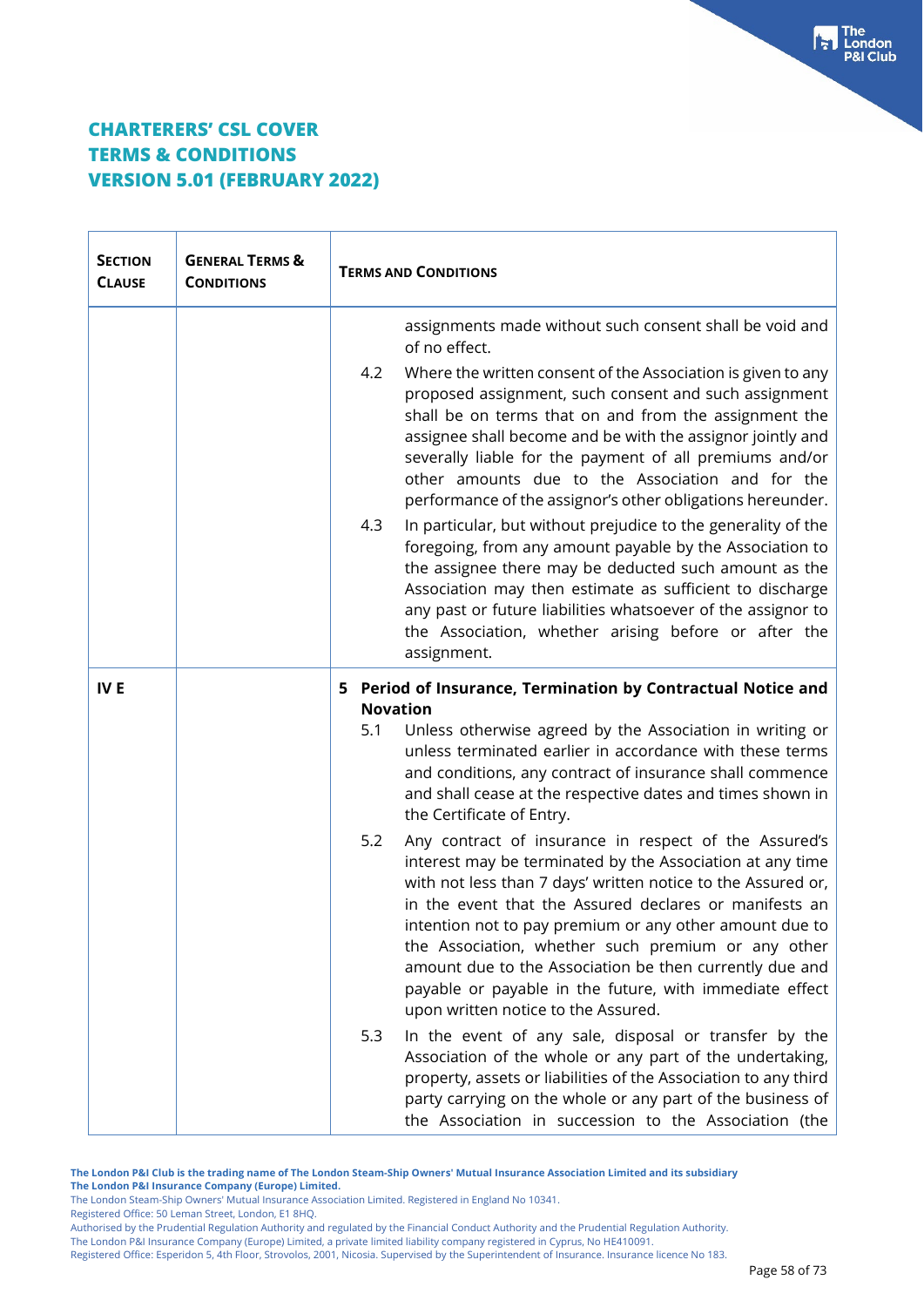# CHARTERERS' CSL COVER TERMS & CONDITIONS VERSION 5.01 (FEBRUARY 2022)

| SECTION CLAUSE | GENERAL TERMS & CONDITIONS | TERMS AND CONDITIONS |
|---|---|---|
| | | assignments made without such consent shall be void and of no effect.<br><br>4.2 Where the written consent of the Association is given to any proposed assignment, such consent and such assignment shall be on terms that on and from the assignment the assignee shall become and be with the assignor jointly and severally liable for the payment of all premiums and/or other amounts due to the Association and for the performance of the assignor's other obligations hereunder.<br><br>4.3 In particular, but without prejudice to the generality of the foregoing, from any amount payable by the Association to the assignee there may be deducted such amount as the Association may then estimate as sufficient to discharge any past or future liabilities whatsoever of the assignor to the Association, whether arising before or after the assignment. |
| IV E | | **5 Period of Insurance, Termination by Contractual Notice and Novation**<br><br>5.1 Unless otherwise agreed by the Association in writing or unless terminated earlier in accordance with these terms and conditions, any contract of insurance shall commence and shall cease at the respective dates and times shown in the Certificate of Entry.<br><br>5.2 Any contract of insurance in respect of the Assured's interest may be terminated by the Association at any time with not less than 7 days' written notice to the Assured or, in the event that the Assured declares or manifests an intention not to pay premium or any other amount due to the Association, whether such premium or any other amount due to the Association be then currently due and payable or payable in the future, with immediate effect upon written notice to the Assured.<br><br>5.3 In the event of any sale, disposal or transfer by the Association of the whole or any part of the undertaking, property, assets or liabilities of the Association to any third party carrying on the whole or any part of the business of the Association in succession to the Association (the |

**The London P&I Club is the trading name of The London Steam-Ship Owners' Mutual Insurance Association Limited and its subsidiary The London P&I Insurance Company (Europe) Limited.**
The London Steam-Ship Owners' Mutual Insurance Association Limited. Registered in England No 10341.
Registered Office: 50 Leman Street, London, E1 8HQ.
Authorised by the Prudential Regulation Authority and regulated by the Financial Conduct Authority and the Prudential Regulation Authority.
The London P&I Insurance Company (Europe) Limited, a private limited liability company registered in Cyprus, No HE410091.
Registered Office: Esperidon 5, 4th Floor, Strovolos, 2001, Nicosia. Supervised by the Superintendent of Insurance. Insurance licence No 183.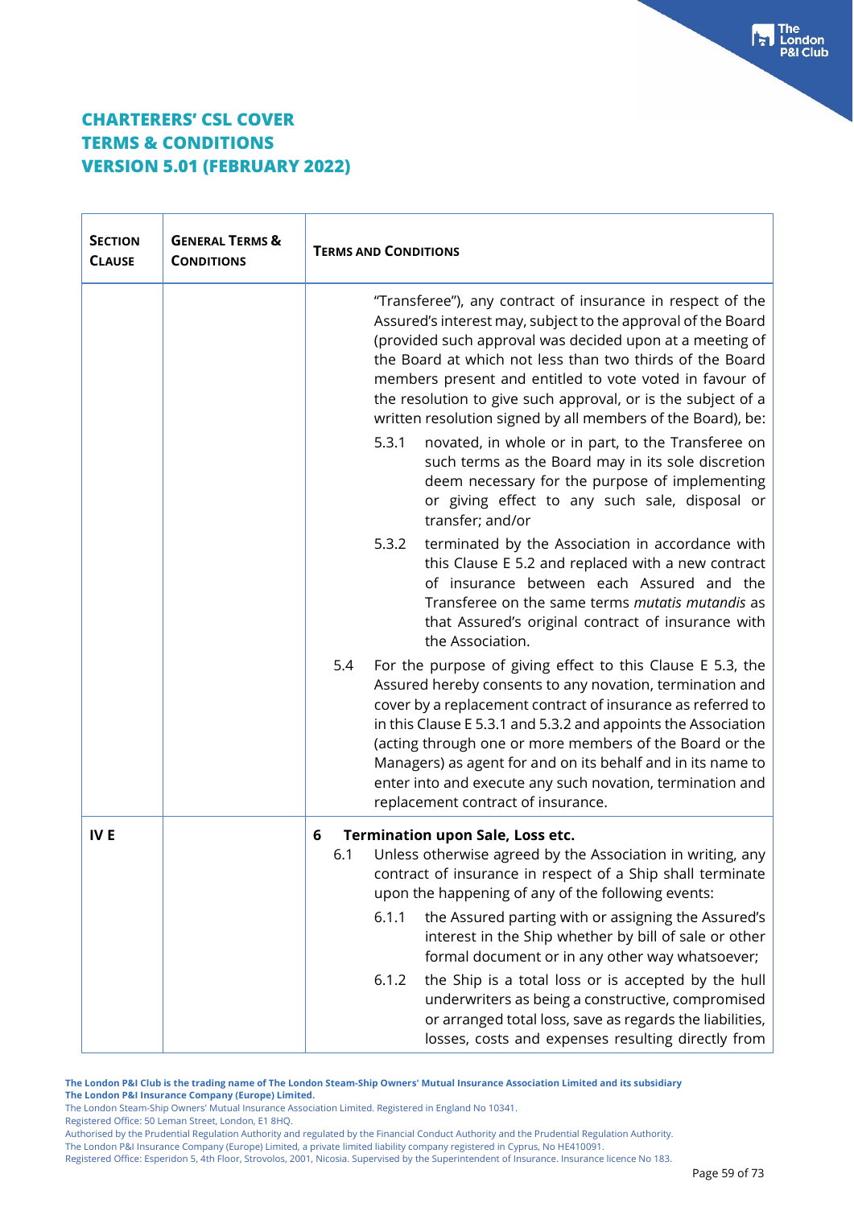# CHARTERERS' CSL COVER
# TERMS & CONDITIONS
# VERSION 5.01 (FEBRUARY 2022)

| **SECTION CLAUSE** | **GENERAL TERMS & CONDITIONS** | **TERMS AND CONDITIONS** |
|---|---|---|
| | | "Transferee"), any contract of insurance in respect of the Assured's interest may, subject to the approval of the Board (provided such approval was decided upon at a meeting of the Board at which not less than two thirds of the Board members present and entitled to vote voted in favour of the resolution to give such approval, or is the subject of a written resolution signed by all members of the Board), be:<br><br>5.3.1 novated, in whole or in part, to the Transferee on such terms as the Board may in its sole discretion deem necessary for the purpose of implementing or giving effect to any such sale, disposal or transfer; and/or<br><br>5.3.2 terminated by the Association in accordance with this Clause E 5.2 and replaced with a new contract of insurance between each Assured and the Transferee on the same terms *mutatis mutandis* as that Assured's original contract of insurance with the Association.<br><br>5.4 For the purpose of giving effect to this Clause E 5.3, the Assured hereby consents to any novation, termination and cover by a replacement contract of insurance as referred to in this Clause E 5.3.1 and 5.3.2 and appoints the Association (acting through one or more members of the Board or the Managers) as agent for and on its behalf and in its name to enter into and execute any such novation, termination and replacement contract of insurance. |
| **IV E** | | **6 Termination upon Sale, Loss etc.**<br><br>6.1 Unless otherwise agreed by the Association in writing, any contract of insurance in respect of a Ship shall terminate upon the happening of any of the following events:<br><br>6.1.1 the Assured parting with or assigning the Assured's interest in the Ship whether by bill of sale or other formal document or in any other way whatsoever;<br><br>6.1.2 the Ship is a total loss or is accepted by the hull underwriters as being a constructive, compromised or arranged total loss, save as regards the liabilities, losses, costs and expenses resulting directly from |

**The London P&I Club is the trading name of The London Steam-Ship Owners' Mutual Insurance Association Limited and its subsidiary The London P&I Insurance Company (Europe) Limited.**
The London Steam-Ship Owners' Mutual Insurance Association Limited. Registered in England No 10341.
Registered Office: 50 Leman Street, London, E1 8HQ.
Authorised by the Prudential Regulation Authority and regulated by the Financial Conduct Authority and the Prudential Regulation Authority.
The London P&I Insurance Company (Europe) Limited, a private limited liability company registered in Cyprus, No HE410091.
Registered Office: Esperidon 5, 4th Floor, Strovolos, 2001, Nicosia. Supervised by the Superintendent of Insurance. Insurance licence No 183.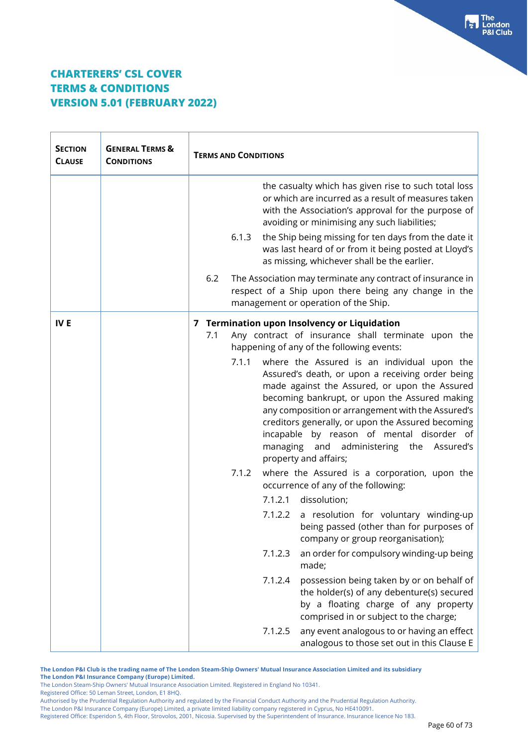# CHARTERERS' CSL COVER
# TERMS & CONDITIONS
# VERSION 5.01 (FEBRUARY 2022)

| SECTION CLAUSE | GENERAL TERMS & CONDITIONS | TERMS AND CONDITIONS |
|---|---|---|
| | | the casualty which has given rise to such total loss or which are incurred as a result of measures taken with the Association's approval for the purpose of avoiding or minimising any such liabilities;<br><br>6.1.3 the Ship being missing for ten days from the date it was last heard of or from it being posted at Lloyd's as missing, whichever shall be the earlier.<br><br>6.2 The Association may terminate any contract of insurance in respect of a Ship upon there being any change in the management or operation of the Ship. |
| IV E | | **7 Termination upon Insolvency or Liquidation**<br><br>7.1 Any contract of insurance shall terminate upon the happening of any of the following events:<br><br>7.1.1 where the Assured is an individual upon the Assured's death, or upon a receiving order being made against the Assured, or upon the Assured becoming bankrupt, or upon the Assured making any composition or arrangement with the Assured's creditors generally, or upon the Assured becoming incapable by reason of mental disorder of managing and administering the Assured's property and affairs;<br><br>7.1.2 where the Assured is a corporation, upon the occurrence of any of the following:<br><br>7.1.2.1 dissolution;<br><br>7.1.2.2 a resolution for voluntary winding-up being passed (other than for purposes of company or group reorganisation);<br><br>7.1.2.3 an order for compulsory winding-up being made;<br><br>7.1.2.4 possession being taken by or on behalf of the holder(s) of any debenture(s) secured by a floating charge of any property comprised in or subject to the charge;<br><br>7.1.2.5 any event analogous to or having an effect analogous to those set out in this Clause E |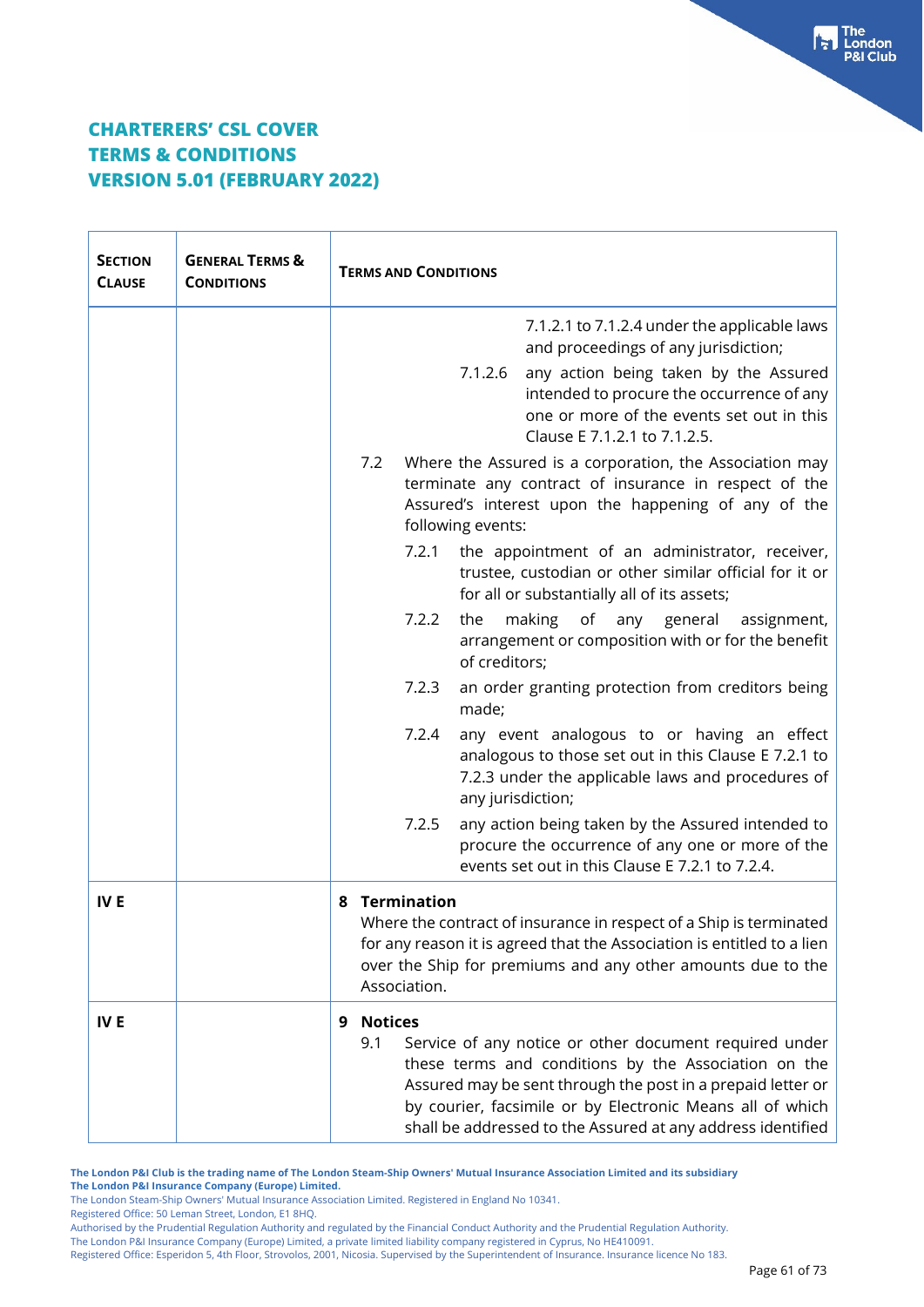# CHARTERERS' CSL COVER
# TERMS & CONDITIONS
# VERSION 5.01 (FEBRUARY 2022)

| SECTION CLAUSE | GENERAL TERMS & CONDITIONS | TERMS AND CONDITIONS |
|---|---|---|
| | | 7.1.2.1 to 7.1.2.4 under the applicable laws and proceedings of any jurisdiction;<br>7.1.2.6 any action being taken by the Assured intended to procure the occurrence of any one or more of the events set out in this Clause E 7.1.2.1 to 7.1.2.5.<br>7.2 Where the Assured is a corporation, the Association may terminate any contract of insurance in respect of the Assured's interest upon the happening of any of the following events:<br>7.2.1 the appointment of an administrator, receiver, trustee, custodian or other similar official for it or for all or substantially all of its assets;<br>7.2.2 the making of any general assignment, arrangement or composition with or for the benefit of creditors;<br>7.2.3 an order granting protection from creditors being made;<br>7.2.4 any event analogous to or having an effect analogous to those set out in this Clause E 7.2.1 to 7.2.3 under the applicable laws and procedures of any jurisdiction;<br>7.2.5 any action being taken by the Assured intended to procure the occurrence of any one or more of the events set out in this Clause E 7.2.1 to 7.2.4. |
| IV E | | **8 Termination**<br>Where the contract of insurance in respect of a Ship is terminated for any reason it is agreed that the Association is entitled to a lien over the Ship for premiums and any other amounts due to the Association. |
| IV E | | **9 Notices**<br>9.1 Service of any notice or other document required under these terms and conditions by the Association on the Assured may be sent through the post in a prepaid letter or by courier, facsimile or by Electronic Means all of which shall be addressed to the Assured at any address identified |

**The London P&I Club is the trading name of The London Steam-Ship Owners' Mutual Insurance Association Limited and its subsidiary The London P&I Insurance Company (Europe) Limited.**
The London Steam-Ship Owners' Mutual Insurance Association Limited. Registered in England No 10341.
Registered Office: 50 Leman Street, London, E1 8HQ.
Authorised by the Prudential Regulation Authority and regulated by the Financial Conduct Authority and the Prudential Regulation Authority.
The London P&I Insurance Company (Europe) Limited, a private limited liability company registered in Cyprus, No HE410091.
Registered Office: Esperidon 5, 4th Floor, Strovolos, 2001, Nicosia. Supervised by the Superintendent of Insurance. Insurance licence No 183.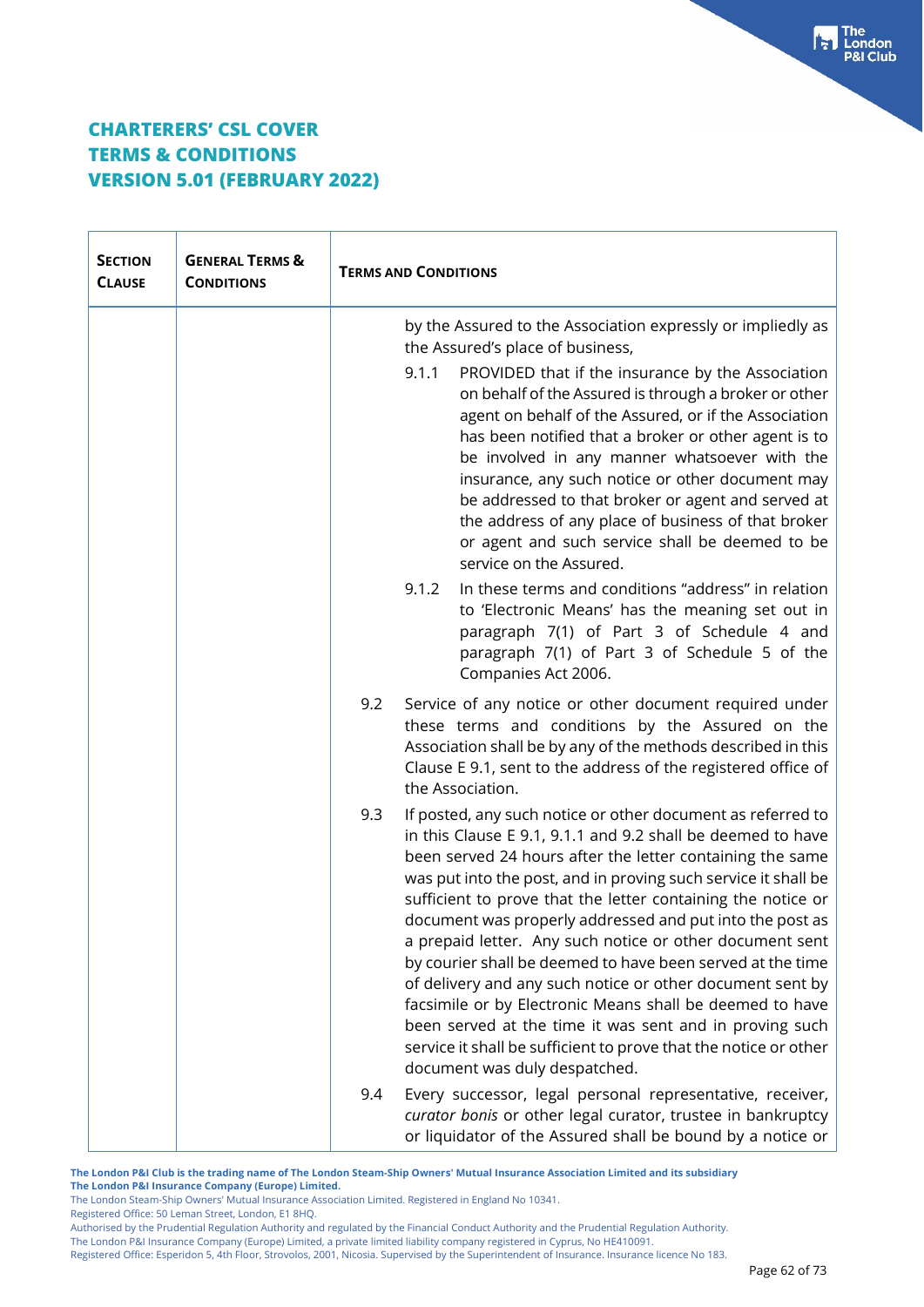# CHARTERERS' CSL COVER
# TERMS & CONDITIONS
# VERSION 5.01 (FEBRUARY 2022)

| SECTION CLAUSE | GENERAL TERMS & CONDITIONS | TERMS AND CONDITIONS |
|---|---|---|
| | | by the Assured to the Association expressly or impliedly as the Assured's place of business,<br><br>9.1.1 PROVIDED that if the insurance by the Association on behalf of the Assured is through a broker or other agent on behalf of the Assured, or if the Association has been notified that a broker or other agent is to be involved in any manner whatsoever with the insurance, any such notice or other document may be addressed to that broker or agent and served at the address of any place of business of that broker or agent and such service shall be deemed to be service on the Assured.<br><br>9.1.2 In these terms and conditions "address" in relation to 'Electronic Means' has the meaning set out in paragraph 7(1) of Part 3 of Schedule 4 and paragraph 7(1) of Part 3 of Schedule 5 of the Companies Act 2006.<br><br>9.2 Service of any notice or other document required under these terms and conditions by the Assured on the Association shall be by any of the methods described in this Clause E 9.1, sent to the address of the registered office of the Association.<br><br>9.3 If posted, any such notice or other document as referred to in this Clause E 9.1, 9.1.1 and 9.2 shall be deemed to have been served 24 hours after the letter containing the same was put into the post, and in proving such service it shall be sufficient to prove that the letter containing the notice or document was properly addressed and put into the post as a prepaid letter. Any such notice or other document sent by courier shall be deemed to have been served at the time of delivery and any such notice or other document sent by facsimile or by Electronic Means shall be deemed to have been served at the time it was sent and in proving such service it shall be sufficient to prove that the notice or other document was duly despatched.<br><br>9.4 Every successor, legal personal representative, receiver, *curator bonis* or other legal curator, trustee in bankruptcy or liquidator of the Assured shall be bound by a notice or |

**The London P&I Club is the trading name of The London Steam-Ship Owners' Mutual Insurance Association Limited and its subsidiary The London P&I Insurance Company (Europe) Limited.**
The London Steam-Ship Owners' Mutual Insurance Association Limited. Registered in England No 10341.
Registered Office: 50 Leman Street, London, E1 8HQ.
Authorised by the Prudential Regulation Authority and regulated by the Financial Conduct Authority and the Prudential Regulation Authority.
The London P&I Insurance Company (Europe) Limited, a private limited liability company registered in Cyprus, No HE410091.
Registered Office: Esperidon 5, 4th Floor, Strovolos, 2001, Nicosia. Supervised by the Superintendent of Insurance. Insurance licence No 183.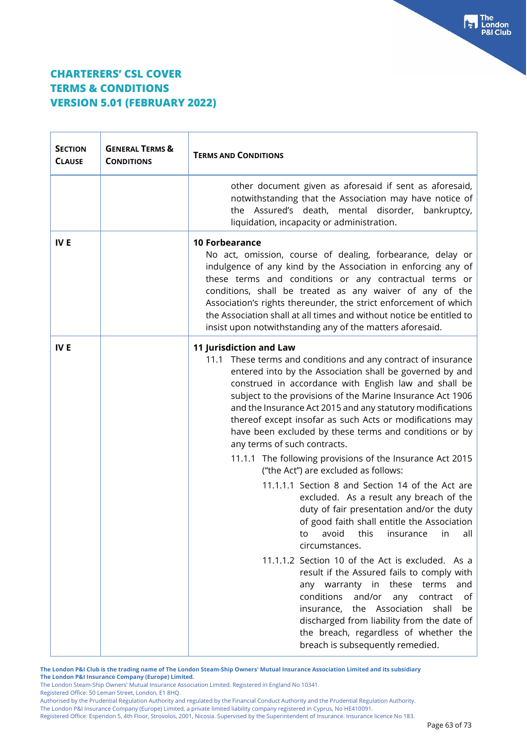## CHARTERERS' CSL COVER
## TERMS & CONDITIONS
## VERSION 5.01 (FEBRUARY 2022)

| SECTION CLAUSE | GENERAL TERMS & CONDITIONS | TERMS AND CONDITIONS |
|---|---|---|
| | | other document given as aforesaid if sent as aforesaid, notwithstanding that the Association may have notice of the Assured's death, mental disorder, bankruptcy, liquidation, incapacity or administration. |
| IV E | | **10 Forbearance**<br>No act, omission, course of dealing, forbearance, delay or indulgence of any kind by the Association in enforcing any of these terms and conditions or any contractual terms or conditions, shall be treated as any waiver of any of the Association's rights thereunder, the strict enforcement of which the Association shall at all times and without notice be entitled to insist upon notwithstanding any of the matters aforesaid. |
| IV E | | **11 Jurisdiction and Law**<br>11.1 These terms and conditions and any contract of insurance entered into by the Association shall be governed by and construed in accordance with English law and shall be subject to the provisions of the Marine Insurance Act 1906 and the Insurance Act 2015 and any statutory modifications thereof except insofar as such Acts or modifications may have been excluded by these terms and conditions or by any terms of such contracts.<br>11.1.1 The following provisions of the Insurance Act 2015 ("the Act") are excluded as follows:<br>11.1.1.1 Section 8 and Section 14 of the Act are excluded. As a result any breach of the duty of fair presentation and/or the duty of good faith shall entitle the Association to avoid this insurance in all circumstances.<br>11.1.1.2 Section 10 of the Act is excluded. As a result if the Assured fails to comply with any warranty in these terms and conditions and/or any contract of insurance, the Association shall be discharged from liability from the date of the breach, regardless of whether the breach is subsequently remedied. |

**The London P&I Club is the trading name of The London Steam-Ship Owners' Mutual Insurance Association Limited and its subsidiary The London P&I Insurance Company (Europe) Limited.**
The London Steam-Ship Owners' Mutual Insurance Association Limited. Registered in England No 10341.
Registered Office: 50 Leman Street, London, E1 8HQ.
Authorised by the Prudential Regulation Authority and regulated by the Financial Conduct Authority and the Prudential Regulation Authority.
The London P&I Insurance Company (Europe) Limited, a private limited liability company registered in Cyprus, No HE410091.
Registered Office: Esperidon 5, 4th Floor, Strovolos, 2001, Nicosia. Supervised by the Superintendent of Insurance. Insurance licence No 183.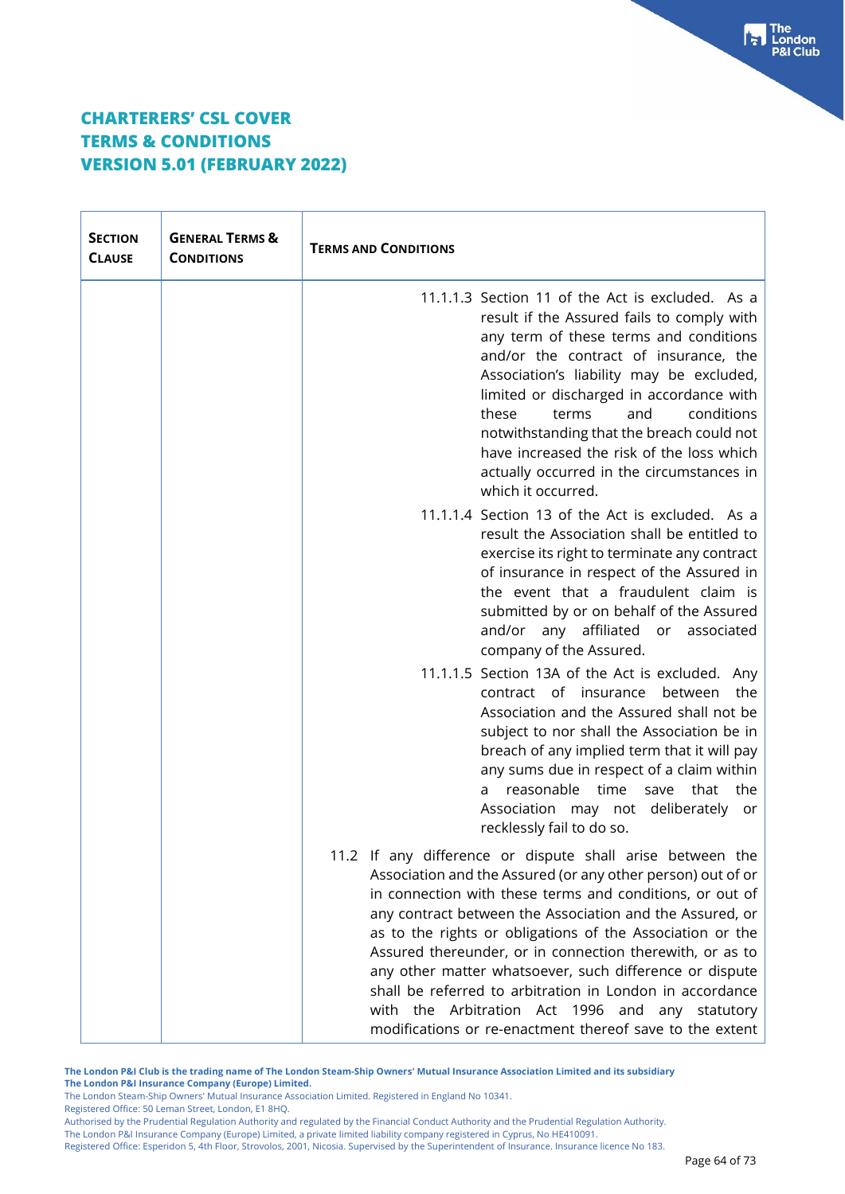# CHARTERERS' CSL COVER
# TERMS & CONDITIONS
# VERSION 5.01 (FEBRUARY 2022)

| SECTION CLAUSE | GENERAL TERMS & CONDITIONS | TERMS AND CONDITIONS |
|---|---|---|
| | | 11.1.1.3 Section 11 of the Act is excluded. As a result if the Assured fails to comply with any term of these terms and conditions and/or the contract of insurance, the Association's liability may be excluded, limited or discharged in accordance with these terms and conditions notwithstanding that the breach could not have increased the risk of the loss which actually occurred in the circumstances in which it occurred.<br><br>11.1.1.4 Section 13 of the Act is excluded. As a result the Association shall be entitled to exercise its right to terminate any contract of insurance in respect of the Assured in the event that a fraudulent claim is submitted by or on behalf of the Assured and/or any affiliated or associated company of the Assured.<br><br>11.1.1.5 Section 13A of the Act is excluded. Any contract of insurance between the Association and the Assured shall not be subject to nor shall the Association be in breach of any implied term that it will pay any sums due in respect of a claim within a reasonable time save that the Association may not deliberately or recklessly fail to do so.<br><br>11.2 If any difference or dispute shall arise between the Association and the Assured (or any other person) out of or in connection with these terms and conditions, or out of any contract between the Association and the Assured, or as to the rights or obligations of the Association or the Assured thereunder, or in connection therewith, or as to any other matter whatsoever, such difference or dispute shall be referred to arbitration in London in accordance with the Arbitration Act 1996 and any statutory modifications or re-enactment thereof save to the extent |

**The London P&I Club is the trading name of The London Steam-Ship Owners' Mutual Insurance Association Limited and its subsidiary The London P&I Insurance Company (Europe) Limited.**
The London Steam-Ship Owners' Mutual Insurance Association Limited. Registered in England No 10341.
Registered Office: 50 Leman Street, London, E1 8HQ.
Authorised by the Prudential Regulation Authority and regulated by the Financial Conduct Authority and the Prudential Regulation Authority.
The London P&I Insurance Company (Europe) Limited, a private limited liability company registered in Cyprus, No HE410091.
Registered Office: Esperidon 5, 4th Floor, Strovolos, 2001, Nicosia. Supervised by the Superintendent of Insurance. Insurance licence No 183.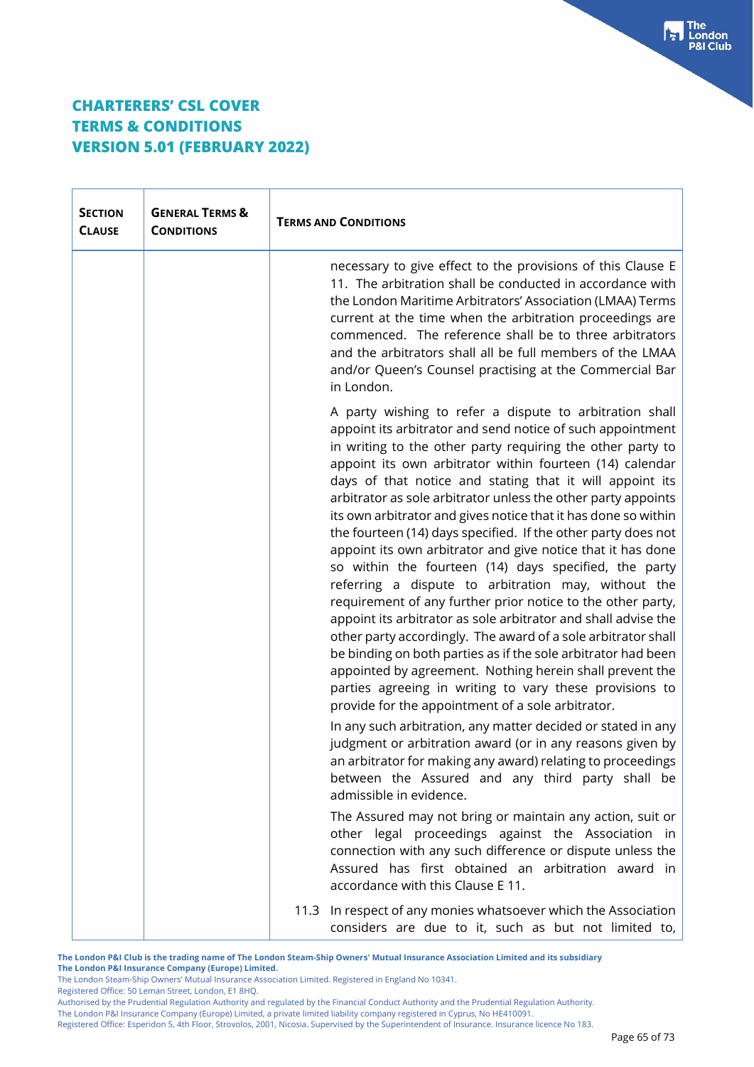# CHARTERERS' CSL COVER
# TERMS & CONDITIONS
# VERSION 5.01 (FEBRUARY 2022)

| SECTION CLAUSE | GENERAL TERMS & CONDITIONS | TERMS AND CONDITIONS |
|---|---|---|
| | | necessary to give effect to the provisions of this Clause E 11. The arbitration shall be conducted in accordance with the London Maritime Arbitrators' Association (LMAA) Terms current at the time when the arbitration proceedings are commenced. The reference shall be to three arbitrators and the arbitrators shall all be full members of the LMAA and/or Queen's Counsel practising at the Commercial Bar in London.<br><br>A party wishing to refer a dispute to arbitration shall appoint its arbitrator and send notice of such appointment in writing to the other party requiring the other party to appoint its own arbitrator within fourteen (14) calendar days of that notice and stating that it will appoint its arbitrator as sole arbitrator unless the other party appoints its own arbitrator and gives notice that it has done so within the fourteen (14) days specified. If the other party does not appoint its own arbitrator and give notice that it has done so within the fourteen (14) days specified, the party referring a dispute to arbitration may, without the requirement of any further prior notice to the other party, appoint its arbitrator as sole arbitrator and shall advise the other party accordingly. The award of a sole arbitrator shall be binding on both parties as if the sole arbitrator had been appointed by agreement. Nothing herein shall prevent the parties agreeing in writing to vary these provisions to provide for the appointment of a sole arbitrator.<br><br>In any such arbitration, any matter decided or stated in any judgment or arbitration award (or in any reasons given by an arbitrator for making any award) relating to proceedings between the Assured and any third party shall be admissible in evidence.<br><br>The Assured may not bring or maintain any action, suit or other legal proceedings against the Association in connection with any such difference or dispute unless the Assured has first obtained an arbitration award in accordance with this Clause E 11.<br><br>11.3 In respect of any monies whatsoever which the Association considers are due to it, such as but not limited to, |

**The London P&I Club is the trading name of The London Steam-Ship Owners' Mutual Insurance Association Limited and its subsidiary The London P&I Insurance Company (Europe) Limited.**
The London Steam-Ship Owners' Mutual Insurance Association Limited. Registered in England No 10341.
Registered Office: 50 Leman Street, London, E1 8HQ.
Authorised by the Prudential Regulation Authority and regulated by the Financial Conduct Authority and the Prudential Regulation Authority.
The London P&I Insurance Company (Europe) Limited, a private limited liability company registered in Cyprus, No HE410091.
Registered Office: Esperidon 5, 4th Floor, Strovolos, 2001, Nicosia. Supervised by the Superintendent of Insurance. Insurance licence No 183.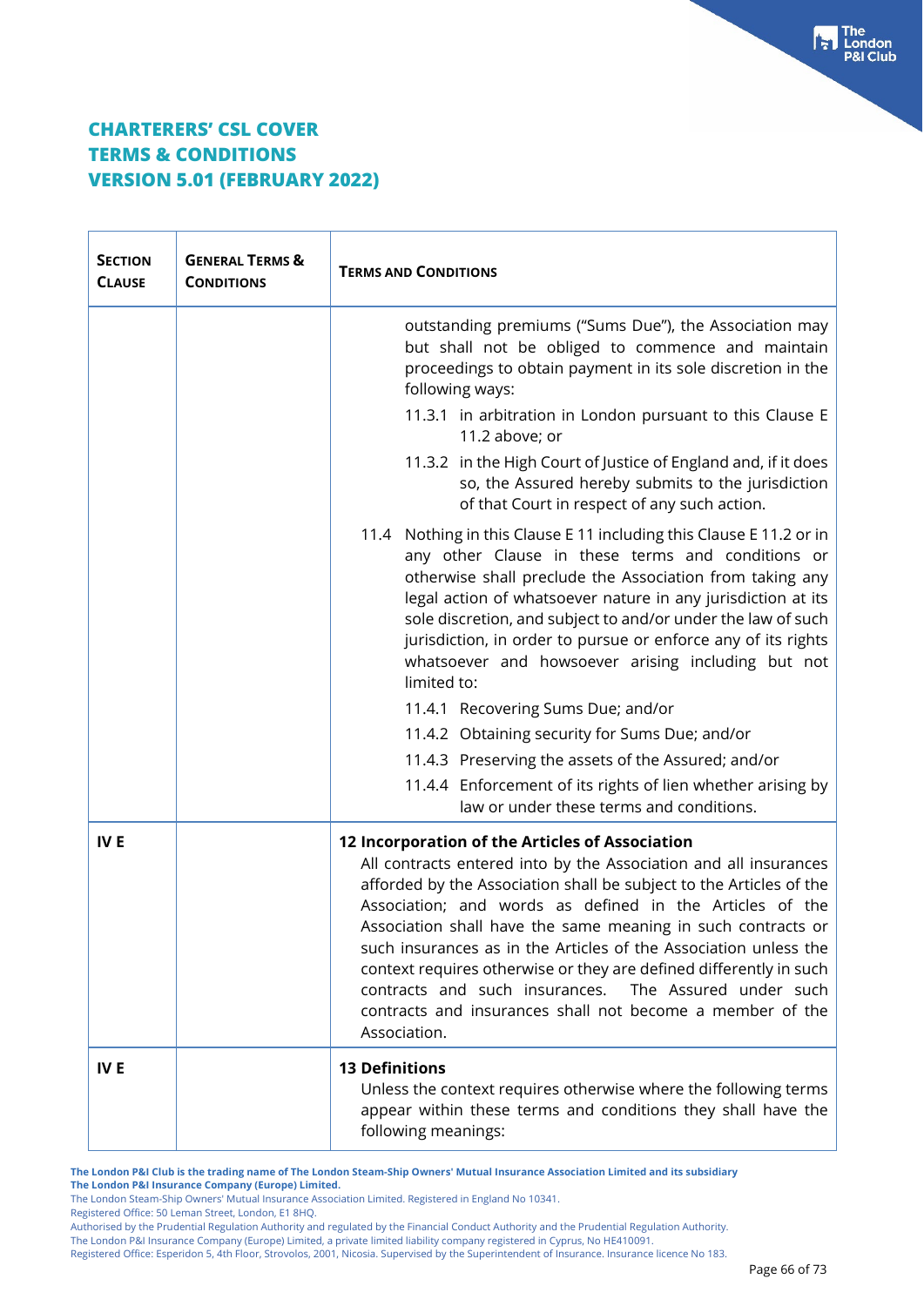# CHARTERERS' CSL COVER
# TERMS & CONDITIONS
# VERSION 5.01 (FEBRUARY 2022)

| SECTION CLAUSE | GENERAL TERMS & CONDITIONS | TERMS AND CONDITIONS |
|---|---|---|
| | | outstanding premiums ("Sums Due"), the Association may but shall not be obliged to commence and maintain proceedings to obtain payment in its sole discretion in the following ways:<br>11.3.1 in arbitration in London pursuant to this Clause E 11.2 above; or<br>11.3.2 in the High Court of Justice of England and, if it does so, the Assured hereby submits to the jurisdiction of that Court in respect of any such action.<br>11.4 Nothing in this Clause E 11 including this Clause E 11.2 or in any other Clause in these terms and conditions or otherwise shall preclude the Association from taking any legal action of whatsoever nature in any jurisdiction at its sole discretion, and subject to and/or under the law of such jurisdiction, in order to pursue or enforce any of its rights whatsoever and howsoever arising including but not limited to:<br>11.4.1 Recovering Sums Due; and/or<br>11.4.2 Obtaining security for Sums Due; and/or<br>11.4.3 Preserving the assets of the Assured; and/or<br>11.4.4 Enforcement of its rights of lien whether arising by law or under these terms and conditions. |
| IV E | | **12 Incorporation of the Articles of Association**<br>All contracts entered into by the Association and all insurances afforded by the Association shall be subject to the Articles of the Association; and words as defined in the Articles of the Association shall have the same meaning in such contracts or such insurances as in the Articles of the Association unless the context requires otherwise or they are defined differently in such contracts and such insurances. The Assured under such contracts and insurances shall not become a member of the Association. |
| IV E | | **13 Definitions**<br>Unless the context requires otherwise where the following terms appear within these terms and conditions they shall have the following meanings: |

**The London P&I Club is the trading name of The London Steam-Ship Owners' Mutual Insurance Association Limited and its subsidiary The London P&I Insurance Company (Europe) Limited.**
The London Steam-Ship Owners' Mutual Insurance Association Limited. Registered in England No 10341.
Registered Office: 50 Leman Street, London, E1 8HQ.
Authorised by the Prudential Regulation Authority and regulated by the Financial Conduct Authority and the Prudential Regulation Authority.
The London P&I Insurance Company (Europe) Limited, a private limited liability company registered in Cyprus, No HE410091.
Registered Office: Esperidon 5, 4th Floor, Strovolos, 2001, Nicosia. Supervised by the Superintendent of Insurance. Insurance licence No 183.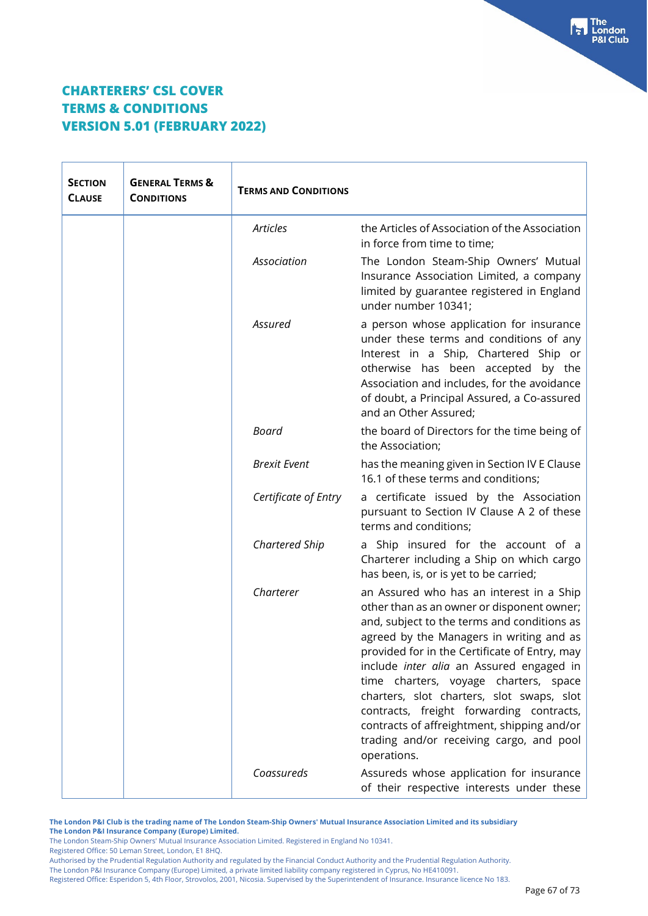## CHARTERERS' CSL COVER
## TERMS & CONDITIONS
## VERSION 5.01 (FEBRUARY 2022)

| SECTION CLAUSE | GENERAL TERMS & CONDITIONS | TERMS AND CONDITIONS | |
|---|---|---|---|
| | | *Articles* | the Articles of Association of the Association in force from time to time; |
| | | *Association* | The London Steam-Ship Owners' Mutual Insurance Association Limited, a company limited by guarantee registered in England under number 10341; |
| | | *Assured* | a person whose application for insurance under these terms and conditions of any Interest in a Ship, Chartered Ship or otherwise has been accepted by the Association and includes, for the avoidance of doubt, a Principal Assured, a Co-assured and an Other Assured; |
| | | *Board* | the board of Directors for the time being of the Association; |
| | | *Brexit Event* | has the meaning given in Section IV E Clause 16.1 of these terms and conditions; |
| | | *Certificate of Entry* | a certificate issued by the Association pursuant to Section IV Clause A 2 of these terms and conditions; |
| | | *Chartered Ship* | a Ship insured for the account of a Charterer including a Ship on which cargo has been, is, or is yet to be carried; |
| | | *Charterer* | an Assured who has an interest in a Ship other than as an owner or disponent owner; and, subject to the terms and conditions as agreed by the Managers in writing and as provided for in the Certificate of Entry, may include *inter alia* an Assured engaged in time charters, voyage charters, space charters, slot charters, slot swaps, slot contracts, freight forwarding contracts, contracts of affreightment, shipping and/or trading and/or receiving cargo, and pool operations. |
| | | *Coassureds* | Assureds whose application for insurance of their respective interests under these |

**The London P&I Club is the trading name of The London Steam-Ship Owners' Mutual Insurance Association Limited and its subsidiary The London P&I Insurance Company (Europe) Limited.**

The London Steam-Ship Owners' Mutual Insurance Association Limited. Registered in England No 10341.
Registered Office: 50 Leman Street, London, E1 8HQ.
Authorised by the Prudential Regulation Authority and regulated by the Financial Conduct Authority and the Prudential Regulation Authority.
The London P&I Insurance Company (Europe) Limited, a private limited liability company registered in Cyprus, No HE410091.
Registered Office: Esperidon 5, 4th Floor, Strovolos, 2001, Nicosia. Supervised by the Superintendent of Insurance. Insurance licence No 183.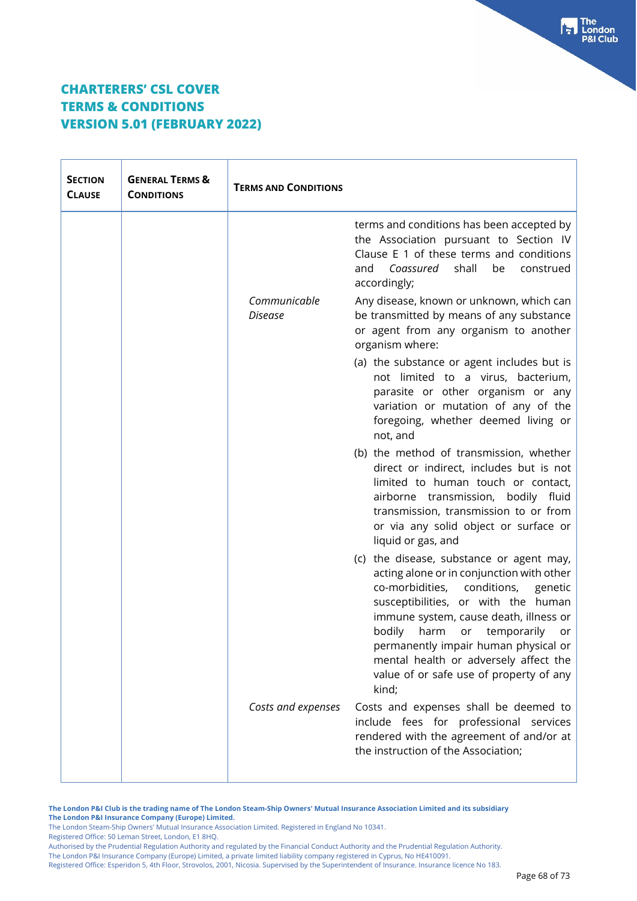# CHARTERERS' CSL COVER
# TERMS & CONDITIONS
# VERSION 5.01 (FEBRUARY 2022)

| **Section Clause** | **General Terms & Conditions** | **Terms and Conditions** | |
|---|---|---|---|
| | | | terms and conditions has been accepted by the Association pursuant to Section IV Clause E 1 of these terms and conditions and *Coassured* shall be construed accordingly; |
| | | *Communicable Disease* | Any disease, known or unknown, which can be transmitted by means of any substance or agent from any organism to another organism where:<br><br>(a) the substance or agent includes but is not limited to a virus, bacterium, parasite or other organism or any variation or mutation of any of the foregoing, whether deemed living or not, and<br><br>(b) the method of transmission, whether direct or indirect, includes but is not limited to human touch or contact, airborne transmission, bodily fluid transmission, transmission to or from or via any solid object or surface or liquid or gas, and<br><br>(c) the disease, substance or agent may, acting alone or in conjunction with other co-morbidities, conditions, genetic susceptibilities, or with the human immune system, cause death, illness or bodily harm or temporarily or permanently impair human physical or mental health or adversely affect the value of or safe use of property of any kind; |
| | | *Costs and expenses* | Costs and expenses shall be deemed to include fees for professional services rendered with the agreement of and/or at the instruction of the Association; |

**The London P&I Club is the trading name of The London Steam-Ship Owners' Mutual Insurance Association Limited and its subsidiary The London P&I Insurance Company (Europe) Limited.**
The London Steam-Ship Owners' Mutual Insurance Association Limited. Registered in England No 10341.
Registered Office: 50 Leman Street, London, E1 8HQ.
Authorised by the Prudential Regulation Authority and regulated by the Financial Conduct Authority and the Prudential Regulation Authority.
The London P&I Insurance Company (Europe) Limited, a private limited liability company registered in Cyprus, No HE410091.
Registered Office: Esperidon 5, 4th Floor, Strovolos, 2001, Nicosia. Supervised by the Superintendent of Insurance. Insurance licence No 183.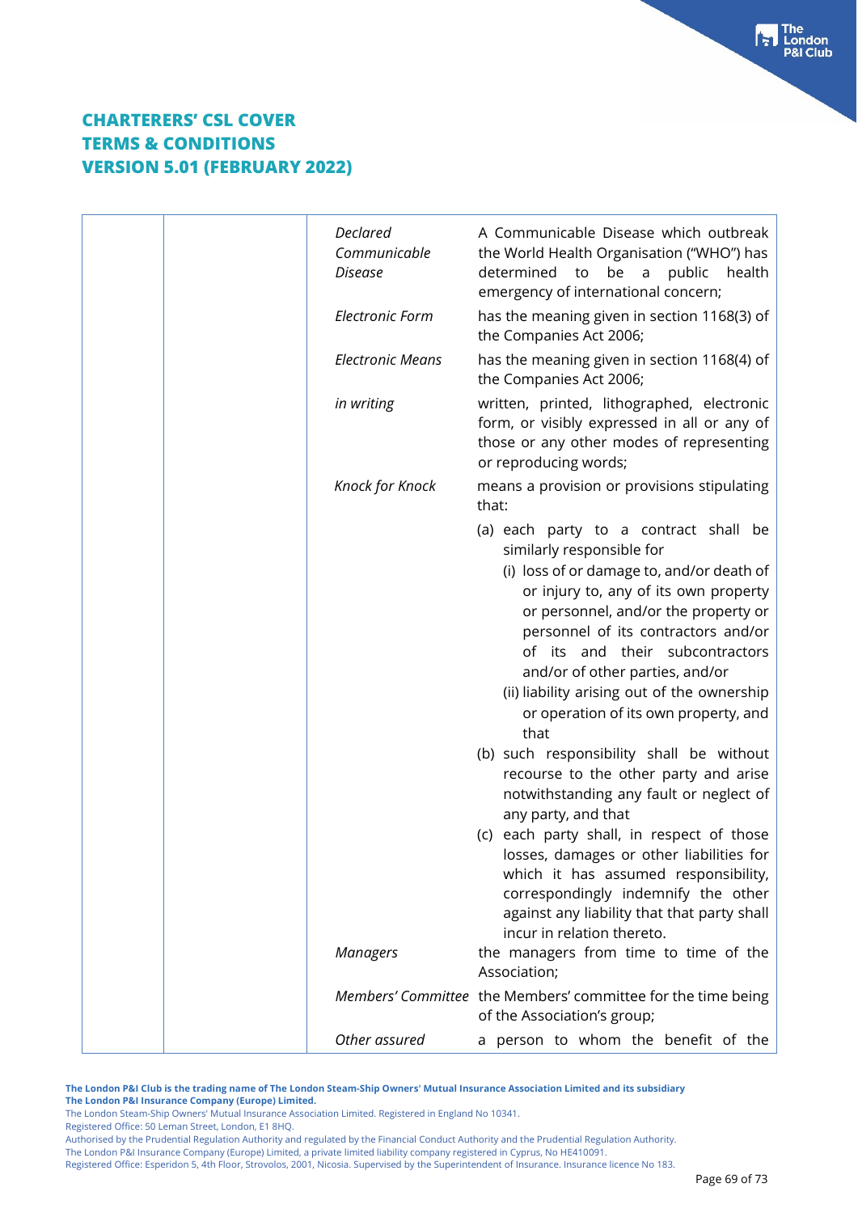# CHARTERERS' CSL COVER TERMS & CONDITIONS VERSION 5.01 (FEBRUARY 2022)

| | | | |
|---|---|---|---|
| | | *Declared Communicable Disease* | A Communicable Disease which outbreak the World Health Organisation ("WHO") has determined to be a public health emergency of international concern; |
| | | *Electronic Form* | has the meaning given in section 1168(3) of the Companies Act 2006; |
| | | *Electronic Means* | has the meaning given in section 1168(4) of the Companies Act 2006; |
| | | *in writing* | written, printed, lithographed, electronic form, or visibly expressed in all or any of those or any other modes of representing or reproducing words; |
| | | *Knock for Knock* | means a provision or provisions stipulating that:<br>(a) each party to a contract shall be similarly responsible for<br>(i) loss of or damage to, and/or death of or injury to, any of its own property or personnel, and/or the property or personnel of its contractors and/or of its and their subcontractors and/or of other parties, and/or<br>(ii) liability arising out of the ownership or operation of its own property, and that<br>(b) such responsibility shall be without recourse to the other party and arise notwithstanding any fault or neglect of any party, and that<br>(c) each party shall, in respect of those losses, damages or other liabilities for which it has assumed responsibility, correspondingly indemnify the other against any liability that that party shall incur in relation thereto. |
| | | *Managers* | the managers from time to time of the Association; |
| | | *Members' Committee* | the Members' committee for the time being of the Association's group; |
| | | *Other assured* | a person to whom the benefit of the |

**The London P&I Club is the trading name of The London Steam-Ship Owners' Mutual Insurance Association Limited and its subsidiary The London P&I Insurance Company (Europe) Limited.**

The London Steam-Ship Owners' Mutual Insurance Association Limited. Registered in England No 10341.
Registered Office: 50 Leman Street, London, E1 8HQ.
Authorised by the Prudential Regulation Authority and regulated by the Financial Conduct Authority and the Prudential Regulation Authority.
The London P&I Insurance Company (Europe) Limited, a private limited liability company registered in Cyprus, No HE410091.
Registered Office: Esperidon 5, 4th Floor, Strovolos, 2001, Nicosia. Supervised by the Superintendent of Insurance. Insurance licence No 183.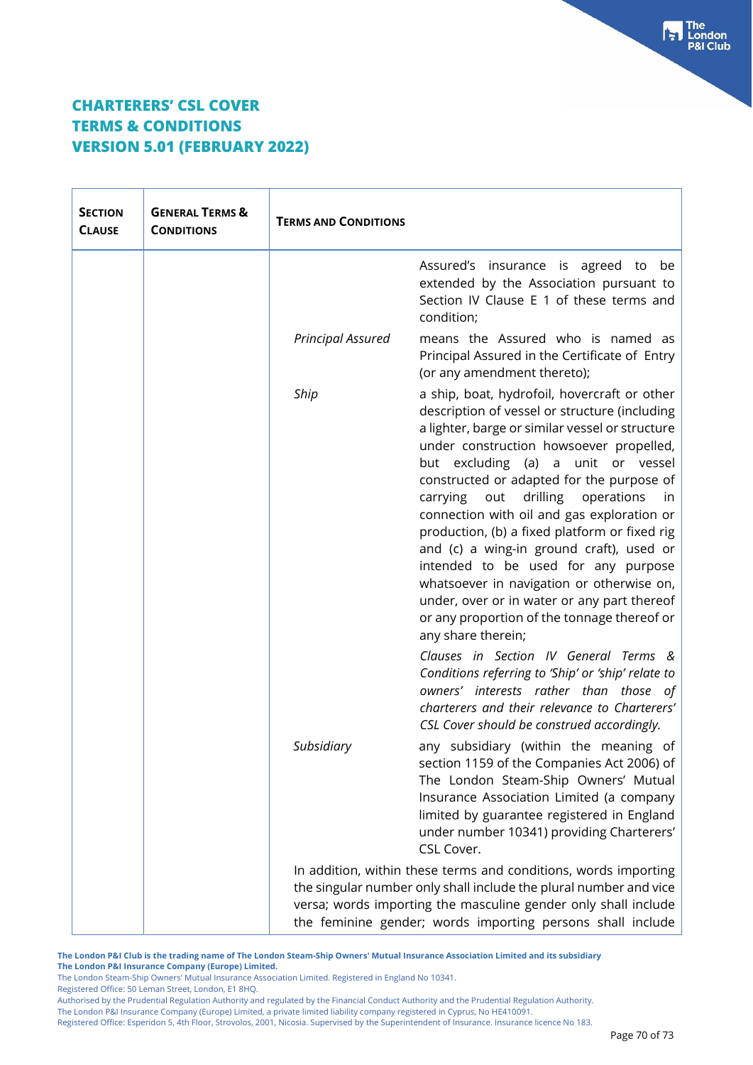# CHARTERERS' CSL COVER TERMS & CONDITIONS VERSION 5.01 (FEBRUARY 2022)

| SECTION CLAUSE | GENERAL TERMS & CONDITIONS | TERMS AND CONDITIONS | |
|---|---|---|---|
| | | | Assured's insurance is agreed to be extended by the Association pursuant to Section IV Clause E 1 of these terms and condition; |
| | | *Principal Assured* | means the Assured who is named as Principal Assured in the Certificate of Entry (or any amendment thereto); |
| | | *Ship* | a ship, boat, hydrofoil, hovercraft or other description of vessel or structure (including a lighter, barge or similar vessel or structure under construction howsoever propelled, but excluding (a) a unit or vessel constructed or adapted for the purpose of carrying out drilling operations in connection with oil and gas exploration or production, (b) a fixed platform or fixed rig and (c) a wing-in ground craft), used or intended to be used for any purpose whatsoever in navigation or otherwise on, under, over or in water or any part thereof or any proportion of the tonnage thereof or any share therein;<br><br>*Clauses in Section IV General Terms & Conditions referring to 'Ship' or 'ship' relate to owners' interests rather than those of charterers and their relevance to Charterers' CSL Cover should be construed accordingly.* |
| | | *Subsidiary* | any subsidiary (within the meaning of section 1159 of the Companies Act 2006) of The London Steam-Ship Owners' Mutual Insurance Association Limited (a company limited by guarantee registered in England under number 10341) providing Charterers' CSL Cover. |
| | | In addition, within these terms and conditions, words importing the singular number only shall include the plural number and vice versa; words importing the masculine gender only shall include the feminine gender; words importing persons shall include | |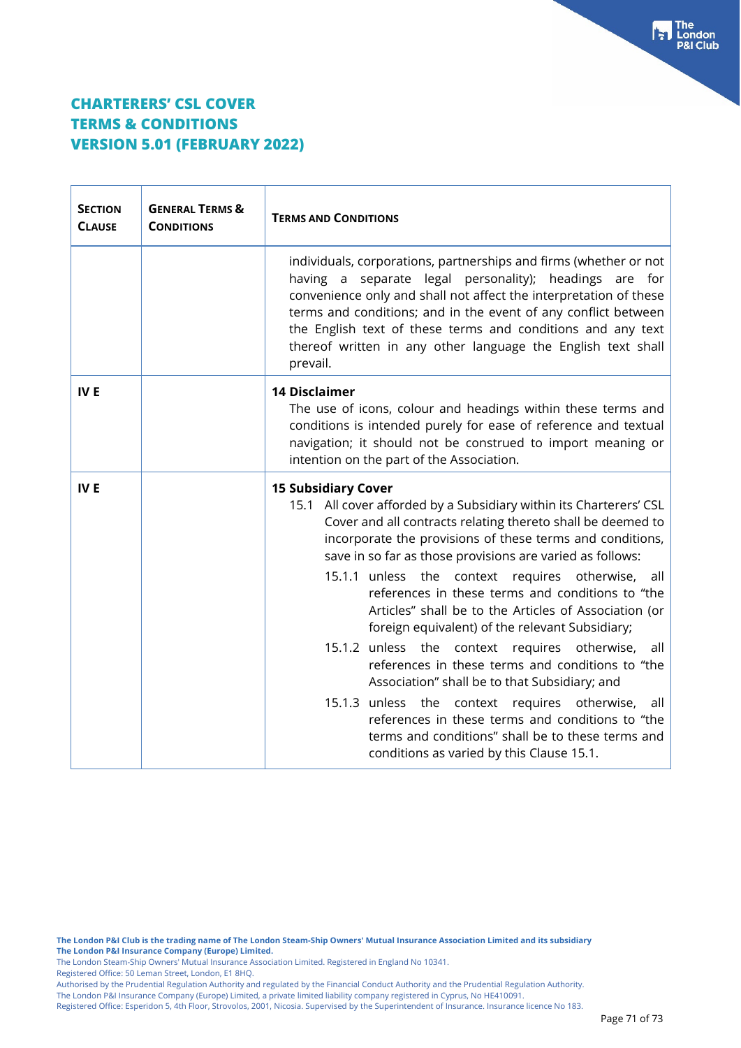# CHARTERERS' CSL COVER TERMS & CONDITIONS VERSION 5.01 (FEBRUARY 2022)

| SECTION CLAUSE | GENERAL TERMS & CONDITIONS | TERMS AND CONDITIONS |
|---|---|---|
| | | individuals, corporations, partnerships and firms (whether or not having a separate legal personality); headings are for convenience only and shall not affect the interpretation of these terms and conditions; and in the event of any conflict between the English text of these terms and conditions and any text thereof written in any other language the English text shall prevail. |
| IV E | | **14 Disclaimer**<br>The use of icons, colour and headings within these terms and conditions is intended purely for ease of reference and textual navigation; it should not be construed to import meaning or intention on the part of the Association. |
| IV E | | **15 Subsidiary Cover**<br>15.1 All cover afforded by a Subsidiary within its Charterers' CSL Cover and all contracts relating thereto shall be deemed to incorporate the provisions of these terms and conditions, save in so far as those provisions are varied as follows:<br>15.1.1 unless the context requires otherwise, all references in these terms and conditions to "the Articles" shall be to the Articles of Association (or foreign equivalent) of the relevant Subsidiary;<br>15.1.2 unless the context requires otherwise, all references in these terms and conditions to "the Association" shall be to that Subsidiary; and<br>15.1.3 unless the context requires otherwise, all references in these terms and conditions to "the terms and conditions" shall be to these terms and conditions as varied by this Clause 15.1. |

**The London P&I Club is the trading name of The London Steam-Ship Owners' Mutual Insurance Association Limited and its subsidiary The London P&I Insurance Company (Europe) Limited.**
The London Steam-Ship Owners' Mutual Insurance Association Limited. Registered in England No 10341.
Registered Office: 50 Leman Street, London, E1 8HQ.
Authorised by the Prudential Regulation Authority and regulated by the Financial Conduct Authority and the Prudential Regulation Authority.
The London P&I Insurance Company (Europe) Limited, a private limited liability company registered in Cyprus, No HE410091.
Registered Office: Esperidon 5, 4th Floor, Strovolos, 2001, Nicosia. Supervised by the Superintendent of Insurance. Insurance licence No 183.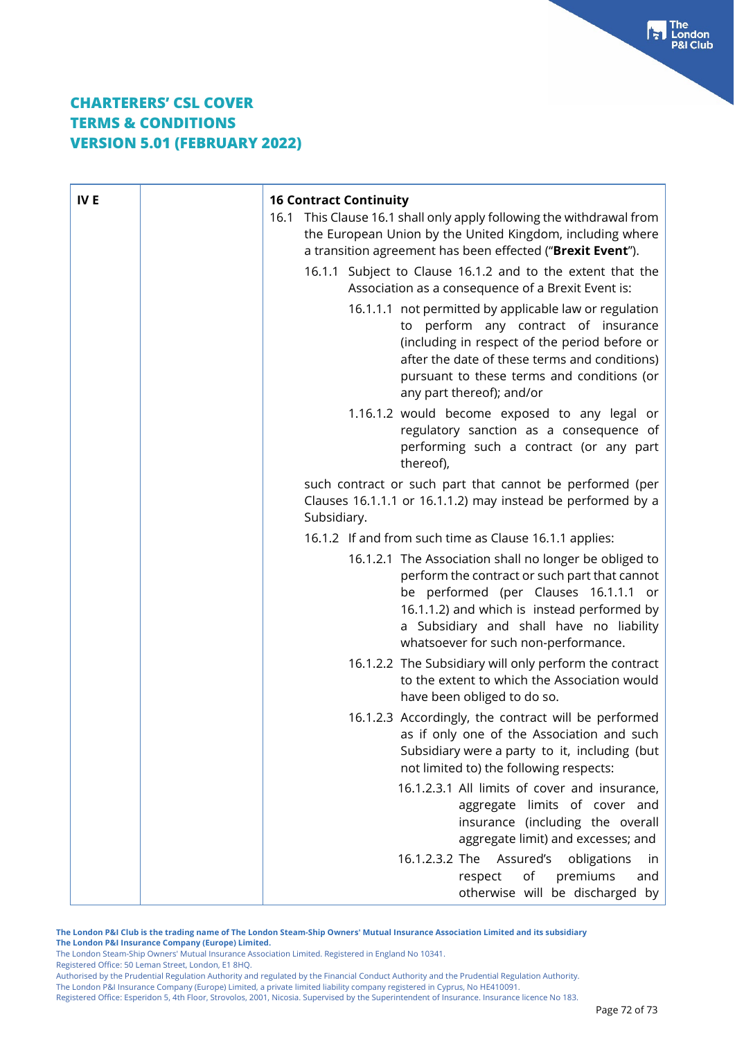# CHARTERERS' CSL COVER
# TERMS & CONDITIONS
# VERSION 5.01 (FEBRUARY 2022)

| IV E | | **16 Contract Continuity**<br><br>16.1 This Clause 16.1 shall only apply following the withdrawal from the European Union by the United Kingdom, including where a transition agreement has been effected ("**Brexit Event**").<br><br>16.1.1 Subject to Clause 16.1.2 and to the extent that the Association as a consequence of a Brexit Event is:<br><br>16.1.1.1 not permitted by applicable law or regulation to perform any contract of insurance (including in respect of the period before or after the date of these terms and conditions) pursuant to these terms and conditions (or any part thereof); and/or<br><br>1.16.1.2 would become exposed to any legal or regulatory sanction as a consequence of performing such a contract (or any part thereof),<br><br>such contract or such part that cannot be performed (per Clauses 16.1.1.1 or 16.1.1.2) may instead be performed by a Subsidiary.<br><br>16.1.2 If and from such time as Clause 16.1.1 applies:<br><br>16.1.2.1 The Association shall no longer be obliged to perform the contract or such part that cannot be performed (per Clauses 16.1.1.1 or 16.1.1.2) and which is instead performed by a Subsidiary and shall have no liability whatsoever for such non-performance.<br><br>16.1.2.2 The Subsidiary will only perform the contract to the extent to which the Association would have been obliged to do so.<br><br>16.1.2.3 Accordingly, the contract will be performed as if only one of the Association and such Subsidiary were a party to it, including (but not limited to) the following respects:<br><br>16.1.2.3.1 All limits of cover and insurance, aggregate limits of cover and insurance (including the overall aggregate limit) and excesses; and<br><br>16.1.2.3.2 The Assured's obligations in respect of premiums and otherwise will be discharged by |
|---|---|---|

**The London P&I Club is the trading name of The London Steam-Ship Owners' Mutual Insurance Association Limited and its subsidiary The London P&I Insurance Company (Europe) Limited.**
The London Steam-Ship Owners' Mutual Insurance Association Limited. Registered in England No 10341.
Registered Office: 50 Leman Street, London, E1 8HQ.
Authorised by the Prudential Regulation Authority and regulated by the Financial Conduct Authority and the Prudential Regulation Authority.
The London P&I Insurance Company (Europe) Limited, a private limited liability company registered in Cyprus, No HE410091.
Registered Office: Esperidon 5, 4th Floor, Strovolos, 2001, Nicosia. Supervised by the Superintendent of Insurance. Insurance licence No 183.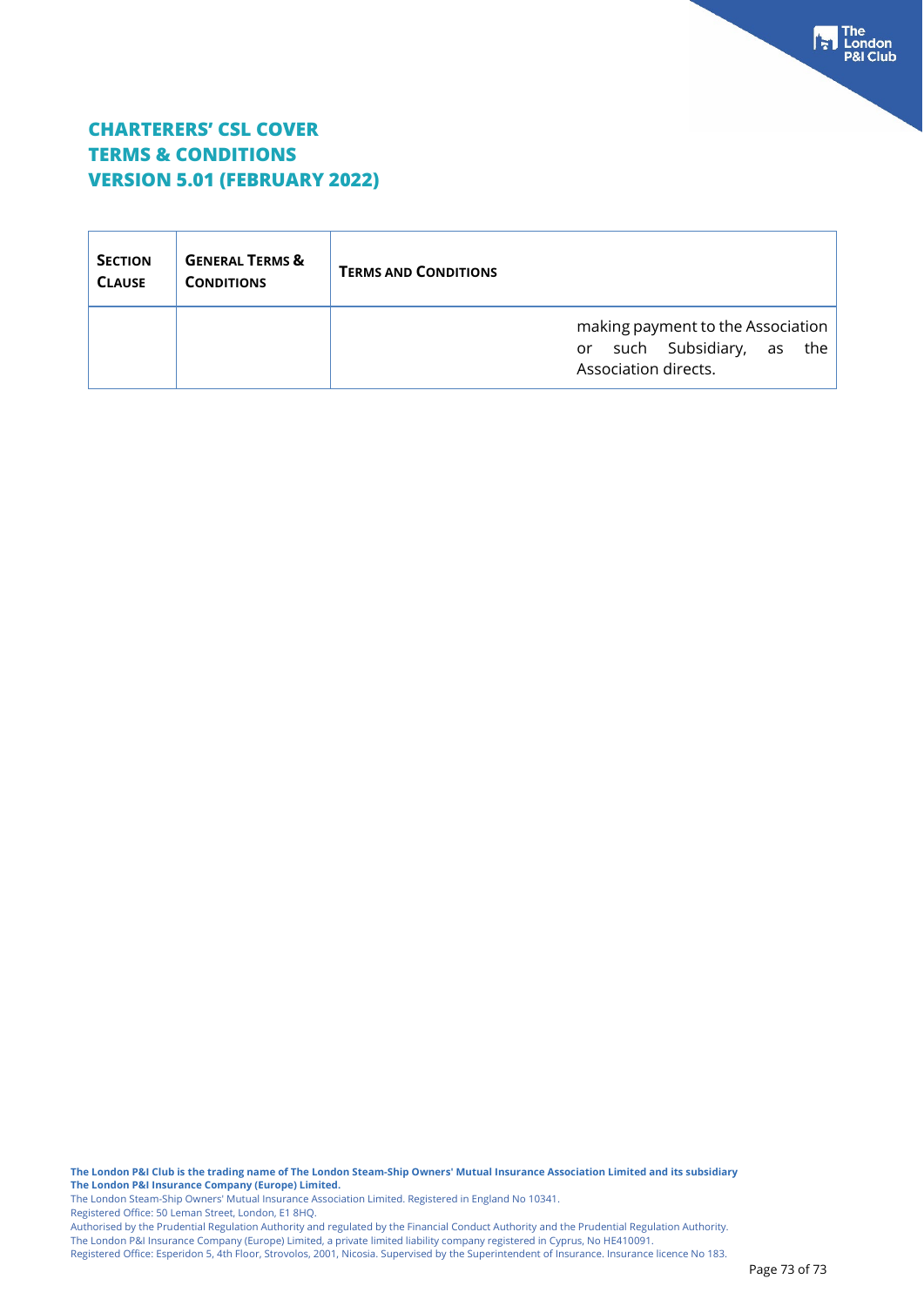# CHARTERERS' CSL COVER
# TERMS & CONDITIONS
# VERSION 5.01 (FEBRUARY 2022)

| SECTION CLAUSE | GENERAL TERMS & CONDITIONS | TERMS AND CONDITIONS |
|---|---|---|
| | | making payment to the Association or such Subsidiary, as the Association directs. |

**The London P&I Club is the trading name of The London Steam-Ship Owners' Mutual Insurance Association Limited and its subsidiary The London P&I Insurance Company (Europe) Limited.**

The London Steam-Ship Owners' Mutual Insurance Association Limited. Registered in England No 10341.
Registered Office: 50 Leman Street, London, E1 8HQ.
Authorised by the Prudential Regulation Authority and regulated by the Financial Conduct Authority and the Prudential Regulation Authority.
The London P&I Insurance Company (Europe) Limited, a private limited liability company registered in Cyprus, No HE410091.
Registered Office: Esperidon 5, 4th Floor, Strovolos, 2001, Nicosia. Supervised by the Superintendent of Insurance. Insurance licence No 183.